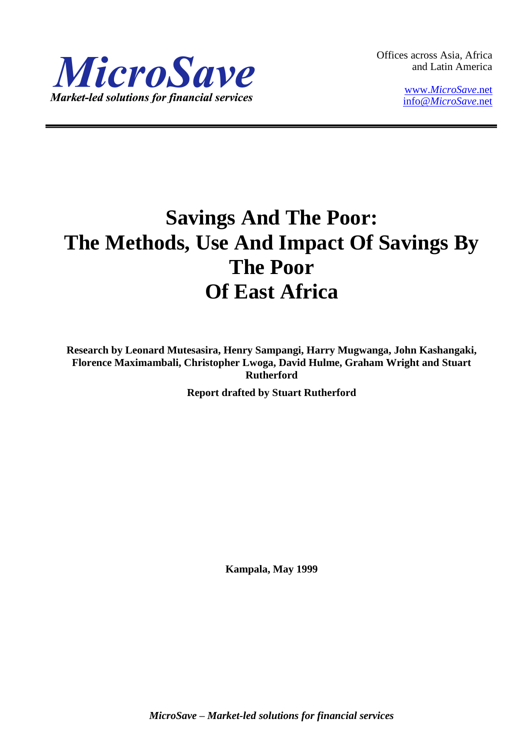*MicroSave*

*Market-led solutions for financial services*

Offices across Asia, Africa and Latin America

www.*MicroSave*.net
info@*MicroSave*.net

# Savings And The Poor: The Methods, Use And Impact Of Savings By The Poor Of East Africa

**Research by Leonard Mutesasira, Henry Sampangi, Harry Mugwanga, John Kashangaki, Florence Maximambali, Christopher Lwoga, David Hulme, Graham Wright and Stuart Rutherford**

**Report drafted by Stuart Rutherford**

**Kampala, May 1999**

***MicroSave* – Market-led solutions for financial services**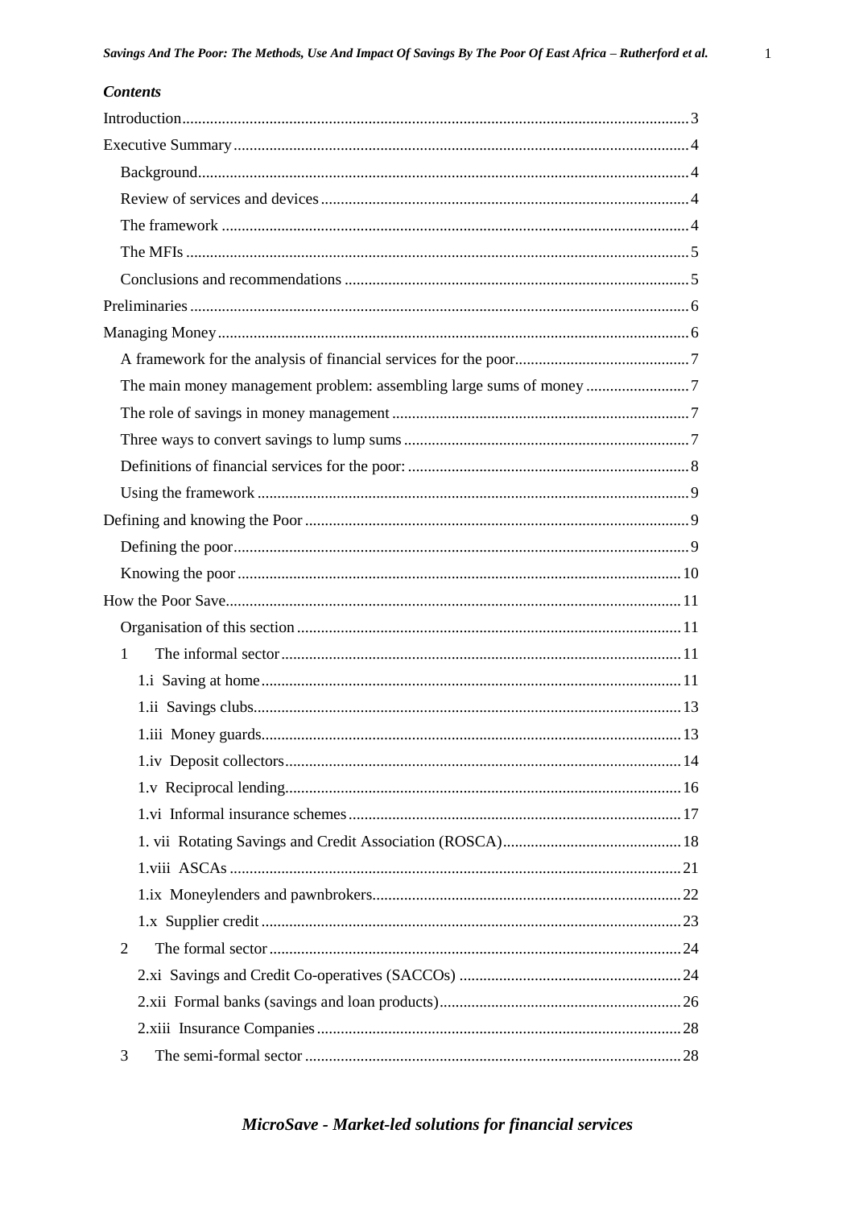***Contents***

Introduction ........ 3
Executive Summary ........ 4
- Background ........ 4
- Review of services and devices ........ 4
- The framework ........ 4
- The MFIs ........ 5
- Conclusions and recommendations ........ 5

Preliminaries ........ 6
Managing Money ........ 6
- A framework for the analysis of financial services for the poor ........ 7
- The main money management problem: assembling large sums of money ........ 7
- The role of savings in money management ........ 7
- Three ways to convert savings to lump sums ........ 7
- Definitions of financial services for the poor: ........ 8
- Using the framework ........ 9

Defining and knowing the Poor ........ 9
- Defining the poor ........ 9
- Knowing the poor ........ 10

How the Poor Save ........ 11
- Organisation of this section ........ 11
- 1 The informal sector ........ 11
  - 1.i Saving at home ........ 11
  - 1.ii Savings clubs ........ 13
  - 1.iii Money guards ........ 13
  - 1.iv Deposit collectors ........ 14
  - 1.v Reciprocal lending ........ 16
  - 1.vi Informal insurance schemes ........ 17
  - 1. vii Rotating Savings and Credit Association (ROSCA) ........ 18
  - 1.viii ASCAs ........ 21
  - 1.ix Moneylenders and pawnbrokers ........ 22
  - 1.x Supplier credit ........ 23
- 2 The formal sector ........ 24
  - 2.xi Savings and Credit Co-operatives (SACCOs) ........ 24
  - 2.xii Formal banks (savings and loan products) ........ 26
  - 2.xiii Insurance Companies ........ 28
- 3 The semi-formal sector ........ 28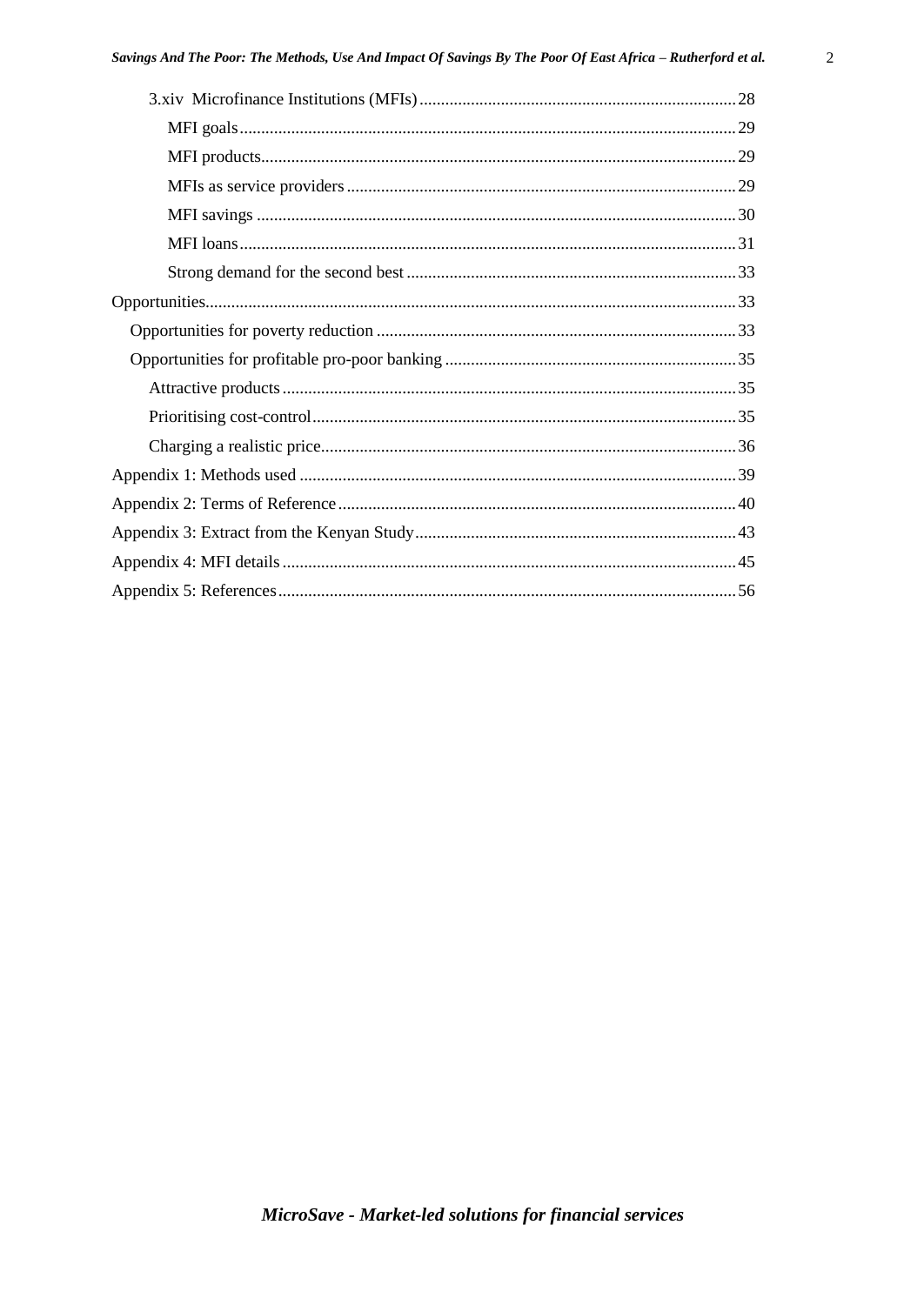3.xiv Microfinance Institutions (MFIs) ........................................................................ 28

MFI goals ........................................................................................................ 29

MFI products ................................................................................................... 29

MFIs as service providers ................................................................................ 29

MFI savings .................................................................................................... 30

MFI loans ........................................................................................................ 31

Strong demand for the second best ................................................................. 33

Opportunities ........................................................................................................... 33

Opportunities for poverty reduction ................................................................... 33

Opportunities for profitable pro-poor banking .................................................... 35

Attractive products ........................................................................................... 35

Prioritising cost-control .................................................................................... 35

Charging a realistic price .................................................................................. 36

Appendix 1: Methods used ...................................................................................... 39

Appendix 2: Terms of Reference ............................................................................. 40

Appendix 3: Extract from the Kenyan Study ........................................................... 43

Appendix 4: MFI details .......................................................................................... 45

Appendix 5: References ........................................................................................... 56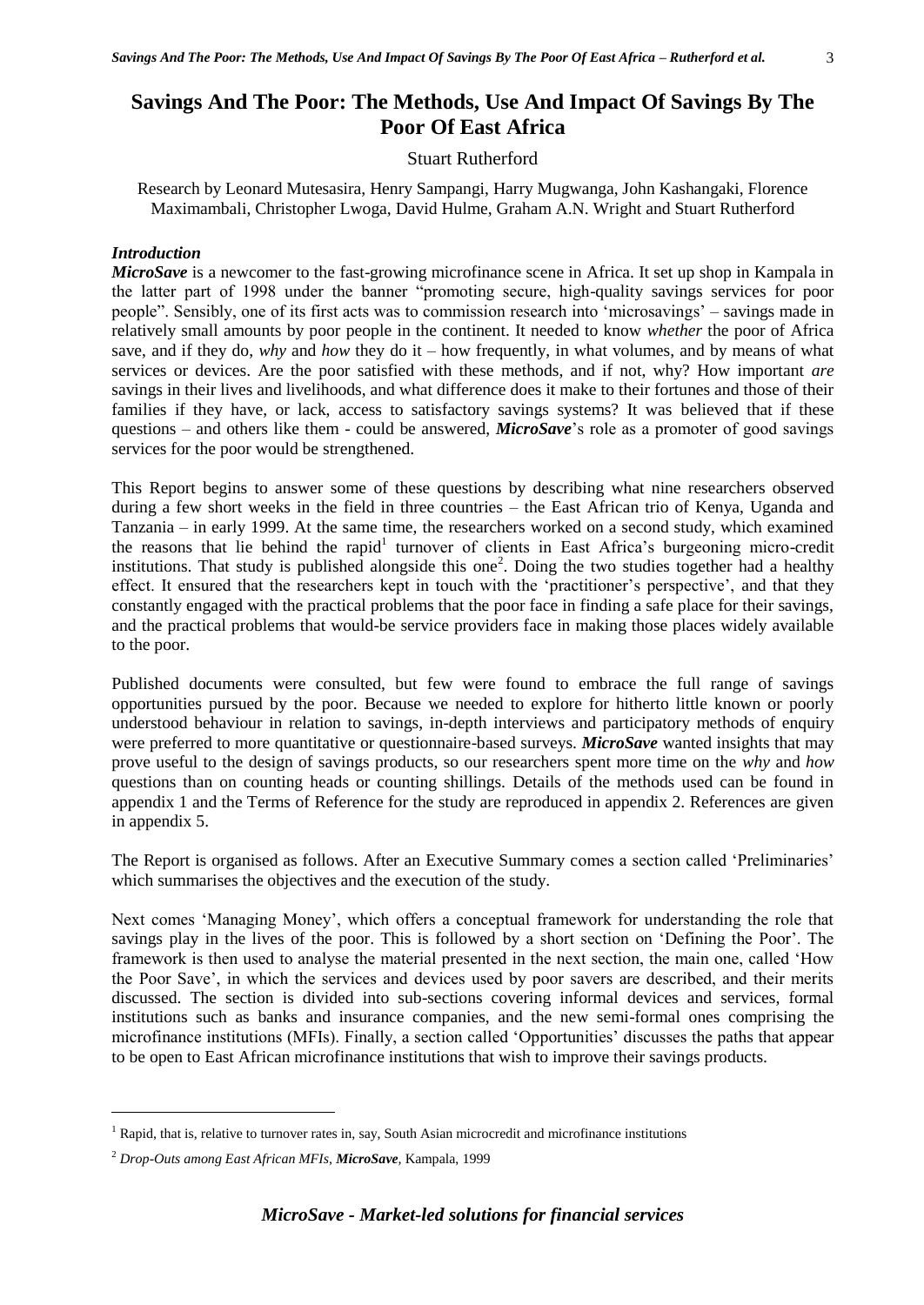# Savings And The Poor: The Methods, Use And Impact Of Savings By The Poor Of East Africa

Stuart Rutherford

Research by Leonard Mutesasira, Henry Sampangi, Harry Mugwanga, John Kashangaki, Florence Maximambali, Christopher Lwoga, David Hulme, Graham A.N. Wright and Stuart Rutherford

### *Introduction*

***MicroSave*** is a newcomer to the fast-growing microfinance scene in Africa. It set up shop in Kampala in the latter part of 1998 under the banner "promoting secure, high-quality savings services for poor people". Sensibly, one of its first acts was to commission research into 'microsavings' – savings made in relatively small amounts by poor people in the continent. It needed to know *whether* the poor of Africa save, and if they do, *why* and *how* they do it – how frequently, in what volumes, and by means of what services or devices. Are the poor satisfied with these methods, and if not, why? How important *are* savings in their lives and livelihoods, and what difference does it make to their fortunes and those of their families if they have, or lack, access to satisfactory savings systems? It was believed that if these questions – and others like them - could be answered, ***MicroSave***'s role as a promoter of good savings services for the poor would be strengthened.

This Report begins to answer some of these questions by describing what nine researchers observed during a few short weeks in the field in three countries – the East African trio of Kenya, Uganda and Tanzania – in early 1999. At the same time, the researchers worked on a second study, which examined the reasons that lie behind the rapid[1] turnover of clients in East Africa's burgeoning micro-credit institutions. That study is published alongside this one[2]. Doing the two studies together had a healthy effect. It ensured that the researchers kept in touch with the 'practitioner's perspective', and that they constantly engaged with the practical problems that the poor face in finding a safe place for their savings, and the practical problems that would-be service providers face in making those places widely available to the poor.

Published documents were consulted, but few were found to embrace the full range of savings opportunities pursued by the poor. Because we needed to explore for hitherto little known or poorly understood behaviour in relation to savings, in-depth interviews and participatory methods of enquiry were preferred to more quantitative or questionnaire-based surveys. ***MicroSave*** wanted insights that may prove useful to the design of savings products, so our researchers spent more time on the *why* and *how* questions than on counting heads or counting shillings. Details of the methods used can be found in appendix 1 and the Terms of Reference for the study are reproduced in appendix 2. References are given in appendix 5.

The Report is organised as follows. After an Executive Summary comes a section called 'Preliminaries' which summarises the objectives and the execution of the study.

Next comes 'Managing Money', which offers a conceptual framework for understanding the role that savings play in the lives of the poor. This is followed by a short section on 'Defining the Poor'. The framework is then used to analyse the material presented in the next section, the main one, called 'How the Poor Save', in which the services and devices used by poor savers are described, and their merits discussed. The section is divided into sub-sections covering informal devices and services, formal institutions such as banks and insurance companies, and the new semi-formal ones comprising the microfinance institutions (MFIs). Finally, a section called 'Opportunities' discusses the paths that appear to be open to East African microfinance institutions that wish to improve their savings products.

---

[1] Rapid, that is, relative to turnover rates in, say, South Asian microcredit and microfinance institutions

[2] *Drop-Outs among East African MFIs,* ***MicroSave***, Kampala, 1999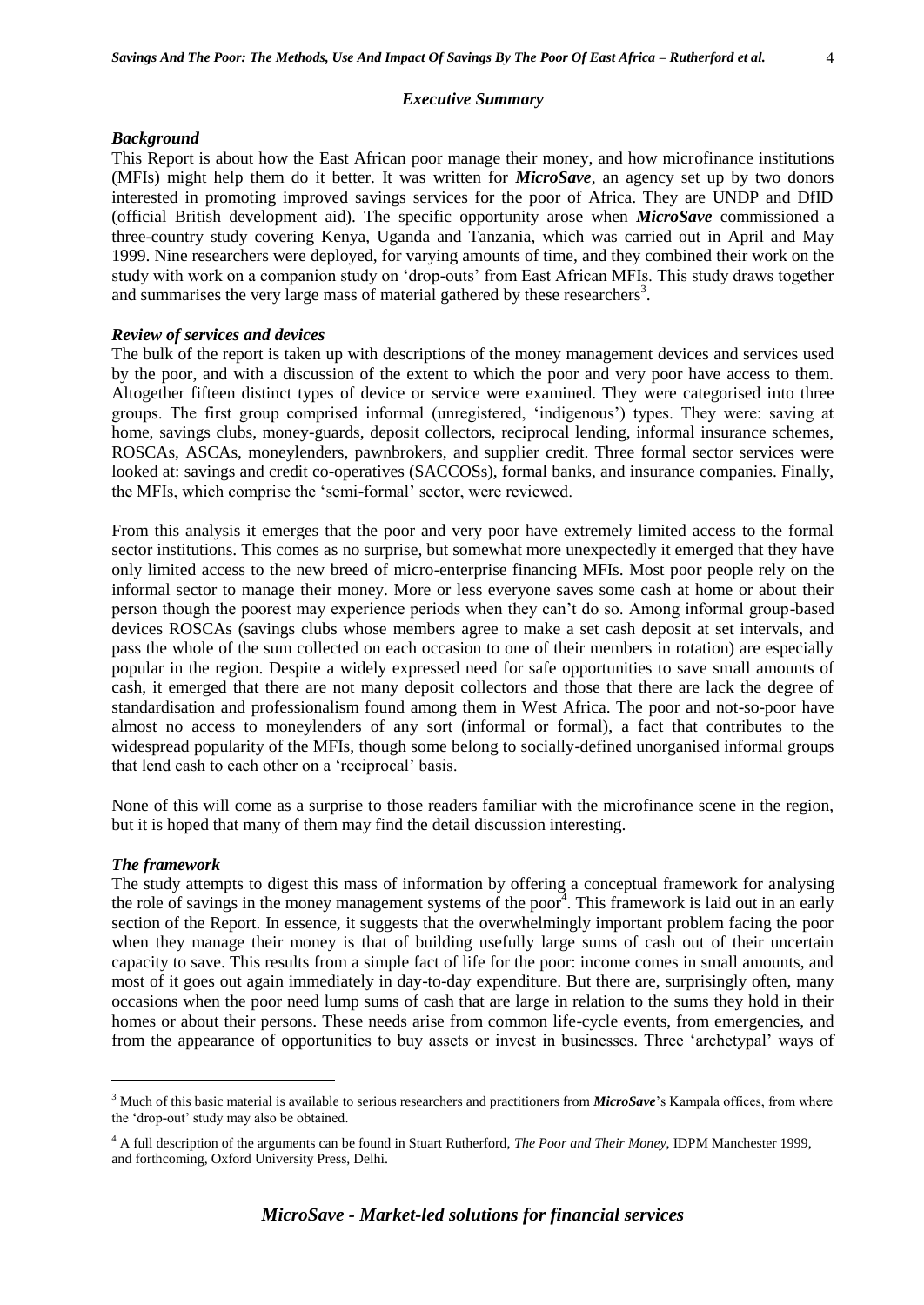## *Executive Summary*

### *Background*

This Report is about how the East African poor manage their money, and how microfinance institutions (MFIs) might help them do it better. It was written for ***MicroSave***, an agency set up by two donors interested in promoting improved savings services for the poor of Africa. They are UNDP and DfID (official British development aid). The specific opportunity arose when ***MicroSave*** commissioned a three-country study covering Kenya, Uganda and Tanzania, which was carried out in April and May 1999. Nine researchers were deployed, for varying amounts of time, and they combined their work on the study with work on a companion study on 'drop-outs' from East African MFIs. This study draws together and summarises the very large mass of material gathered by these researchers[3].

### *Review of services and devices*

The bulk of the report is taken up with descriptions of the money management devices and services used by the poor, and with a discussion of the extent to which the poor and very poor have access to them. Altogether fifteen distinct types of device or service were examined. They were categorised into three groups. The first group comprised informal (unregistered, 'indigenous') types. They were: saving at home, savings clubs, money-guards, deposit collectors, reciprocal lending, informal insurance schemes, ROSCAs, ASCAs, moneylenders, pawnbrokers, and supplier credit. Three formal sector services were looked at: savings and credit co-operatives (SACCOSs), formal banks, and insurance companies. Finally, the MFIs, which comprise the 'semi-formal' sector, were reviewed.

From this analysis it emerges that the poor and very poor have extremely limited access to the formal sector institutions. This comes as no surprise, but somewhat more unexpectedly it emerged that they have only limited access to the new breed of micro-enterprise financing MFIs. Most poor people rely on the informal sector to manage their money. More or less everyone saves some cash at home or about their person though the poorest may experience periods when they can't do so. Among informal group-based devices ROSCAs (savings clubs whose members agree to make a set cash deposit at set intervals, and pass the whole of the sum collected on each occasion to one of their members in rotation) are especially popular in the region. Despite a widely expressed need for safe opportunities to save small amounts of cash, it emerged that there are not many deposit collectors and those that there are lack the degree of standardisation and professionalism found among them in West Africa. The poor and not-so-poor have almost no access to moneylenders of any sort (informal or formal), a fact that contributes to the widespread popularity of the MFIs, though some belong to socially-defined unorganised informal groups that lend cash to each other on a 'reciprocal' basis.

None of this will come as a surprise to those readers familiar with the microfinance scene in the region, but it is hoped that many of them may find the detail discussion interesting.

### *The framework*

The study attempts to digest this mass of information by offering a conceptual framework for analysing the role of savings in the money management systems of the poor[4]. This framework is laid out in an early section of the Report. In essence, it suggests that the overwhelmingly important problem facing the poor when they manage their money is that of building usefully large sums of cash out of their uncertain capacity to save. This results from a simple fact of life for the poor: income comes in small amounts, and most of it goes out again immediately in day-to-day expenditure. But there are, surprisingly often, many occasions when the poor need lump sums of cash that are large in relation to the sums they hold in their homes or about their persons. These needs arise from common life-cycle events, from emergencies, and from the appearance of opportunities to buy assets or invest in businesses. Three 'archetypal' ways of

---

[3] Much of this basic material is available to serious researchers and practitioners from ***MicroSave***'s Kampala offices, from where the 'drop-out' study may also be obtained.

[4] A full description of the arguments can be found in Stuart Rutherford, *The Poor and Their Money*, IDPM Manchester 1999, and forthcoming, Oxford University Press, Delhi.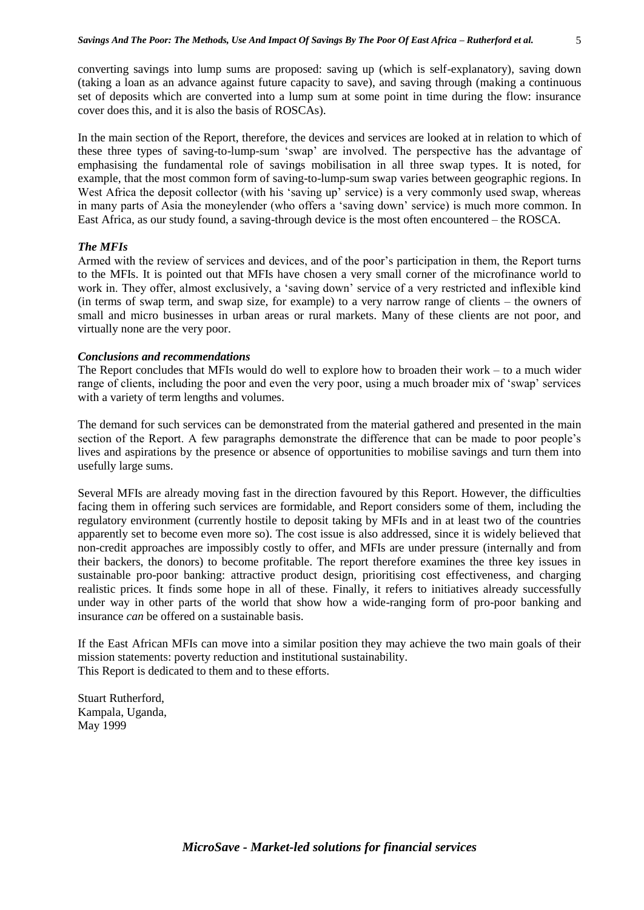converting savings into lump sums are proposed: saving up (which is self-explanatory), saving down (taking a loan as an advance against future capacity to save), and saving through (making a continuous set of deposits which are converted into a lump sum at some point in time during the flow: insurance cover does this, and it is also the basis of ROSCAs).

In the main section of the Report, therefore, the devices and services are looked at in relation to which of these three types of saving-to-lump-sum 'swap' are involved. The perspective has the advantage of emphasising the fundamental role of savings mobilisation in all three swap types. It is noted, for example, that the most common form of saving-to-lump-sum swap varies between geographic regions. In West Africa the deposit collector (with his 'saving up' service) is a very commonly used swap, whereas in many parts of Asia the moneylender (who offers a 'saving down' service) is much more common. In East Africa, as our study found, a saving-through device is the most often encountered – the ROSCA.

***The MFIs***

Armed with the review of services and devices, and of the poor's participation in them, the Report turns to the MFIs. It is pointed out that MFIs have chosen a very small corner of the microfinance world to work in. They offer, almost exclusively, a 'saving down' service of a very restricted and inflexible kind (in terms of swap term, and swap size, for example) to a very narrow range of clients – the owners of small and micro businesses in urban areas or rural markets. Many of these clients are not poor, and virtually none are the very poor.

***Conclusions and recommendations***

The Report concludes that MFIs would do well to explore how to broaden their work – to a much wider range of clients, including the poor and even the very poor, using a much broader mix of 'swap' services with a variety of term lengths and volumes.

The demand for such services can be demonstrated from the material gathered and presented in the main section of the Report. A few paragraphs demonstrate the difference that can be made to poor people's lives and aspirations by the presence or absence of opportunities to mobilise savings and turn them into usefully large sums.

Several MFIs are already moving fast in the direction favoured by this Report. However, the difficulties facing them in offering such services are formidable, and Report considers some of them, including the regulatory environment (currently hostile to deposit taking by MFIs and in at least two of the countries apparently set to become even more so). The cost issue is also addressed, since it is widely believed that non-credit approaches are impossibly costly to offer, and MFIs are under pressure (internally and from their backers, the donors) to become profitable. The report therefore examines the three key issues in sustainable pro-poor banking: attractive product design, prioritising cost effectiveness, and charging realistic prices. It finds some hope in all of these. Finally, it refers to initiatives already successfully under way in other parts of the world that show how a wide-ranging form of pro-poor banking and insurance *can* be offered on a sustainable basis.

If the East African MFIs can move into a similar position they may achieve the two main goals of their mission statements: poverty reduction and institutional sustainability.
This Report is dedicated to them and to these efforts.

Stuart Rutherford,
Kampala, Uganda,
May 1999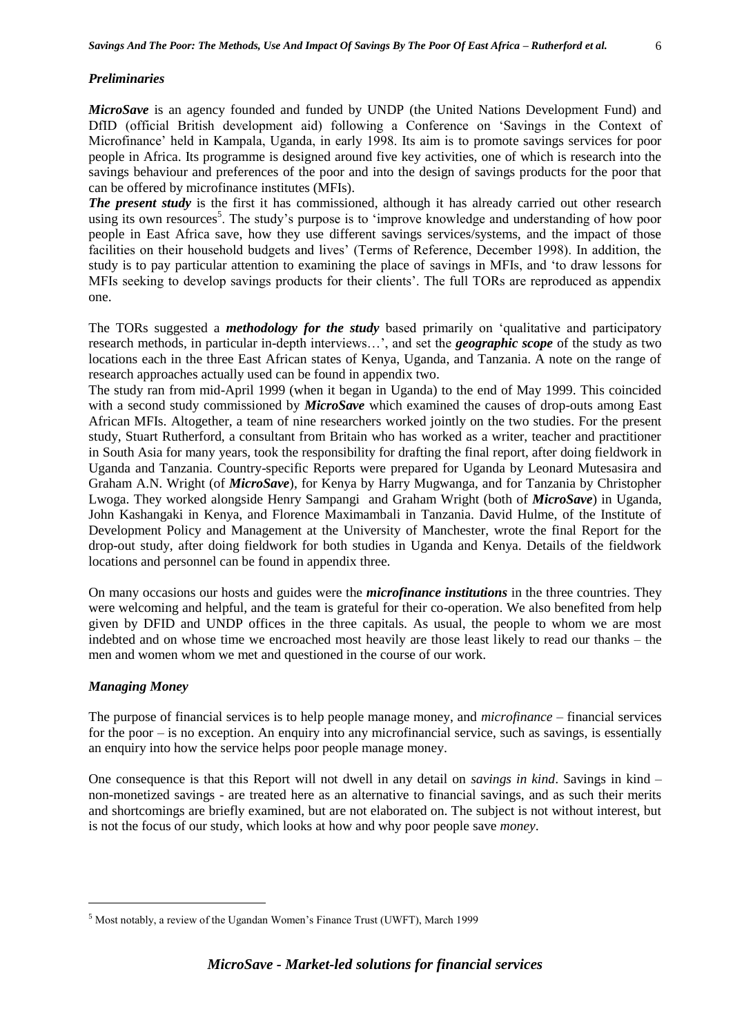### *Preliminaries*

***MicroSave*** is an agency founded and funded by UNDP (the United Nations Development Fund) and DfID (official British development aid) following a Conference on 'Savings in the Context of Microfinance' held in Kampala, Uganda, in early 1998. Its aim is to promote savings services for poor people in Africa. Its programme is designed around five key activities, one of which is research into the savings behaviour and preferences of the poor and into the design of savings products for the poor that can be offered by microfinance institutes (MFIs).

***The present study*** is the first it has commissioned, although it has already carried out other research using its own resources[5]. The study's purpose is to 'improve knowledge and understanding of how poor people in East Africa save, how they use different savings services/systems, and the impact of those facilities on their household budgets and lives' (Terms of Reference, December 1998). In addition, the study is to pay particular attention to examining the place of savings in MFIs, and 'to draw lessons for MFIs seeking to develop savings products for their clients'. The full TORs are reproduced as appendix one.

The TORs suggested a ***methodology for the study*** based primarily on 'qualitative and participatory research methods, in particular in-depth interviews…', and set the ***geographic scope*** of the study as two locations each in the three East African states of Kenya, Uganda, and Tanzania. A note on the range of research approaches actually used can be found in appendix two.

The study ran from mid-April 1999 (when it began in Uganda) to the end of May 1999. This coincided with a second study commissioned by ***MicroSave*** which examined the causes of drop-outs among East African MFIs. Altogether, a team of nine researchers worked jointly on the two studies. For the present study, Stuart Rutherford, a consultant from Britain who has worked as a writer, teacher and practitioner in South Asia for many years, took the responsibility for drafting the final report, after doing fieldwork in Uganda and Tanzania. Country-specific Reports were prepared for Uganda by Leonard Mutesasira and Graham A.N. Wright (of ***MicroSave***), for Kenya by Harry Mugwanga, and for Tanzania by Christopher Lwoga. They worked alongside Henry Sampangi and Graham Wright (both of ***MicroSave***) in Uganda, John Kashangaki in Kenya, and Florence Maximambali in Tanzania. David Hulme, of the Institute of Development Policy and Management at the University of Manchester, wrote the final Report for the drop-out study, after doing fieldwork for both studies in Uganda and Kenya. Details of the fieldwork locations and personnel can be found in appendix three.

On many occasions our hosts and guides were the ***microfinance institutions*** in the three countries. They were welcoming and helpful, and the team is grateful for their co-operation. We also benefited from help given by DFID and UNDP offices in the three capitals. As usual, the people to whom we are most indebted and on whose time we encroached most heavily are those least likely to read our thanks – the men and women whom we met and questioned in the course of our work.

### *Managing Money*

The purpose of financial services is to help people manage money, and *microfinance* – financial services for the poor – is no exception. An enquiry into any microfinancial service, such as savings, is essentially an enquiry into how the service helps poor people manage money.

One consequence is that this Report will not dwell in any detail on *savings in kind*. Savings in kind – non-monetized savings - are treated here as an alternative to financial savings, and as such their merits and shortcomings are briefly examined, but are not elaborated on. The subject is not without interest, but is not the focus of our study, which looks at how and why poor people save *money*.

---

[5] Most notably, a review of the Ugandan Women's Finance Trust (UWFT), March 1999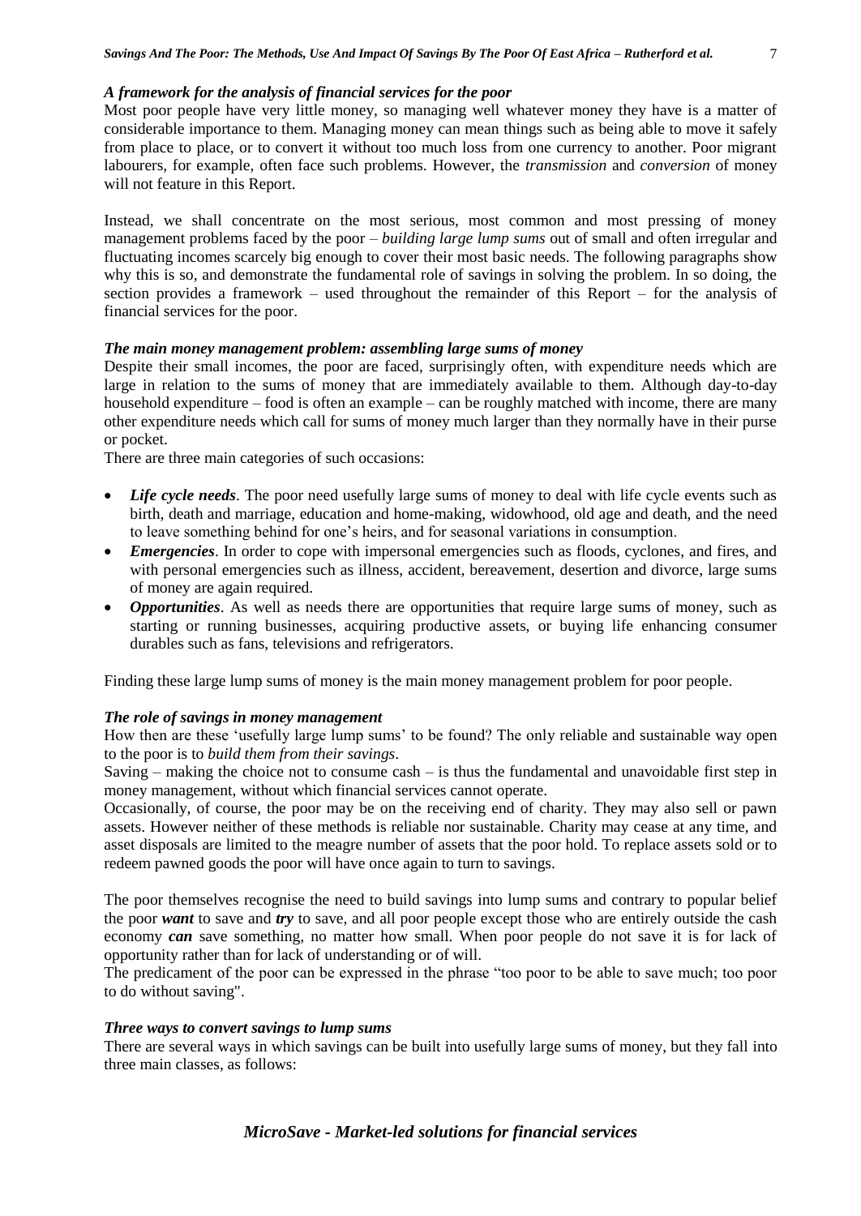### *A framework for the analysis of financial services for the poor*

Most poor people have very little money, so managing well whatever money they have is a matter of considerable importance to them. Managing money can mean things such as being able to move it safely from place to place, or to convert it without too much loss from one currency to another. Poor migrant labourers, for example, often face such problems. However, the *transmission* and *conversion* of money will not feature in this Report.

Instead, we shall concentrate on the most serious, most common and most pressing of money management problems faced by the poor – *building large lump sums* out of small and often irregular and fluctuating incomes scarcely big enough to cover their most basic needs. The following paragraphs show why this is so, and demonstrate the fundamental role of savings in solving the problem. In so doing, the section provides a framework – used throughout the remainder of this Report – for the analysis of financial services for the poor.

### *The main money management problem: assembling large sums of money*

Despite their small incomes, the poor are faced, surprisingly often, with expenditure needs which are large in relation to the sums of money that are immediately available to them. Although day-to-day household expenditure – food is often an example – can be roughly matched with income, there are many other expenditure needs which call for sums of money much larger than they normally have in their purse or pocket.

There are three main categories of such occasions:

- ***Life cycle needs***. The poor need usefully large sums of money to deal with life cycle events such as birth, death and marriage, education and home-making, widowhood, old age and death, and the need to leave something behind for one's heirs, and for seasonal variations in consumption.
- ***Emergencies***. In order to cope with impersonal emergencies such as floods, cyclones, and fires, and with personal emergencies such as illness, accident, bereavement, desertion and divorce, large sums of money are again required.
- ***Opportunities***. As well as needs there are opportunities that require large sums of money, such as starting or running businesses, acquiring productive assets, or buying life enhancing consumer durables such as fans, televisions and refrigerators.

Finding these large lump sums of money is the main money management problem for poor people.

### *The role of savings in money management*

How then are these 'usefully large lump sums' to be found? The only reliable and sustainable way open to the poor is to *build them from their savings*.

Saving – making the choice not to consume cash – is thus the fundamental and unavoidable first step in money management, without which financial services cannot operate.

Occasionally, of course, the poor may be on the receiving end of charity. They may also sell or pawn assets. However neither of these methods is reliable nor sustainable. Charity may cease at any time, and asset disposals are limited to the meagre number of assets that the poor hold. To replace assets sold or to redeem pawned goods the poor will have once again to turn to savings.

The poor themselves recognise the need to build savings into lump sums and contrary to popular belief the poor ***want*** to save and ***try*** to save, and all poor people except those who are entirely outside the cash economy ***can*** save something, no matter how small. When poor people do not save it is for lack of opportunity rather than for lack of understanding or of will.

The predicament of the poor can be expressed in the phrase "too poor to be able to save much; too poor to do without saving".

### *Three ways to convert savings to lump sums*

There are several ways in which savings can be built into usefully large sums of money, but they fall into three main classes, as follows: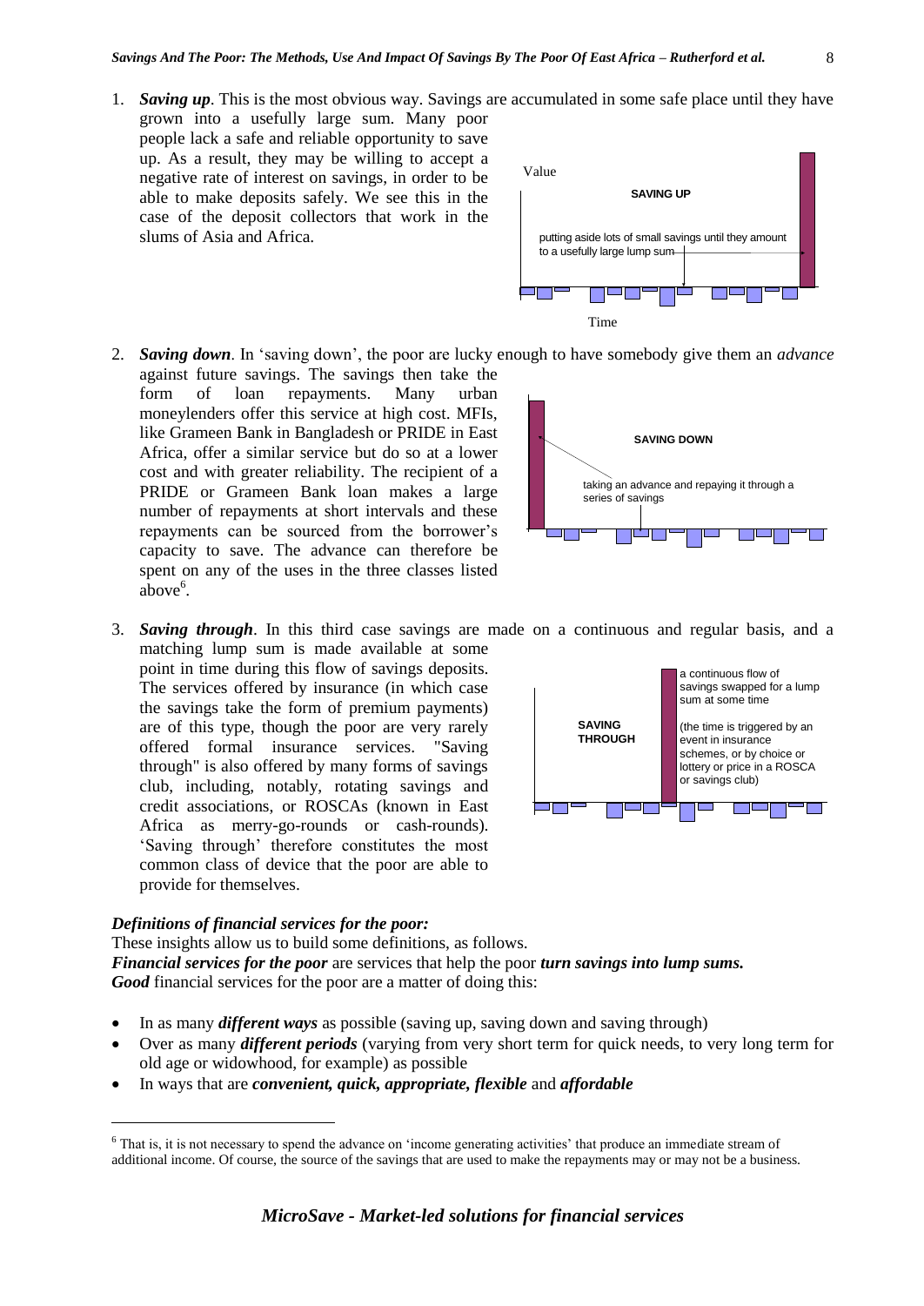1. ***Saving up***. This is the most obvious way. Savings are accumulated in some safe place until they have grown into a usefully large sum. Many poor people lack a safe and reliable opportunity to save up. As a result, they may be willing to accept a negative rate of interest on savings, in order to be able to make deposits safely. We see this in the case of the deposit collectors that work in the slums of Asia and Africa.

   Value

   **SAVING UP**

   putting aside lots of small savings until they amount to a usefully large lump sum

   Time

2. ***Saving down***. In 'saving down', the poor are lucky enough to have somebody give them an *advance* against future savings. The savings then take the form of loan repayments. Many urban moneylenders offer this service at high cost. MFIs, like Grameen Bank in Bangladesh or PRIDE in East Africa, offer a similar service but do so at a lower cost and with greater reliability. The recipient of a PRIDE or Grameen Bank loan makes a large number of repayments at short intervals and these repayments can be sourced from the borrower's capacity to save. The advance can therefore be spent on any of the uses in the three classes listed above[6].

   **SAVING DOWN**

   taking an advance and repaying it through a series of savings

3. ***Saving through***. In this third case savings are made on a continuous and regular basis, and a matching lump sum is made available at some point in time during this flow of savings deposits. The services offered by insurance (in which case the savings take the form of premium payments) are of this type, though the poor are very rarely offered formal insurance services. "Saving through" is also offered by many forms of savings club, including, notably, rotating savings and credit associations, or ROSCAs (known in East Africa as merry-go-rounds or cash-rounds). 'Saving through' therefore constitutes the most common class of device that the poor are able to provide for themselves.

   **SAVING THROUGH**

   a continuous flow of savings swapped for a lump sum at some time

   (the time is triggered by an event in insurance schemes, or by choice or lottery or price in a ROSCA or savings club)

***Definitions of financial services for the poor:***

These insights allow us to build some definitions, as follows.

***Financial services for the poor*** are services that help the poor ***turn savings into lump sums.***

***Good*** financial services for the poor are a matter of doing this:

- In as many ***different ways*** as possible (saving up, saving down and saving through)
- Over as many ***different periods*** (varying from very short term for quick needs, to very long term for old age or widowhood, for example) as possible
- In ways that are ***convenient, quick, appropriate, flexible*** and ***affordable***

[6] That is, it is not necessary to spend the advance on 'income generating activities' that produce an immediate stream of additional income. Of course, the source of the savings that are used to make the repayments may or may not be a business.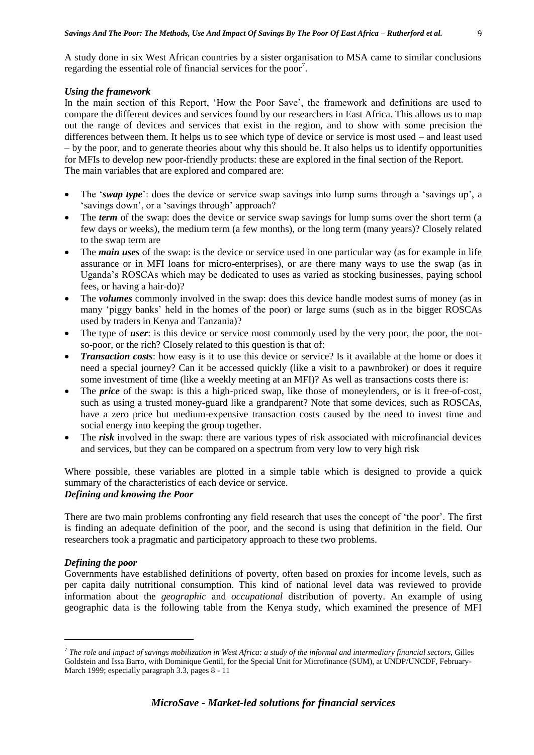A study done in six West African countries by a sister organisation to MSA came to similar conclusions regarding the essential role of financial services for the poor[7].

### *Using the framework*

In the main section of this Report, 'How the Poor Save', the framework and definitions are used to compare the different devices and services found by our researchers in East Africa. This allows us to map out the range of devices and services that exist in the region, and to show with some precision the differences between them. It helps us to see which type of device or service is most used – and least used – by the poor, and to generate theories about why this should be. It also helps us to identify opportunities for MFIs to develop new poor-friendly products: these are explored in the final section of the Report.
The main variables that are explored and compared are:

- The '***swap type***': does the device or service swap savings into lump sums through a 'savings up', a 'savings down', or a 'savings through' approach?
- The ***term*** of the swap: does the device or service swap savings for lump sums over the short term (a few days or weeks), the medium term (a few months), or the long term (many years)? Closely related to the swap term are
- The ***main uses*** of the swap: is the device or service used in one particular way (as for example in life assurance or in MFI loans for micro-enterprises), or are there many ways to use the swap (as in Uganda's ROSCAs which may be dedicated to uses as varied as stocking businesses, paying school fees, or having a hair-do)?
- The ***volumes*** commonly involved in the swap: does this device handle modest sums of money (as in many 'piggy banks' held in the homes of the poor) or large sums (such as in the bigger ROSCAs used by traders in Kenya and Tanzania)?
- The type of ***user***: is this device or service most commonly used by the very poor, the poor, the not-so-poor, or the rich? Closely related to this question is that of:
- ***Transaction costs***: how easy is it to use this device or service? Is it available at the home or does it need a special journey? Can it be accessed quickly (like a visit to a pawnbroker) or does it require some investment of time (like a weekly meeting at an MFI)? As well as transactions costs there is:
- The ***price*** of the swap: is this a high-priced swap, like those of moneylenders, or is it free-of-cost, such as using a trusted money-guard like a grandparent? Note that some devices, such as ROSCAs, have a zero price but medium-expensive transaction costs caused by the need to invest time and social energy into keeping the group together.
- The ***risk*** involved in the swap: there are various types of risk associated with microfinancial devices and services, but they can be compared on a spectrum from very low to very high risk

Where possible, these variables are plotted in a simple table which is designed to provide a quick summary of the characteristics of each device or service.

### *Defining and knowing the Poor*

There are two main problems confronting any field research that uses the concept of 'the poor'. The first is finding an adequate definition of the poor, and the second is using that definition in the field. Our researchers took a pragmatic and participatory approach to these two problems.

### *Defining the poor*

Governments have established definitions of poverty, often based on proxies for income levels, such as per capita daily nutritional consumption. This kind of national level data was reviewed to provide information about the *geographic* and *occupational* distribution of poverty. An example of using geographic data is the following table from the Kenya study, which examined the presence of MFI

---

[7] *The role and impact of savings mobilization in West Africa: a study of the informal and intermediary financial sectors*, Gilles Goldstein and Issa Barro, with Dominique Gentil, for the Special Unit for Microfinance (SUM), at UNDP/UNCDF, February-March 1999; especially paragraph 3.3, pages 8 - 11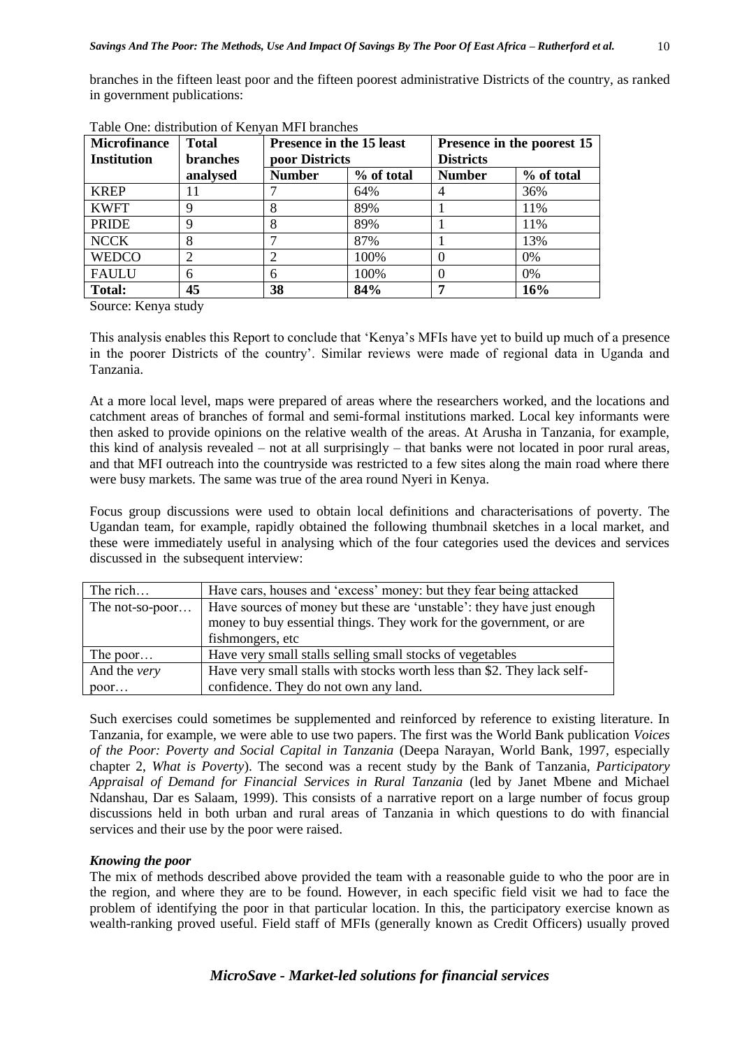branches in the fifteen least poor and the fifteen poorest administrative Districts of the country, as ranked in government publications:

Table One: distribution of Kenyan MFI branches

| Microfinance Institution | Total branches analysed | Presence in the 15 least poor Districts | | Presence in the poorest 15 Districts | |
|---|---|---|---|---|---|
| | | Number | % of total | Number | % of total |
| KREP | 11 | 7 | 64% | 4 | 36% |
| KWFT | 9 | 8 | 89% | 1 | 11% |
| PRIDE | 9 | 8 | 89% | 1 | 11% |
| NCCK | 8 | 7 | 87% | 1 | 13% |
| WEDCO | 2 | 2 | 100% | 0 | 0% |
| FAULU | 6 | 6 | 100% | 0 | 0% |
| **Total:** | **45** | **38** | **84%** | **7** | **16%** |

Source: Kenya study

This analysis enables this Report to conclude that 'Kenya's MFIs have yet to build up much of a presence in the poorer Districts of the country'. Similar reviews were made of regional data in Uganda and Tanzania.

At a more local level, maps were prepared of areas where the researchers worked, and the locations and catchment areas of branches of formal and semi-formal institutions marked. Local key informants were then asked to provide opinions on the relative wealth of the areas. At Arusha in Tanzania, for example, this kind of analysis revealed – not at all surprisingly – that banks were not located in poor rural areas, and that MFI outreach into the countryside was restricted to a few sites along the main road where there were busy markets. The same was true of the area round Nyeri in Kenya.

Focus group discussions were used to obtain local definitions and characterisations of poverty. The Ugandan team, for example, rapidly obtained the following thumbnail sketches in a local market, and these were immediately useful in analysing which of the four categories used the devices and services discussed in the subsequent interview:

| | |
|---|---|
| The rich… | Have cars, houses and 'excess' money: but they fear being attacked |
| The not-so-poor… | Have sources of money but these are 'unstable': they have just enough money to buy essential things. They work for the government, or are fishmongers, etc |
| The poor… | Have very small stalls selling small stocks of vegetables |
| And the *very* poor… | Have very small stalls with stocks worth less than $2. They lack self-confidence. They do not own any land. |

Such exercises could sometimes be supplemented and reinforced by reference to existing literature. In Tanzania, for example, we were able to use two papers. The first was the World Bank publication *Voices of the Poor: Poverty and Social Capital in Tanzania* (Deepa Narayan, World Bank, 1997, especially chapter 2, *What is Poverty*). The second was a recent study by the Bank of Tanzania, *Participatory Appraisal of Demand for Financial Services in Rural Tanzania* (led by Janet Mbene and Michael Ndanshau, Dar es Salaam, 1999). This consists of a narrative report on a large number of focus group discussions held in both urban and rural areas of Tanzania in which questions to do with financial services and their use by the poor were raised.

***Knowing the poor***

The mix of methods described above provided the team with a reasonable guide to who the poor are in the region, and where they are to be found. However, in each specific field visit we had to face the problem of identifying the poor in that particular location. In this, the participatory exercise known as wealth-ranking proved useful. Field staff of MFIs (generally known as Credit Officers) usually proved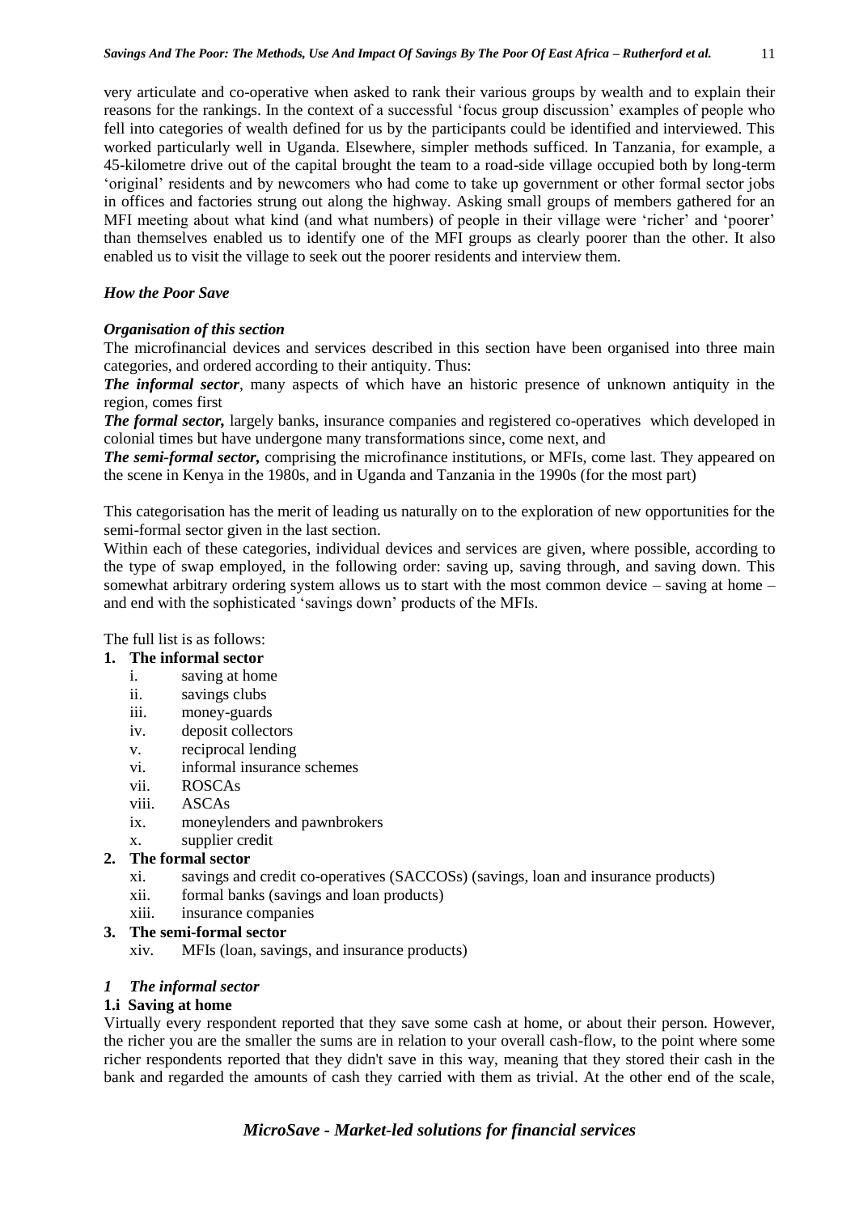very articulate and co-operative when asked to rank their various groups by wealth and to explain their reasons for the rankings. In the context of a successful 'focus group discussion' examples of people who fell into categories of wealth defined for us by the participants could be identified and interviewed. This worked particularly well in Uganda. Elsewhere, simpler methods sufficed. In Tanzania, for example, a 45-kilometre drive out of the capital brought the team to a road-side village occupied both by long-term 'original' residents and by newcomers who had come to take up government or other formal sector jobs in offices and factories strung out along the highway. Asking small groups of members gathered for an MFI meeting about what kind (and what numbers) of people in their village were 'richer' and 'poorer' than themselves enabled us to identify one of the MFI groups as clearly poorer than the other. It also enabled us to visit the village to seek out the poorer residents and interview them.

## *How the Poor Save*

### *Organisation of this section*

The microfinancial devices and services described in this section have been organised into three main categories, and ordered according to their antiquity. Thus:

***The informal sector***, many aspects of which have an historic presence of unknown antiquity in the region, comes first

***The formal sector,*** largely banks, insurance companies and registered co-operatives which developed in colonial times but have undergone many transformations since, come next, and

***The semi-formal sector,*** comprising the microfinance institutions, or MFIs, come last. They appeared on the scene in Kenya in the 1980s, and in Uganda and Tanzania in the 1990s (for the most part)

This categorisation has the merit of leading us naturally on to the exploration of new opportunities for the semi-formal sector given in the last section.

Within each of these categories, individual devices and services are given, where possible, according to the type of swap employed, in the following order: saving up, saving through, and saving down. This somewhat arbitrary ordering system allows us to start with the most common device – saving at home – and end with the sophisticated 'savings down' products of the MFIs.

The full list is as follows:

1. **The informal sector**
   - i. saving at home
   - ii. savings clubs
   - iii. money-guards
   - iv. deposit collectors
   - v. reciprocal lending
   - vi. informal insurance schemes
   - vii. ROSCAs
   - viii. ASCAs
   - ix. moneylenders and pawnbrokers
   - x. supplier credit
2. **The formal sector**
   - xi. savings and credit co-operatives (SACCOSs) (savings, loan and insurance products)
   - xii. formal banks (savings and loan products)
   - xiii. insurance companies
3. **The semi-formal sector**
   - xiv. MFIs (loan, savings, and insurance products)

## *1 The informal sector*

### 1.i Saving at home

Virtually every respondent reported that they save some cash at home, or about their person. However, the richer you are the smaller the sums are in relation to your overall cash-flow, to the point where some richer respondents reported that they didn't save in this way, meaning that they stored their cash in the bank and regarded the amounts of cash they carried with them as trivial. At the other end of the scale,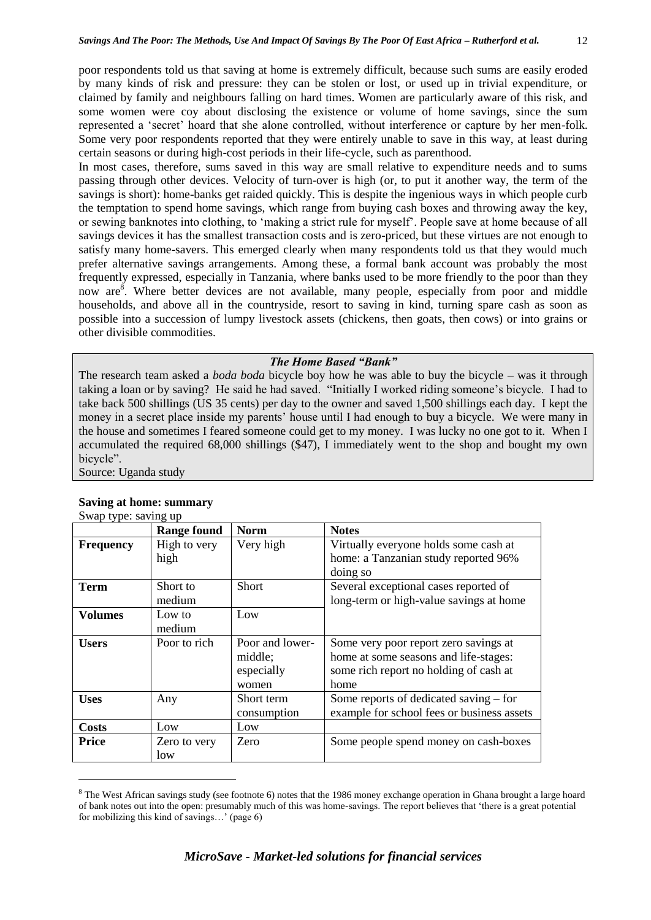poor respondents told us that saving at home is extremely difficult, because such sums are easily eroded by many kinds of risk and pressure: they can be stolen or lost, or used up in trivial expenditure, or claimed by family and neighbours falling on hard times. Women are particularly aware of this risk, and some women were coy about disclosing the existence or volume of home savings, since the sum represented a 'secret' hoard that she alone controlled, without interference or capture by her men-folk. Some very poor respondents reported that they were entirely unable to save in this way, at least during certain seasons or during high-cost periods in their life-cycle, such as parenthood.

In most cases, therefore, sums saved in this way are small relative to expenditure needs and to sums passing through other devices. Velocity of turn-over is high (or, to put it another way, the term of the savings is short): home-banks get raided quickly. This is despite the ingenious ways in which people curb the temptation to spend home savings, which range from buying cash boxes and throwing away the key, or sewing banknotes into clothing, to 'making a strict rule for myself'. People save at home because of all savings devices it has the smallest transaction costs and is zero-priced, but these virtues are not enough to satisfy many home-savers. This emerged clearly when many respondents told us that they would much prefer alternative savings arrangements. Among these, a formal bank account was probably the most frequently expressed, especially in Tanzania, where banks used to be more friendly to the poor than they now are[8]. Where better devices are not available, many people, especially from poor and middle households, and above all in the countryside, resort to saving in kind, turning spare cash as soon as possible into a succession of lumpy livestock assets (chickens, then goats, then cows) or into grains or other divisible commodities.

> ***The Home Based "Bank"***
>
> The research team asked a *boda boda* bicycle boy how he was able to buy the bicycle – was it through taking a loan or by saving? He said he had saved. "Initially I worked riding someone's bicycle. I had to take back 500 shillings (US 35 cents) per day to the owner and saved 1,500 shillings each day. I kept the money in a secret place inside my parents' house until I had enough to buy a bicycle. We were many in the house and sometimes I feared someone could get to my money. I was lucky no one got to it. When I accumulated the required 68,000 shillings ($47), I immediately went to the shop and bought my own bicycle".
>
> Source: Uganda study

**Saving at home: summary**

Swap type: saving up

| | Range found | Norm | Notes |
|---|---|---|---|
| **Frequency** | High to very high | Very high | Virtually everyone holds some cash at home: a Tanzanian study reported 96% doing so |
| **Term** | Short to medium | Short | Several exceptional cases reported of long-term or high-value savings at home |
| **Volumes** | Low to medium | Low | |
| **Users** | Poor to rich | Poor and lower-middle; especially women | Some very poor report zero savings at home at some seasons and life-stages: some rich report no holding of cash at home |
| **Uses** | Any | Short term consumption | Some reports of dedicated saving – for example for school fees or business assets |
| **Costs** | Low | Low | |
| **Price** | Zero to very low | Zero | Some people spend money on cash-boxes |

[8] The West African savings study (see footnote 6) notes that the 1986 money exchange operation in Ghana brought a large hoard of bank notes out into the open: presumably much of this was home-savings. The report believes that 'there is a great potential for mobilizing this kind of savings…' (page 6)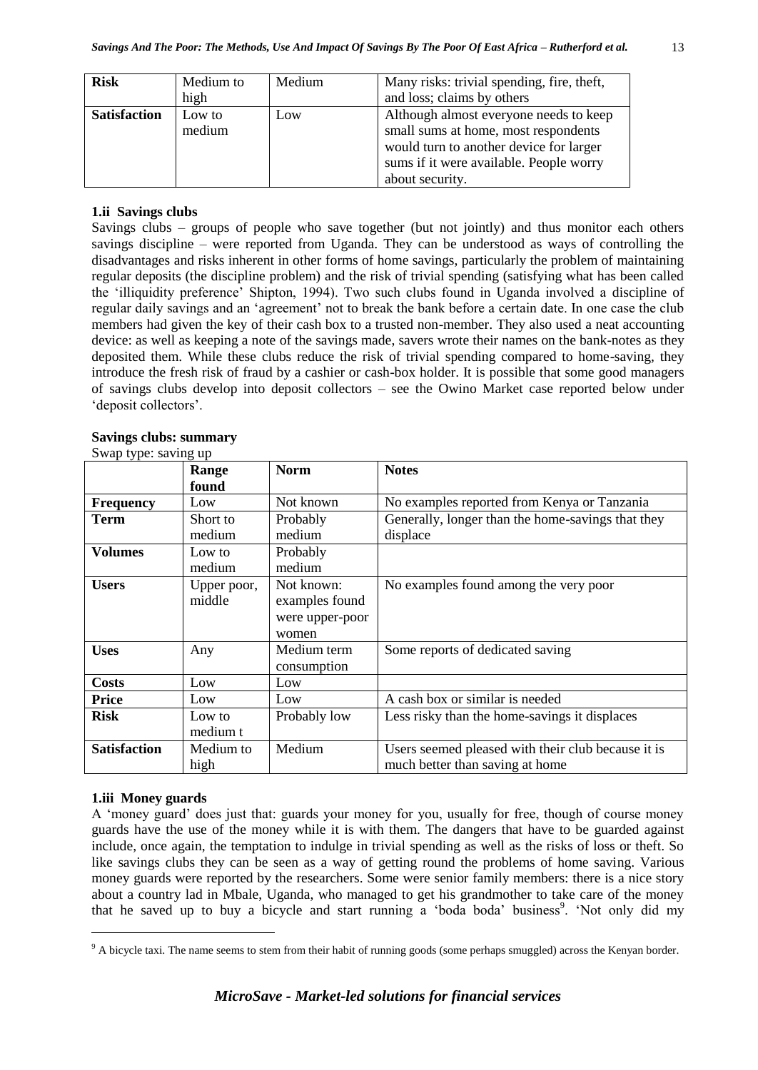| **Risk** | Medium to high | Medium | Many risks: trivial spending, fire, theft, and loss; claims by others |
|---|---|---|---|
| **Satisfaction** | Low to medium | Low | Although almost everyone needs to keep small sums at home, most respondents would turn to another device for larger sums if it were available. People worry about security. |

#### 1.ii Savings clubs

Savings clubs – groups of people who save together (but not jointly) and thus monitor each others savings discipline – were reported from Uganda. They can be understood as ways of controlling the disadvantages and risks inherent in other forms of home savings, particularly the problem of maintaining regular deposits (the discipline problem) and the risk of trivial spending (satisfying what has been called the 'illiquidity preference' Shipton, 1994). Two such clubs found in Uganda involved a discipline of regular daily savings and an 'agreement' not to break the bank before a certain date. In one case the club members had given the key of their cash box to a trusted non-member. They also used a neat accounting device: as well as keeping a note of the savings made, savers wrote their names on the bank-notes as they deposited them. While these clubs reduce the risk of trivial spending compared to home-saving, they introduce the fresh risk of fraud by a cashier or cash-box holder. It is possible that some good managers of savings clubs develop into deposit collectors – see the Owino Market case reported below under 'deposit collectors'.

**Savings clubs: summary**

Swap type: saving up

| | **Range found** | **Norm** | **Notes** |
|---|---|---|---|
| **Frequency** | Low | Not known | No examples reported from Kenya or Tanzania |
| **Term** | Short to medium | Probably medium | Generally, longer than the home-savings that they displace |
| **Volumes** | Low to medium | Probably medium | |
| **Users** | Upper poor, middle | Not known: examples found were upper-poor women | No examples found among the very poor |
| **Uses** | Any | Medium term consumption | Some reports of dedicated saving |
| **Costs** | Low | Low | |
| **Price** | Low | Low | A cash box or similar is needed |
| **Risk** | Low to medium t | Probably low | Less risky than the home-savings it displaces |
| **Satisfaction** | Medium to high | Medium | Users seemed pleased with their club because it is much better than saving at home |

#### 1.iii Money guards

A 'money guard' does just that: guards your money for you, usually for free, though of course money guards have the use of the money while it is with them. The dangers that have to be guarded against include, once again, the temptation to indulge in trivial spending as well as the risks of loss or theft. So like savings clubs they can be seen as a way of getting round the problems of home saving. Various money guards were reported by the researchers. Some were senior family members: there is a nice story about a country lad in Mbale, Uganda, who managed to get his grandmother to take care of the money that he saved up to buy a bicycle and start running a 'boda boda' business[9]. 'Not only did my

[9] A bicycle taxi. The name seems to stem from their habit of running goods (some perhaps smuggled) across the Kenyan border.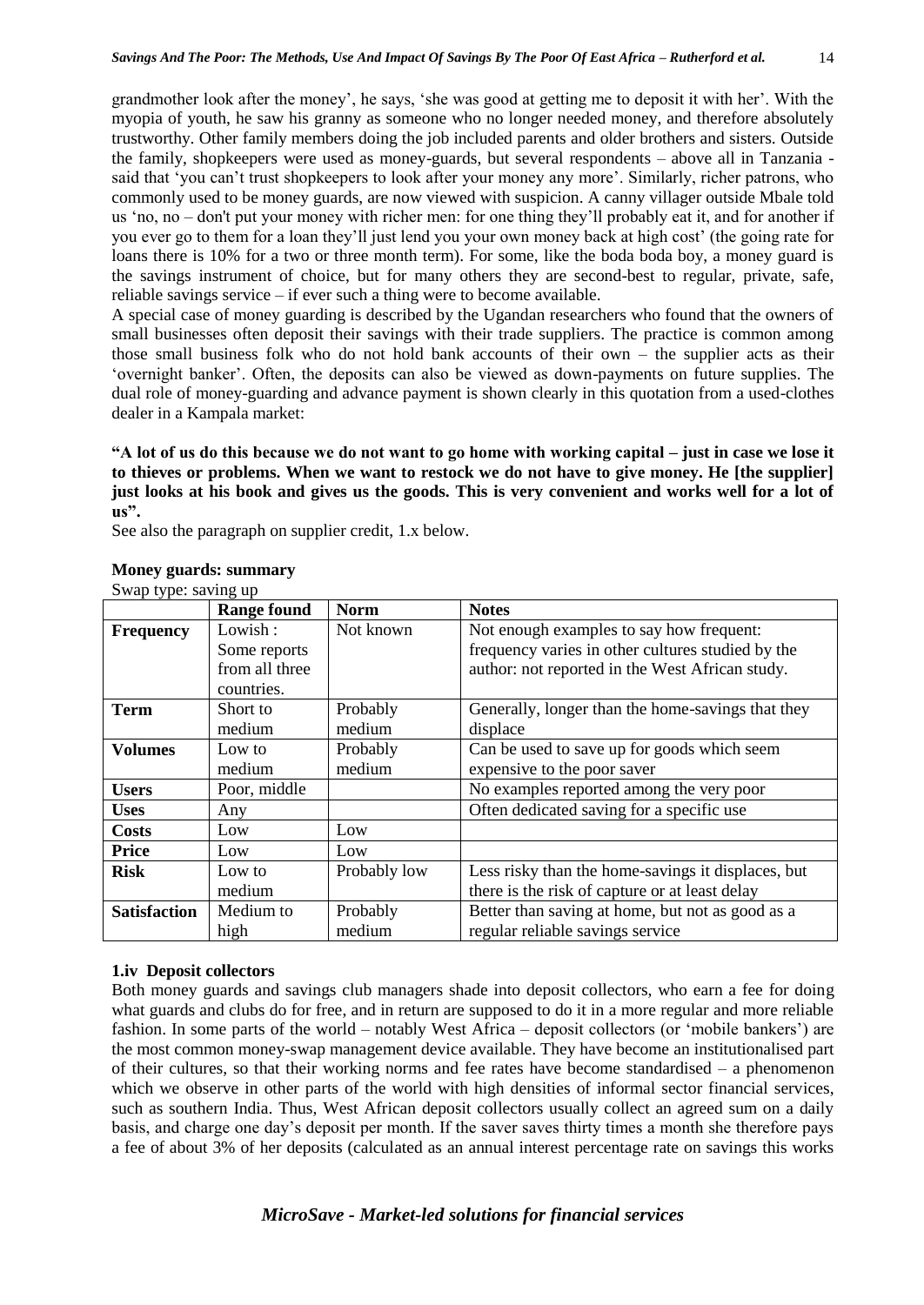grandmother look after the money', he says, 'she was good at getting me to deposit it with her'. With the myopia of youth, he saw his granny as someone who no longer needed money, and therefore absolutely trustworthy. Other family members doing the job included parents and older brothers and sisters. Outside the family, shopkeepers were used as money-guards, but several respondents – above all in Tanzania - said that 'you can't trust shopkeepers to look after your money any more'. Similarly, richer patrons, who commonly used to be money guards, are now viewed with suspicion. A canny villager outside Mbale told us 'no, no – don't put your money with richer men: for one thing they'll probably eat it, and for another if you ever go to them for a loan they'll just lend you your own money back at high cost' (the going rate for loans there is 10% for a two or three month term). For some, like the boda boda boy, a money guard is the savings instrument of choice, but for many others they are second-best to regular, private, safe, reliable savings service – if ever such a thing were to become available.

A special case of money guarding is described by the Ugandan researchers who found that the owners of small businesses often deposit their savings with their trade suppliers. The practice is common among those small business folk who do not hold bank accounts of their own – the supplier acts as their 'overnight banker'. Often, the deposits can also be viewed as down-payments on future supplies. The dual role of money-guarding and advance payment is shown clearly in this quotation from a used-clothes dealer in a Kampala market:

**"A lot of us do this because we do not want to go home with working capital – just in case we lose it to thieves or problems. When we want to restock we do not have to give money. He [the supplier] just looks at his book and gives us the goods. This is very convenient and works well for a lot of us".**

See also the paragraph on supplier credit, 1.x below.

**Money guards: summary**

Swap type: saving up

| | Range found | Norm | Notes |
|---|---|---|---|
| **Frequency** | Lowish : Some reports from all three countries. | Not known | Not enough examples to say how frequent: frequency varies in other cultures studied by the author: not reported in the West African study. |
| **Term** | Short to medium | Probably medium | Generally, longer than the home-savings that they displace |
| **Volumes** | Low to medium | Probably medium | Can be used to save up for goods which seem expensive to the poor saver |
| **Users** | Poor, middle | | No examples reported among the very poor |
| **Uses** | Any | | Often dedicated saving for a specific use |
| **Costs** | Low | Low | |
| **Price** | Low | Low | |
| **Risk** | Low to medium | Probably low | Less risky than the home-savings it displaces, but there is the risk of capture or at least delay |
| **Satisfaction** | Medium to high | Probably medium | Better than saving at home, but not as good as a regular reliable savings service |

### 1.iv Deposit collectors

Both money guards and savings club managers shade into deposit collectors, who earn a fee for doing what guards and clubs do for free, and in return are supposed to do it in a more regular and more reliable fashion. In some parts of the world – notably West Africa – deposit collectors (or 'mobile bankers') are the most common money-swap management device available. They have become an institutionalised part of their cultures, so that their working norms and fee rates have become standardised – a phenomenon which we observe in other parts of the world with high densities of informal sector financial services, such as southern India. Thus, West African deposit collectors usually collect an agreed sum on a daily basis, and charge one day's deposit per month. If the saver saves thirty times a month she therefore pays a fee of about 3% of her deposits (calculated as an annual interest percentage rate on savings this works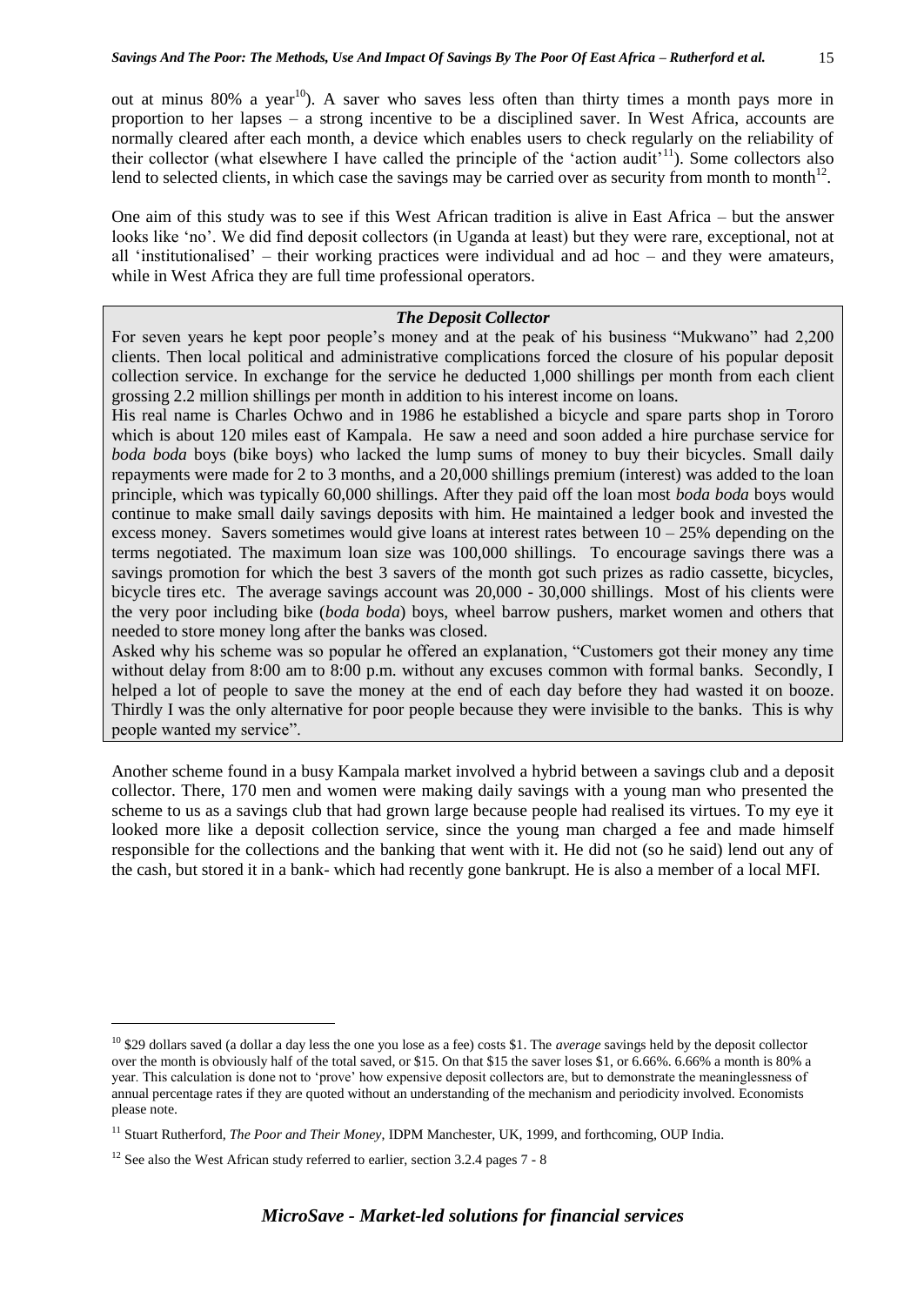out at minus 80% a year[10]). A saver who saves less often than thirty times a month pays more in proportion to her lapses – a strong incentive to be a disciplined saver. In West Africa, accounts are normally cleared after each month, a device which enables users to check regularly on the reliability of their collector (what elsewhere I have called the principle of the 'action audit'[11]). Some collectors also lend to selected clients, in which case the savings may be carried over as security from month to month[12].

One aim of this study was to see if this West African tradition is alive in East Africa – but the answer looks like 'no'. We did find deposit collectors (in Uganda at least) but they were rare, exceptional, not at all 'institutionalised' – their working practices were individual and ad hoc – and they were amateurs, while in West Africa they are full time professional operators.

> ***The Deposit Collector***
>
> For seven years he kept poor people's money and at the peak of his business "Mukwano" had 2,200 clients. Then local political and administrative complications forced the closure of his popular deposit collection service. In exchange for the service he deducted 1,000 shillings per month from each client grossing 2.2 million shillings per month in addition to his interest income on loans.
>
> His real name is Charles Ochwo and in 1986 he established a bicycle and spare parts shop in Tororo which is about 120 miles east of Kampala. He saw a need and soon added a hire purchase service for *boda boda* boys (bike boys) who lacked the lump sums of money to buy their bicycles. Small daily repayments were made for 2 to 3 months, and a 20,000 shillings premium (interest) was added to the loan principle, which was typically 60,000 shillings. After they paid off the loan most *boda boda* boys would continue to make small daily savings deposits with him. He maintained a ledger book and invested the excess money. Savers sometimes would give loans at interest rates between 10 – 25% depending on the terms negotiated. The maximum loan size was 100,000 shillings. To encourage savings there was a savings promotion for which the best 3 savers of the month got such prizes as radio cassette, bicycles, bicycle tires etc. The average savings account was 20,000 - 30,000 shillings. Most of his clients were the very poor including bike (*boda boda*) boys, wheel barrow pushers, market women and others that needed to store money long after the banks was closed.
>
> Asked why his scheme was so popular he offered an explanation, "Customers got their money any time without delay from 8:00 am to 8:00 p.m. without any excuses common with formal banks. Secondly, I helped a lot of people to save the money at the end of each day before they had wasted it on booze. Thirdly I was the only alternative for poor people because they were invisible to the banks. This is why people wanted my service".

Another scheme found in a busy Kampala market involved a hybrid between a savings club and a deposit collector. There, 170 men and women were making daily savings with a young man who presented the scheme to us as a savings club that had grown large because people had realised its virtues. To my eye it looked more like a deposit collection service, since the young man charged a fee and made himself responsible for the collections and the banking that went with it. He did not (so he said) lend out any of the cash, but stored it in a bank- which had recently gone bankrupt. He is also a member of a local MFI.

---

[10] \$29 dollars saved (a dollar a day less the one you lose as a fee) costs \$1. The *average* savings held by the deposit collector over the month is obviously half of the total saved, or \$15. On that \$15 the saver loses \$1, or 6.66%. 6.66% a month is 80% a year. This calculation is done not to 'prove' how expensive deposit collectors are, but to demonstrate the meaninglessness of annual percentage rates if they are quoted without an understanding of the mechanism and periodicity involved. Economists please note.

[11] Stuart Rutherford, *The Poor and Their Money*, IDPM Manchester, UK, 1999, and forthcoming, OUP India.

[12] See also the West African study referred to earlier, section 3.2.4 pages 7 - 8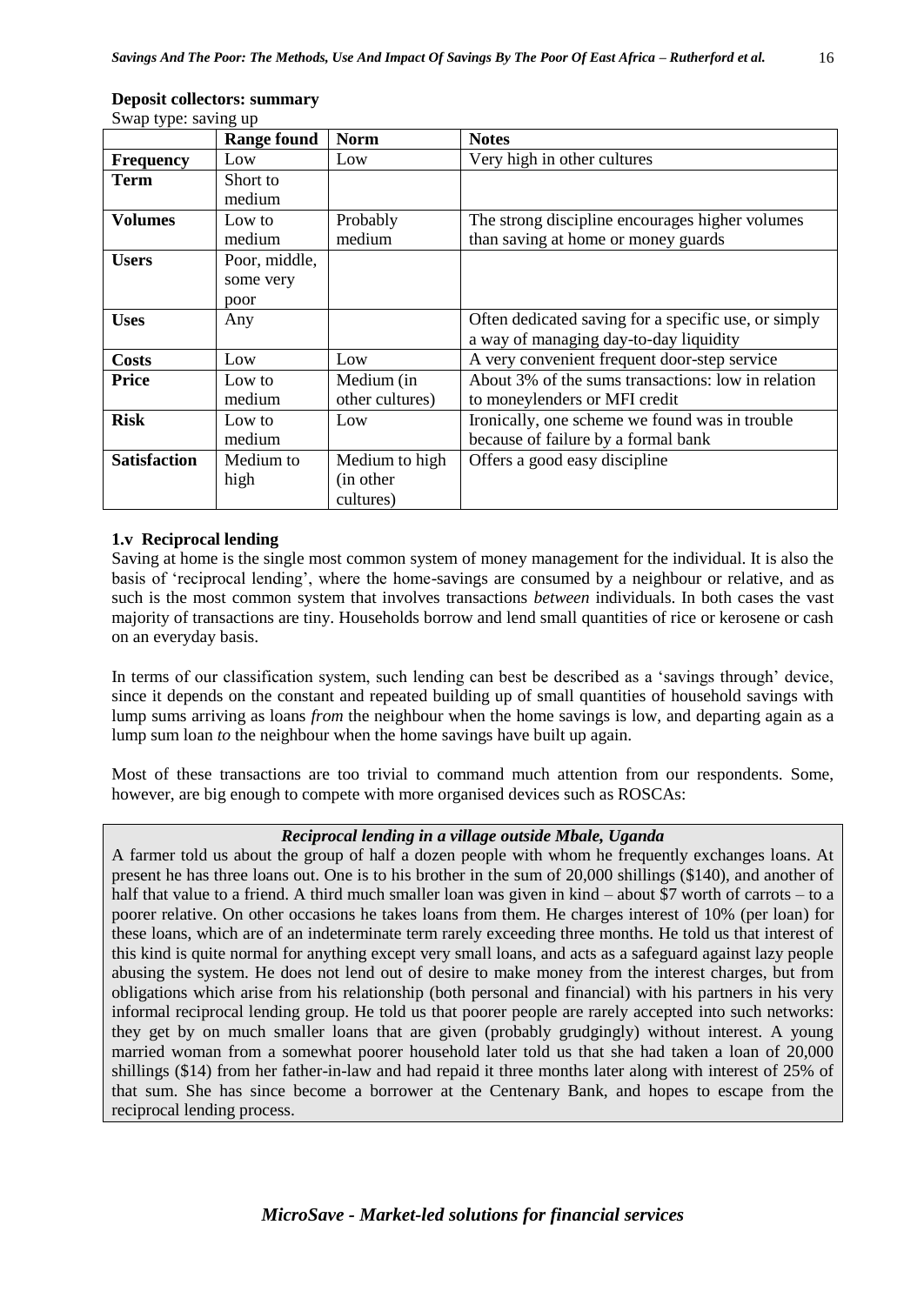**Deposit collectors: summary**

Swap type: saving up

| | Range found | Norm | Notes |
|---|---|---|---|
| **Frequency** | Low | Low | Very high in other cultures |
| **Term** | Short to medium | | |
| **Volumes** | Low to medium | Probably medium | The strong discipline encourages higher volumes than saving at home or money guards |
| **Users** | Poor, middle, some very poor | | |
| **Uses** | Any | | Often dedicated saving for a specific use, or simply a way of managing day-to-day liquidity |
| **Costs** | Low | Low | A very convenient frequent door-step service |
| **Price** | Low to medium | Medium (in other cultures) | About 3% of the sums transactions: low in relation to moneylenders or MFI credit |
| **Risk** | Low to medium | Low | Ironically, one scheme we found was in trouble because of failure by a formal bank |
| **Satisfaction** | Medium to high | Medium to high (in other cultures) | Offers a good easy discipline |

### 1.v Reciprocal lending

Saving at home is the single most common system of money management for the individual. It is also the basis of 'reciprocal lending', where the home-savings are consumed by a neighbour or relative, and as such is the most common system that involves transactions *between* individuals. In both cases the vast majority of transactions are tiny. Households borrow and lend small quantities of rice or kerosene or cash on an everyday basis.

In terms of our classification system, such lending can best be described as a 'savings through' device, since it depends on the constant and repeated building up of small quantities of household savings with lump sums arriving as loans *from* the neighbour when the home savings is low, and departing again as a lump sum loan *to* the neighbour when the home savings have built up again.

Most of these transactions are too trivial to command much attention from our respondents. Some, however, are big enough to compete with more organised devices such as ROSCAs:

***Reciprocal lending in a village outside Mbale, Uganda***

A farmer told us about the group of half a dozen people with whom he frequently exchanges loans. At present he has three loans out. One is to his brother in the sum of 20,000 shillings ($140), and another of half that value to a friend. A third much smaller loan was given in kind – about $7 worth of carrots – to a poorer relative. On other occasions he takes loans from them. He charges interest of 10% (per loan) for these loans, which are of an indeterminate term rarely exceeding three months. He told us that interest of this kind is quite normal for anything except very small loans, and acts as a safeguard against lazy people abusing the system. He does not lend out of desire to make money from the interest charges, but from obligations which arise from his relationship (both personal and financial) with his partners in his very informal reciprocal lending group. He told us that poorer people are rarely accepted into such networks: they get by on much smaller loans that are given (probably grudgingly) without interest. A young married woman from a somewhat poorer household later told us that she had taken a loan of 20,000 shillings ($14) from her father-in-law and had repaid it three months later along with interest of 25% of that sum. She has since become a borrower at the Centenary Bank, and hopes to escape from the reciprocal lending process.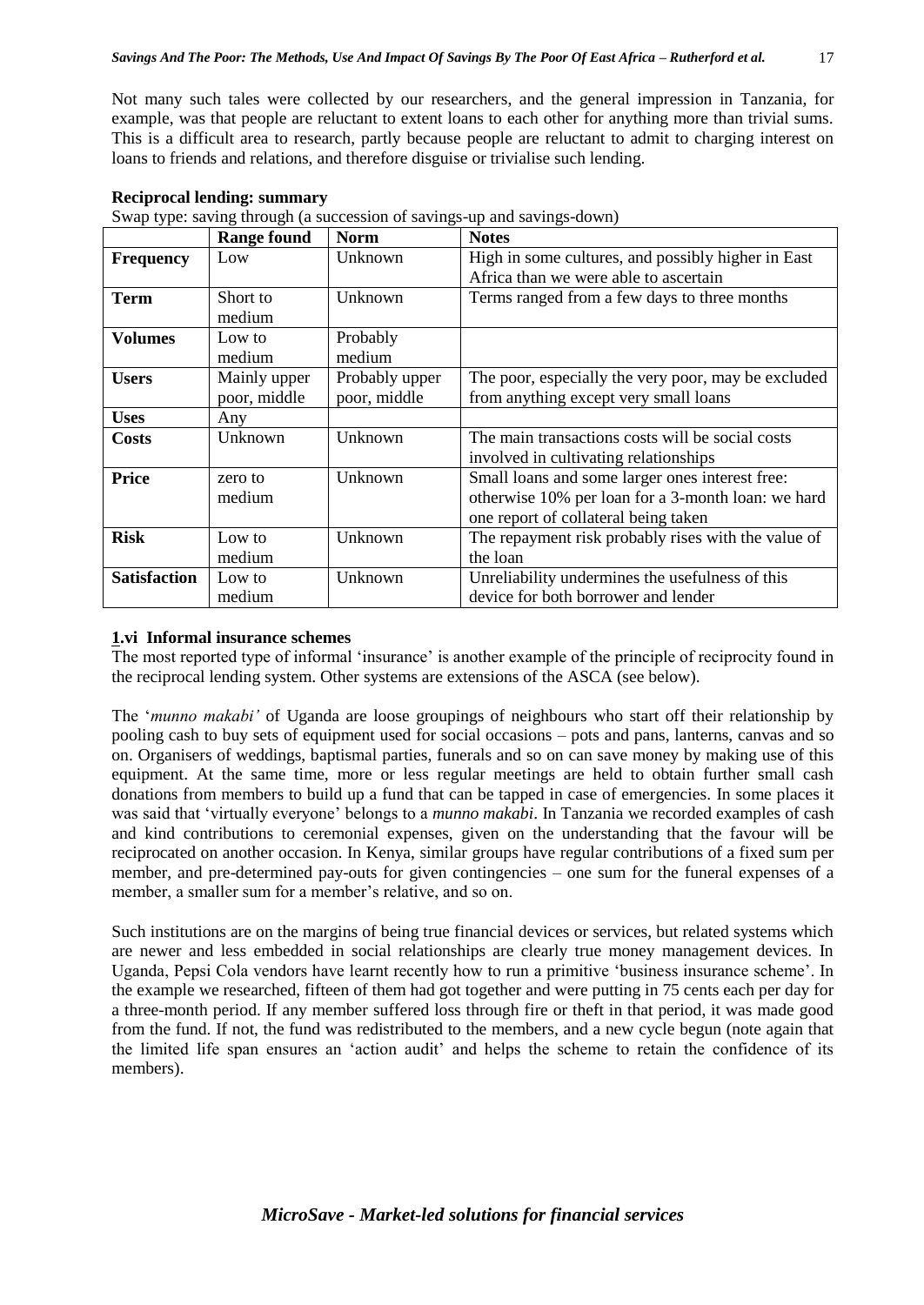Not many such tales were collected by our researchers, and the general impression in Tanzania, for example, was that people are reluctant to extent loans to each other for anything more than trivial sums. This is a difficult area to research, partly because people are reluctant to admit to charging interest on loans to friends and relations, and therefore disguise or trivialise such lending.

**Reciprocal lending: summary**

Swap type: saving through (a succession of savings-up and savings-down)

| | Range found | Norm | Notes |
|---|---|---|---|
| **Frequency** | Low | Unknown | High in some cultures, and possibly higher in East Africa than we were able to ascertain |
| **Term** | Short to medium | Unknown | Terms ranged from a few days to three months |
| **Volumes** | Low to medium | Probably medium | |
| **Users** | Mainly upper poor, middle | Probably upper poor, middle | The poor, especially the very poor, may be excluded from anything except very small loans |
| **Uses** | Any | | |
| **Costs** | Unknown | Unknown | The main transactions costs will be social costs involved in cultivating relationships |
| **Price** | zero to medium | Unknown | Small loans and some larger ones interest free: otherwise 10% per loan for a 3-month loan: we hard one report of collateral being taken |
| **Risk** | Low to medium | Unknown | The repayment risk probably rises with the value of the loan |
| **Satisfaction** | Low to medium | Unknown | Unreliability undermines the usefulness of this device for both borrower and lender |

### 1.vi Informal insurance schemes

The most reported type of informal 'insurance' is another example of the principle of reciprocity found in the reciprocal lending system. Other systems are extensions of the ASCA (see below).

The '*munno makabi'* of Uganda are loose groupings of neighbours who start off their relationship by pooling cash to buy sets of equipment used for social occasions – pots and pans, lanterns, canvas and so on. Organisers of weddings, baptismal parties, funerals and so on can save money by making use of this equipment. At the same time, more or less regular meetings are held to obtain further small cash donations from members to build up a fund that can be tapped in case of emergencies. In some places it was said that 'virtually everyone' belongs to a *munno makabi*. In Tanzania we recorded examples of cash and kind contributions to ceremonial expenses, given on the understanding that the favour will be reciprocated on another occasion. In Kenya, similar groups have regular contributions of a fixed sum per member, and pre-determined pay-outs for given contingencies – one sum for the funeral expenses of a member, a smaller sum for a member's relative, and so on.

Such institutions are on the margins of being true financial devices or services, but related systems which are newer and less embedded in social relationships are clearly true money management devices. In Uganda, Pepsi Cola vendors have learnt recently how to run a primitive 'business insurance scheme'. In the example we researched, fifteen of them had got together and were putting in 75 cents each per day for a three-month period. If any member suffered loss through fire or theft in that period, it was made good from the fund. If not, the fund was redistributed to the members, and a new cycle begun (note again that the limited life span ensures an 'action audit' and helps the scheme to retain the confidence of its members).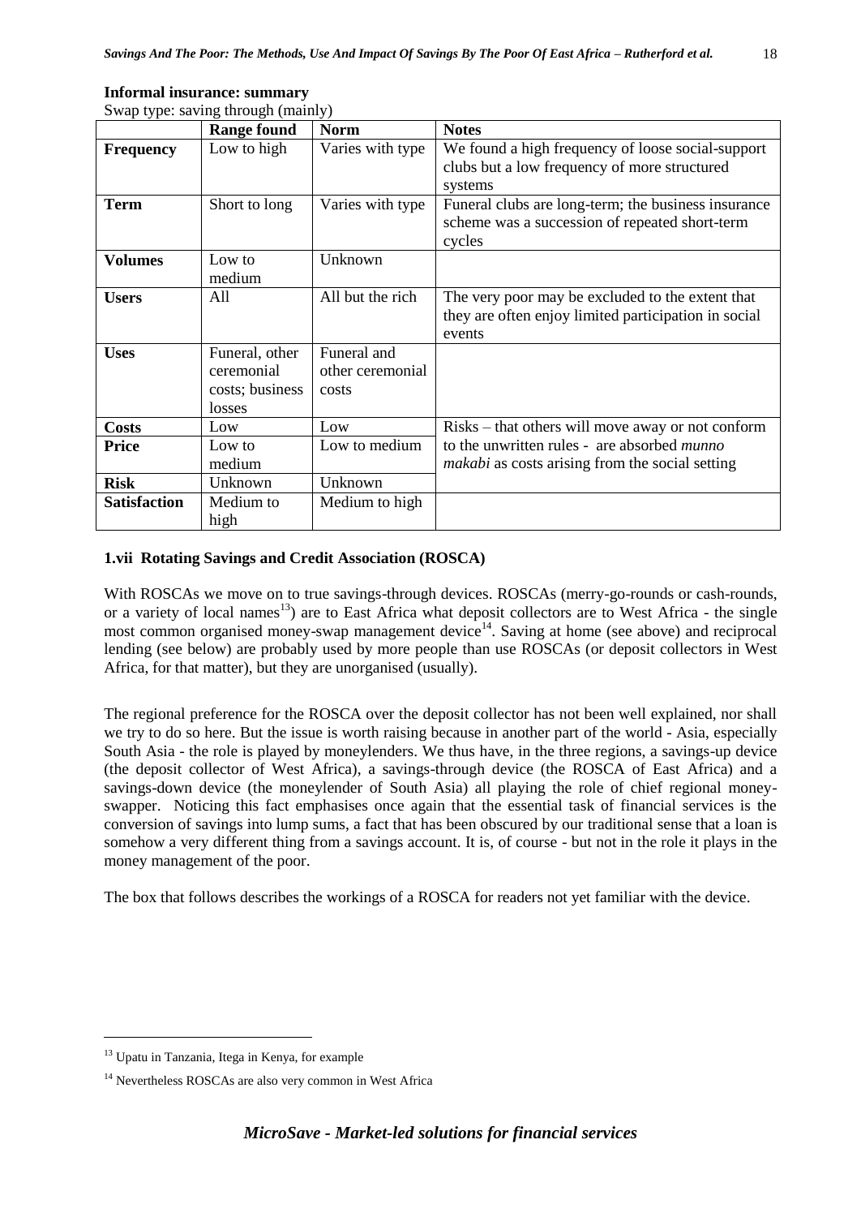**Informal insurance: summary**

Swap type: saving through (mainly)

| | Range found | Norm | Notes |
|---|---|---|---|
| **Frequency** | Low to high | Varies with type | We found a high frequency of loose social-support clubs but a low frequency of more structured systems |
| **Term** | Short to long | Varies with type | Funeral clubs are long-term; the business insurance scheme was a succession of repeated short-term cycles |
| **Volumes** | Low to medium | Unknown | |
| **Users** | All | All but the rich | The very poor may be excluded to the extent that they are often enjoy limited participation in social events |
| **Uses** | Funeral, other ceremonial costs; business losses | Funeral and other ceremonial costs | |
| **Costs** | Low | Low | Risks – that others will move away or not conform to the unwritten rules - are absorbed *munno makabi* as costs arising from the social setting |
| **Price** | Low to medium | Low to medium | |
| **Risk** | Unknown | Unknown | |
| **Satisfaction** | Medium to high | Medium to high | |

### 1.vii Rotating Savings and Credit Association (ROSCA)

With ROSCAs we move on to true savings-through devices. ROSCAs (merry-go-rounds or cash-rounds, or a variety of local names[13]) are to East Africa what deposit collectors are to West Africa - the single most common organised money-swap management device[14]. Saving at home (see above) and reciprocal lending (see below) are probably used by more people than use ROSCAs (or deposit collectors in West Africa, for that matter), but they are unorganised (usually).

The regional preference for the ROSCA over the deposit collector has not been well explained, nor shall we try to do so here. But the issue is worth raising because in another part of the world - Asia, especially South Asia - the role is played by moneylenders. We thus have, in the three regions, a savings-up device (the deposit collector of West Africa), a savings-through device (the ROSCA of East Africa) and a savings-down device (the moneylender of South Asia) all playing the role of chief regional money-swapper. Noticing this fact emphasises once again that the essential task of financial services is the conversion of savings into lump sums, a fact that has been obscured by our traditional sense that a loan is somehow a very different thing from a savings account. It is, of course - but not in the role it plays in the money management of the poor.

The box that follows describes the workings of a ROSCA for readers not yet familiar with the device.

[13] Upatu in Tanzania, Itega in Kenya, for example

[14] Nevertheless ROSCAs are also very common in West Africa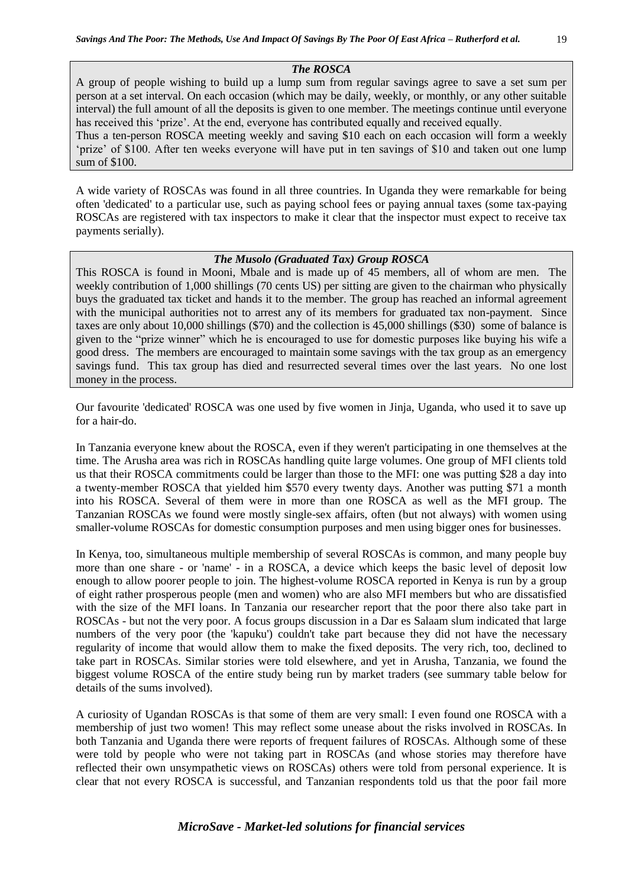### *The ROSCA*

A group of people wishing to build up a lump sum from regular savings agree to save a set sum per person at a set interval. On each occasion (which may be daily, weekly, or monthly, or any other suitable interval) the full amount of all the deposits is given to one member. The meetings continue until everyone has received this 'prize'. At the end, everyone has contributed equally and received equally.

Thus a ten-person ROSCA meeting weekly and saving $10 each on each occasion will form a weekly 'prize' of $100. After ten weeks everyone will have put in ten savings of $10 and taken out one lump sum of $100.

A wide variety of ROSCAs was found in all three countries. In Uganda they were remarkable for being often 'dedicated' to a particular use, such as paying school fees or paying annual taxes (some tax-paying ROSCAs are registered with tax inspectors to make it clear that the inspector must expect to receive tax payments serially).

### *The Musolo (Graduated Tax) Group ROSCA*

This ROSCA is found in Mooni, Mbale and is made up of 45 members, all of whom are men. The weekly contribution of 1,000 shillings (70 cents US) per sitting are given to the chairman who physically buys the graduated tax ticket and hands it to the member. The group has reached an informal agreement with the municipal authorities not to arrest any of its members for graduated tax non-payment. Since taxes are only about 10,000 shillings ($70) and the collection is 45,000 shillings ($30) some of balance is given to the "prize winner" which he is encouraged to use for domestic purposes like buying his wife a good dress. The members are encouraged to maintain some savings with the tax group as an emergency savings fund. This tax group has died and resurrected several times over the last years. No one lost money in the process.

Our favourite 'dedicated' ROSCA was one used by five women in Jinja, Uganda, who used it to save up for a hair-do.

In Tanzania everyone knew about the ROSCA, even if they weren't participating in one themselves at the time. The Arusha area was rich in ROSCAs handling quite large volumes. One group of MFI clients told us that their ROSCA commitments could be larger than those to the MFI: one was putting $28 a day into a twenty-member ROSCA that yielded him $570 every twenty days. Another was putting $71 a month into his ROSCA. Several of them were in more than one ROSCA as well as the MFI group. The Tanzanian ROSCAs we found were mostly single-sex affairs, often (but not always) with women using smaller-volume ROSCAs for domestic consumption purposes and men using bigger ones for businesses.

In Kenya, too, simultaneous multiple membership of several ROSCAs is common, and many people buy more than one share - or 'name' - in a ROSCA, a device which keeps the basic level of deposit low enough to allow poorer people to join. The highest-volume ROSCA reported in Kenya is run by a group of eight rather prosperous people (men and women) who are also MFI members but who are dissatisfied with the size of the MFI loans. In Tanzania our researcher report that the poor there also take part in ROSCAs - but not the very poor. A focus groups discussion in a Dar es Salaam slum indicated that large numbers of the very poor (the 'kapuku') couldn't take part because they did not have the necessary regularity of income that would allow them to make the fixed deposits. The very rich, too, declined to take part in ROSCAs. Similar stories were told elsewhere, and yet in Arusha, Tanzania, we found the biggest volume ROSCA of the entire study being run by market traders (see summary table below for details of the sums involved).

A curiosity of Ugandan ROSCAs is that some of them are very small: I even found one ROSCA with a membership of just two women! This may reflect some unease about the risks involved in ROSCAs. In both Tanzania and Uganda there were reports of frequent failures of ROSCAs. Although some of these were told by people who were not taking part in ROSCAs (and whose stories may therefore have reflected their own unsympathetic views on ROSCAs) others were told from personal experience. It is clear that not every ROSCA is successful, and Tanzanian respondents told us that the poor fail more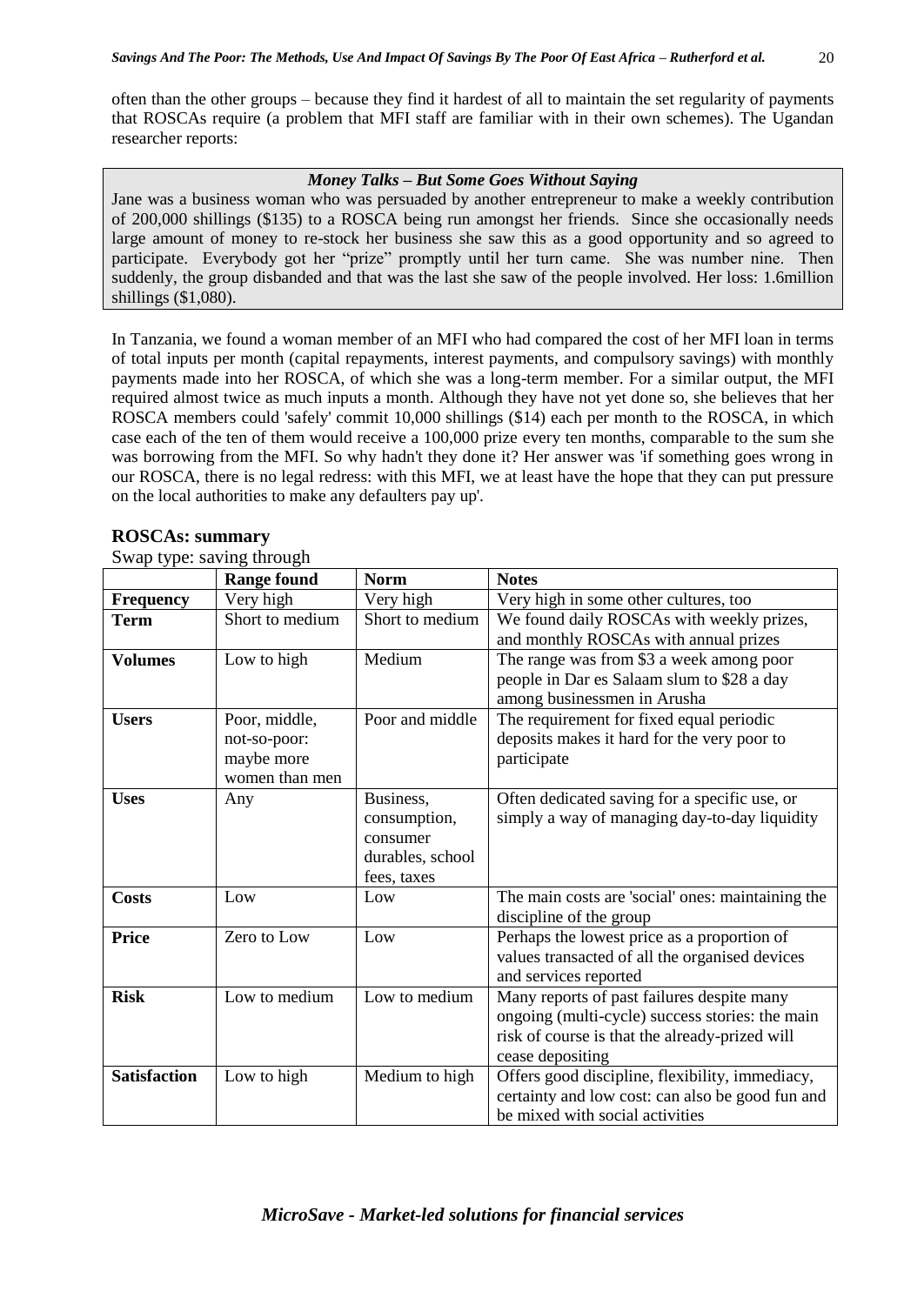often than the other groups – because they find it hardest of all to maintain the set regularity of payments that ROSCAs require (a problem that MFI staff are familiar with in their own schemes). The Ugandan researcher reports:

> ***Money Talks – But Some Goes Without Saying***
>
> Jane was a business woman who was persuaded by another entrepreneur to make a weekly contribution of 200,000 shillings ($135) to a ROSCA being run amongst her friends. Since she occasionally needs large amount of money to re-stock her business she saw this as a good opportunity and so agreed to participate. Everybody got her "prize" promptly until her turn came. She was number nine. Then suddenly, the group disbanded and that was the last she saw of the people involved. Her loss: 1.6million shillings ($1,080).

In Tanzania, we found a woman member of an MFI who had compared the cost of her MFI loan in terms of total inputs per month (capital repayments, interest payments, and compulsory savings) with monthly payments made into her ROSCA, of which she was a long-term member. For a similar output, the MFI required almost twice as much inputs a month. Although they have not yet done so, she believes that her ROSCA members could 'safely' commit 10,000 shillings ($14) each per month to the ROSCA, in which case each of the ten of them would receive a 100,000 prize every ten months, comparable to the sum she was borrowing from the MFI. So why hadn't they done it? Her answer was 'if something goes wrong in our ROSCA, there is no legal redress: with this MFI, we at least have the hope that they can put pressure on the local authorities to make any defaulters pay up'.

### ROSCAs: summary

Swap type: saving through

| | Range found | Norm | Notes |
|---|---|---|---|
| **Frequency** | Very high | Very high | Very high in some other cultures, too |
| **Term** | Short to medium | Short to medium | We found daily ROSCAs with weekly prizes, and monthly ROSCAs with annual prizes |
| **Volumes** | Low to high | Medium | The range was from $3 a week among poor people in Dar es Salaam slum to $28 a day among businessmen in Arusha |
| **Users** | Poor, middle, not-so-poor: maybe more women than men | Poor and middle | The requirement for fixed equal periodic deposits makes it hard for the very poor to participate |
| **Uses** | Any | Business, consumption, consumer durables, school fees, taxes | Often dedicated saving for a specific use, or simply a way of managing day-to-day liquidity |
| **Costs** | Low | Low | The main costs are 'social' ones: maintaining the discipline of the group |
| **Price** | Zero to Low | Low | Perhaps the lowest price as a proportion of values transacted of all the organised devices and services reported |
| **Risk** | Low to medium | Low to medium | Many reports of past failures despite many ongoing (multi-cycle) success stories: the main risk of course is that the already-prized will cease depositing |
| **Satisfaction** | Low to high | Medium to high | Offers good discipline, flexibility, immediacy, certainty and low cost: can also be good fun and be mixed with social activities |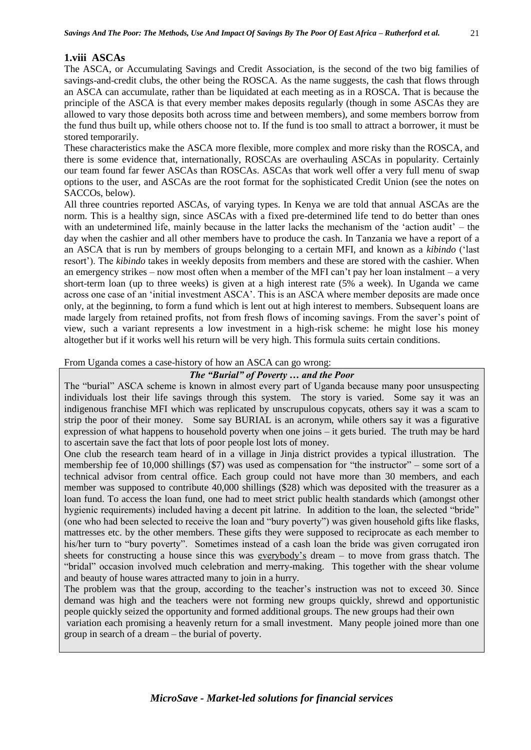### 1.viii ASCAs

The ASCA, or Accumulating Savings and Credit Association, is the second of the two big families of savings-and-credit clubs, the other being the ROSCA. As the name suggests, the cash that flows through an ASCA can accumulate, rather than be liquidated at each meeting as in a ROSCA. That is because the principle of the ASCA is that every member makes deposits regularly (though in some ASCAs they are allowed to vary those deposits both across time and between members), and some members borrow from the fund thus built up, while others choose not to. If the fund is too small to attract a borrower, it must be stored temporarily.

These characteristics make the ASCA more flexible, more complex and more risky than the ROSCA, and there is some evidence that, internationally, ROSCAs are overhauling ASCAs in popularity. Certainly our team found far fewer ASCAs than ROSCAs. ASCAs that work well offer a very full menu of swap options to the user, and ASCAs are the root format for the sophisticated Credit Union (see the notes on SACCOs, below).

All three countries reported ASCAs, of varying types. In Kenya we are told that annual ASCAs are the norm. This is a healthy sign, since ASCAs with a fixed pre-determined life tend to do better than ones with an undetermined life, mainly because in the latter lacks the mechanism of the 'action audit' – the day when the cashier and all other members have to produce the cash. In Tanzania we have a report of a an ASCA that is run by members of groups belonging to a certain MFI, and known as a *kibindo* ('last resort'). The *kibindo* takes in weekly deposits from members and these are stored with the cashier. When an emergency strikes – now most often when a member of the MFI can't pay her loan instalment – a very short-term loan (up to three weeks) is given at a high interest rate (5% a week). In Uganda we came across one case of an 'initial investment ASCA'. This is an ASCA where member deposits are made once only, at the beginning, to form a fund which is lent out at high interest to members. Subsequent loans are made largely from retained profits, not from fresh flows of incoming savings. From the saver's point of view, such a variant represents a low investment in a high-risk scheme: he might lose his money altogether but if it works well his return will be very high. This formula suits certain conditions.

From Uganda comes a case-history of how an ASCA can go wrong:

***The "Burial" of Poverty … and the Poor***

The "burial" ASCA scheme is known in almost every part of Uganda because many poor unsuspecting individuals lost their life savings through this system. The story is varied. Some say it was an indigenous franchise MFI which was replicated by unscrupulous copycats, others say it was a scam to strip the poor of their money. Some say BURIAL is an acronym, while others say it was a figurative expression of what happens to household poverty when one joins – it gets buried. The truth may be hard to ascertain save the fact that lots of poor people lost lots of money.

One club the research team heard of in a village in Jinja district provides a typical illustration. The membership fee of 10,000 shillings ($7) was used as compensation for "the instructor" – some sort of a technical advisor from central office. Each group could not have more than 30 members, and each member was supposed to contribute 40,000 shillings ($28) which was deposited with the treasurer as a loan fund. To access the loan fund, one had to meet strict public health standards which (amongst other hygienic requirements) included having a decent pit latrine. In addition to the loan, the selected "bride" (one who had been selected to receive the loan and "bury poverty") was given household gifts like flasks, mattresses etc. by the other members. These gifts they were supposed to reciprocate as each member to his/her turn to "bury poverty". Sometimes instead of a cash loan the bride was given corrugated iron sheets for constructing a house since this was <u>everybody's</u> dream – to move from grass thatch. The "bridal" occasion involved much celebration and merry-making. This together with the shear volume and beauty of house wares attracted many to join in a hurry.

The problem was that the group, according to the teacher's instruction was not to exceed 30. Since demand was high and the teachers were not forming new groups quickly, shrewd and opportunistic people quickly seized the opportunity and formed additional groups. The new groups had their own variation each promising a heavenly return for a small investment. Many people joined more than one group in search of a dream – the burial of poverty.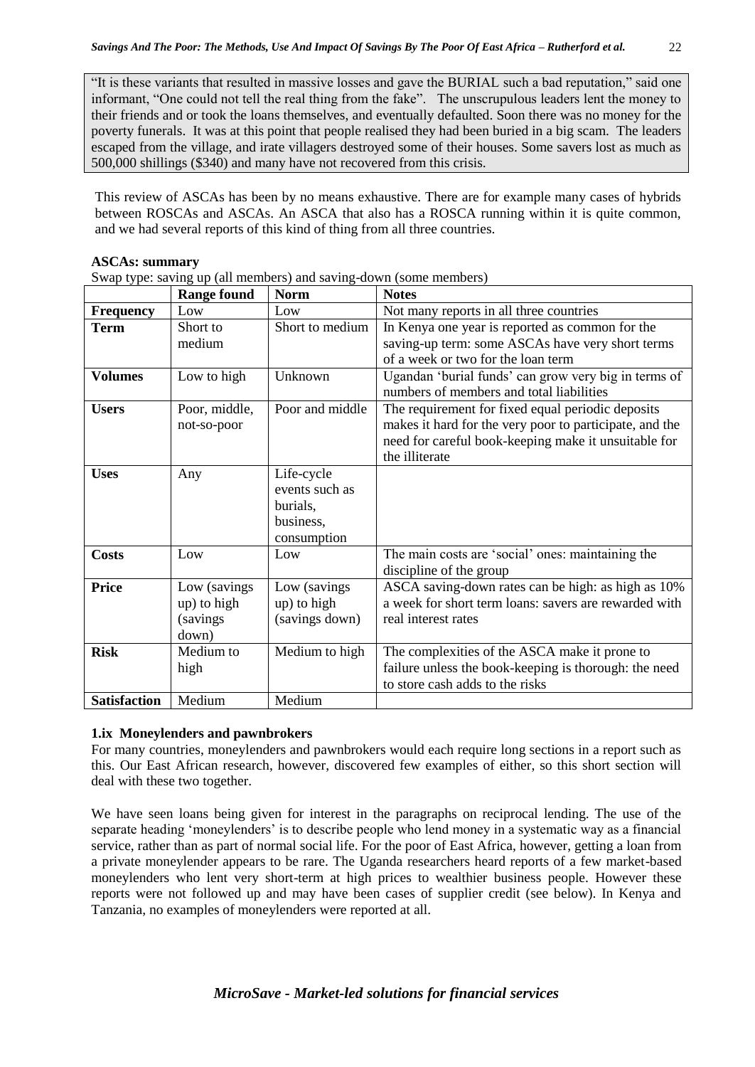"It is these variants that resulted in massive losses and gave the BURIAL such a bad reputation," said one informant, "One could not tell the real thing from the fake". The unscrupulous leaders lent the money to their friends and or took the loans themselves, and eventually defaulted. Soon there was no money for the poverty funerals. It was at this point that people realised they had been buried in a big scam. The leaders escaped from the village, and irate villagers destroyed some of their houses. Some savers lost as much as 500,000 shillings ($340) and many have not recovered from this crisis.

This review of ASCAs has been by no means exhaustive. There are for example many cases of hybrids between ROSCAs and ASCAs. An ASCA that also has a ROSCA running within it is quite common, and we had several reports of this kind of thing from all three countries.

**ASCAs: summary**

Swap type: saving up (all members) and saving-down (some members)

| | Range found | Norm | Notes |
|---|---|---|---|
| **Frequency** | Low | Low | Not many reports in all three countries |
| **Term** | Short to medium | Short to medium | In Kenya one year is reported as common for the saving-up term: some ASCAs have very short terms of a week or two for the loan term |
| **Volumes** | Low to high | Unknown | Ugandan 'burial funds' can grow very big in terms of numbers of members and total liabilities |
| **Users** | Poor, middle, not-so-poor | Poor and middle | The requirement for fixed equal periodic deposits makes it hard for the very poor to participate, and the need for careful book-keeping make it unsuitable for the illiterate |
| **Uses** | Any | Life-cycle events such as burials, business, consumption | |
| **Costs** | Low | Low | The main costs are 'social' ones: maintaining the discipline of the group |
| **Price** | Low (savings up) to high (savings down) | Low (savings up) to high (savings down) | ASCA saving-down rates can be high: as high as 10% a week for short term loans: savers are rewarded with real interest rates |
| **Risk** | Medium to high | Medium to high | The complexities of the ASCA make it prone to failure unless the book-keeping is thorough: the need to store cash adds to the risks |
| **Satisfaction** | Medium | Medium | |

### 1.ix Moneylenders and pawnbrokers

For many countries, moneylenders and pawnbrokers would each require long sections in a report such as this. Our East African research, however, discovered few examples of either, so this short section will deal with these two together.

We have seen loans being given for interest in the paragraphs on reciprocal lending. The use of the separate heading 'moneylenders' is to describe people who lend money in a systematic way as a financial service, rather than as part of normal social life. For the poor of East Africa, however, getting a loan from a private moneylender appears to be rare. The Uganda researchers heard reports of a few market-based moneylenders who lent very short-term at high prices to wealthier business people. However these reports were not followed up and may have been cases of supplier credit (see below). In Kenya and Tanzania, no examples of moneylenders were reported at all.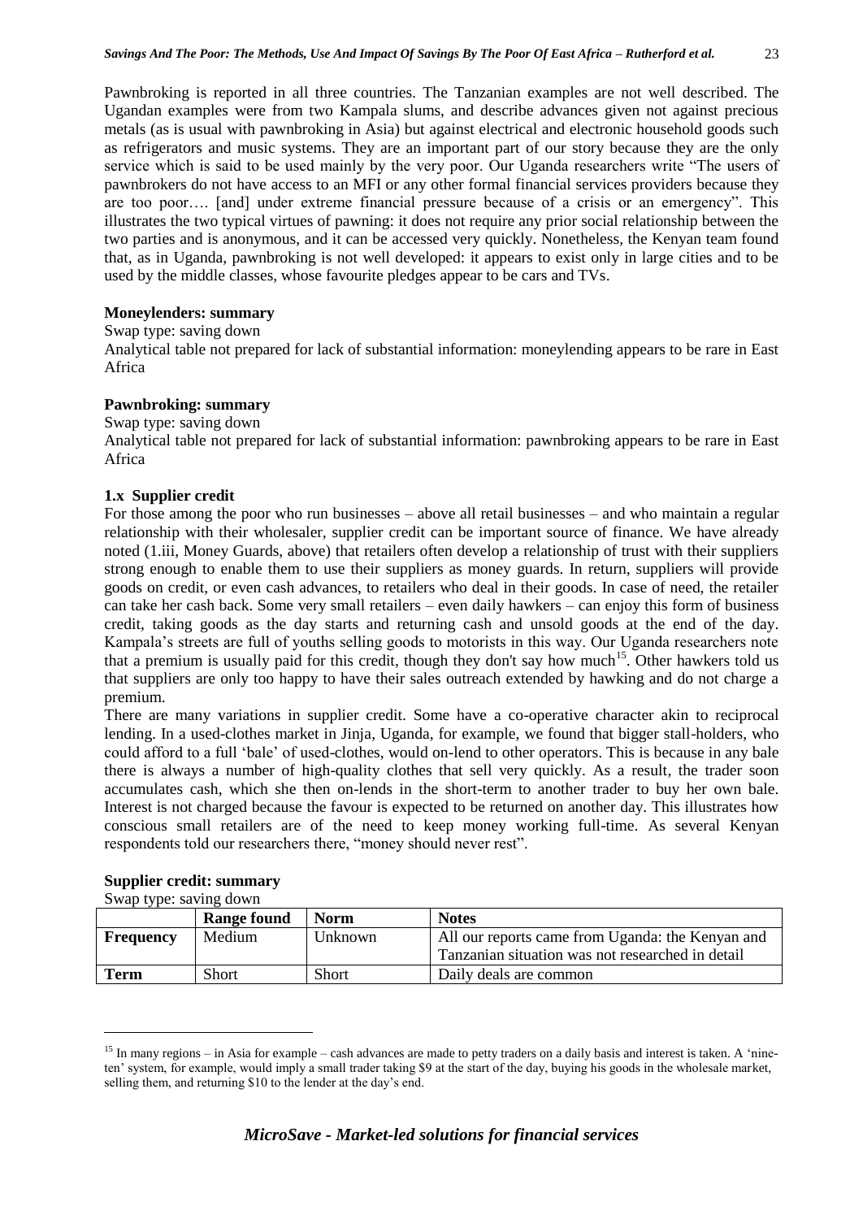Pawnbroking is reported in all three countries. The Tanzanian examples are not well described. The Ugandan examples were from two Kampala slums, and describe advances given not against precious metals (as is usual with pawnbroking in Asia) but against electrical and electronic household goods such as refrigerators and music systems. They are an important part of our story because they are the only service which is said to be used mainly by the very poor. Our Uganda researchers write "The users of pawnbrokers do not have access to an MFI or any other formal financial services providers because they are too poor…. [and] under extreme financial pressure because of a crisis or an emergency". This illustrates the two typical virtues of pawning: it does not require any prior social relationship between the two parties and is anonymous, and it can be accessed very quickly. Nonetheless, the Kenyan team found that, as in Uganda, pawnbroking is not well developed: it appears to exist only in large cities and to be used by the middle classes, whose favourite pledges appear to be cars and TVs.

**Moneylenders: summary**

Swap type: saving down

Analytical table not prepared for lack of substantial information: moneylending appears to be rare in East Africa

**Pawnbroking: summary**

Swap type: saving down

Analytical table not prepared for lack of substantial information: pawnbroking appears to be rare in East Africa

### 1.x Supplier credit

For those among the poor who run businesses – above all retail businesses – and who maintain a regular relationship with their wholesaler, supplier credit can be important source of finance. We have already noted (1.iii, Money Guards, above) that retailers often develop a relationship of trust with their suppliers strong enough to enable them to use their suppliers as money guards. In return, suppliers will provide goods on credit, or even cash advances, to retailers who deal in their goods. In case of need, the retailer can take her cash back. Some very small retailers – even daily hawkers – can enjoy this form of business credit, taking goods as the day starts and returning cash and unsold goods at the end of the day. Kampala's streets are full of youths selling goods to motorists in this way. Our Uganda researchers note that a premium is usually paid for this credit, though they don't say how much[15]. Other hawkers told us that suppliers are only too happy to have their sales outreach extended by hawking and do not charge a premium.

There are many variations in supplier credit. Some have a co-operative character akin to reciprocal lending. In a used-clothes market in Jinja, Uganda, for example, we found that bigger stall-holders, who could afford to a full 'bale' of used-clothes, would on-lend to other operators. This is because in any bale there is always a number of high-quality clothes that sell very quickly. As a result, the trader soon accumulates cash, which she then on-lends in the short-term to another trader to buy her own bale. Interest is not charged because the favour is expected to be returned on another day. This illustrates how conscious small retailers are of the need to keep money working full-time. As several Kenyan respondents told our researchers there, "money should never rest".

**Supplier credit: summary**

Swap type: saving down

| | Range found | Norm | Notes |
|---|---|---|---|
| **Frequency** | Medium | Unknown | All our reports came from Uganda: the Kenyan and Tanzanian situation was not researched in detail |
| **Term** | Short | Short | Daily deals are common |

[15] In many regions – in Asia for example – cash advances are made to petty traders on a daily basis and interest is taken. A 'nine-ten' system, for example, would imply a small trader taking $9 at the start of the day, buying his goods in the wholesale market, selling them, and returning $10 to the lender at the day's end.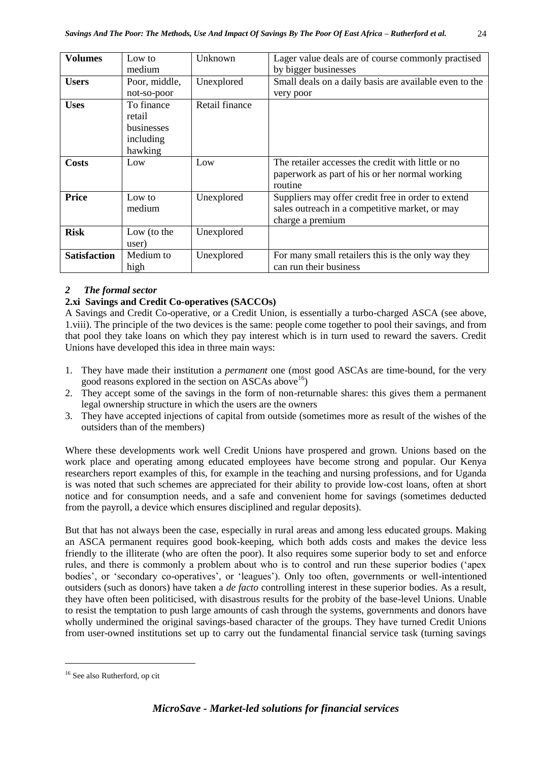| Volumes | Low to medium | Unknown | Lager value deals are of course commonly practised by bigger businesses |
|---|---|---|---|
| **Users** | Poor, middle, not-so-poor | Unexplored | Small deals on a daily basis are available even to the very poor |
| **Uses** | To finance retail businesses including hawking | Retail finance | |
| **Costs** | Low | Low | The retailer accesses the credit with little or no paperwork as part of his or her normal working routine |
| **Price** | Low to medium | Unexplored | Suppliers may offer credit free in order to extend sales outreach in a competitive market, or may charge a premium |
| **Risk** | Low (to the user) | Unexplored | |
| **Satisfaction** | Medium to high | Unexplored | For many small retailers this is the only way they can run their business |

## *2 The formal sector*

### 2.xi Savings and Credit Co-operatives (SACCOs)

A Savings and Credit Co-operative, or a Credit Union, is essentially a turbo-charged ASCA (see above, 1.viii). The principle of the two devices is the same: people come together to pool their savings, and from that pool they take loans on which they pay interest which is in turn used to reward the savers. Credit Unions have developed this idea in three main ways:

1. They have made their institution a *permanent* one (most good ASCAs are time-bound, for the very good reasons explored in the section on ASCAs above[16])
2. They accept some of the savings in the form of non-returnable shares: this gives them a permanent legal ownership structure in which the users are the owners
3. They have accepted injections of capital from outside (sometimes more as result of the wishes of the outsiders than of the members)

Where these developments work well Credit Unions have prospered and grown. Unions based on the work place and operating among educated employees have become strong and popular. Our Kenya researchers report examples of this, for example in the teaching and nursing professions, and for Uganda is was noted that such schemes are appreciated for their ability to provide low-cost loans, often at short notice and for consumption needs, and a safe and convenient home for savings (sometimes deducted from the payroll, a device which ensures disciplined and regular deposits).

But that has not always been the case, especially in rural areas and among less educated groups. Making an ASCA permanent requires good book-keeping, which both adds costs and makes the device less friendly to the illiterate (who are often the poor). It also requires some superior body to set and enforce rules, and there is commonly a problem about who is to control and run these superior bodies ('apex bodies', or 'secondary co-operatives', or 'leagues'). Only too often, governments or well-intentioned outsiders (such as donors) have taken a *de facto* controlling interest in these superior bodies. As a result, they have often been politicised, with disastrous results for the probity of the base-level Unions. Unable to resist the temptation to push large amounts of cash through the systems, governments and donors have wholly undermined the original savings-based character of the groups. They have turned Credit Unions from user-owned institutions set up to carry out the fundamental financial service task (turning savings

---

[16] See also Rutherford, op cit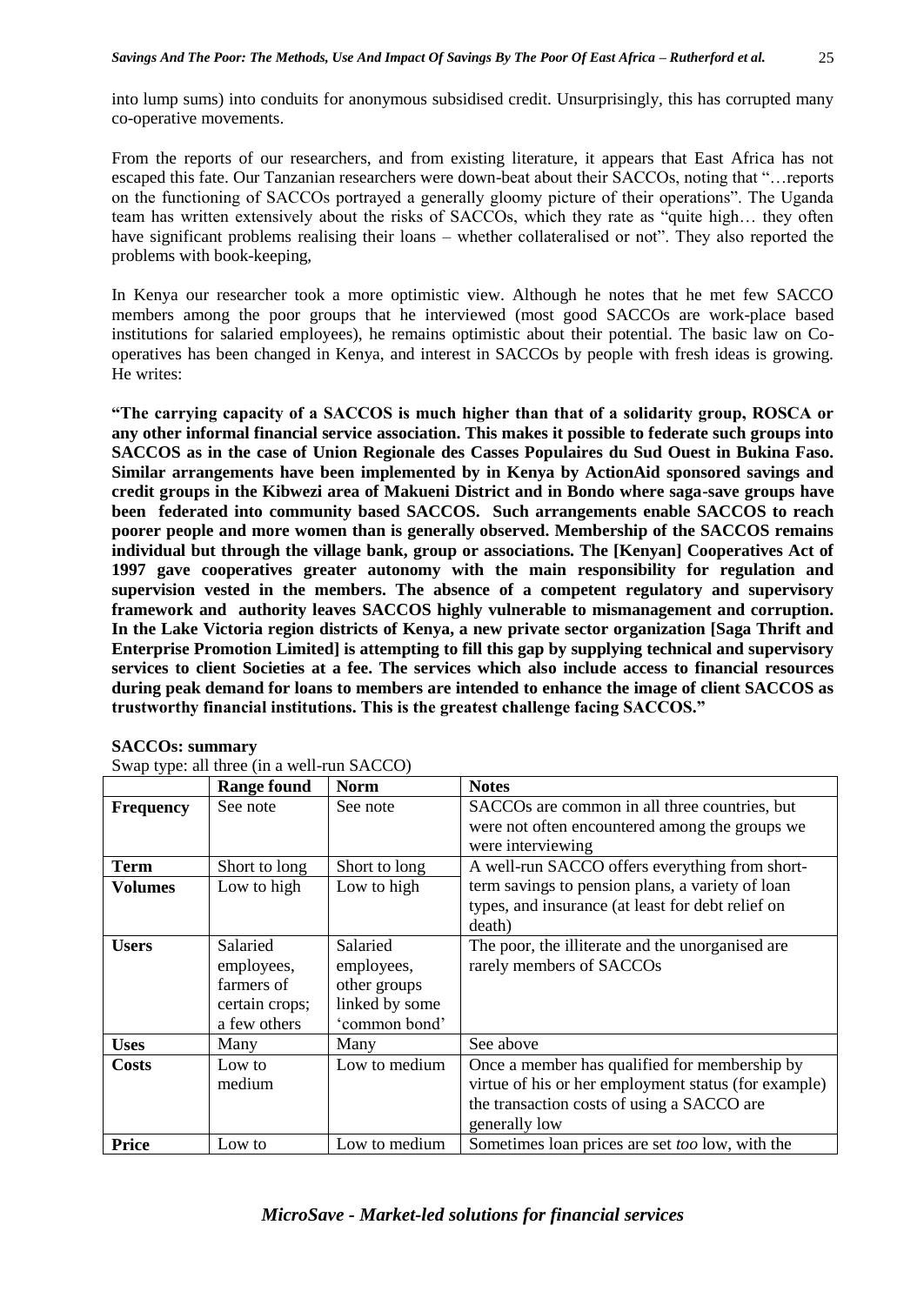into lump sums) into conduits for anonymous subsidised credit. Unsurprisingly, this has corrupted many co-operative movements.

From the reports of our researchers, and from existing literature, it appears that East Africa has not escaped this fate. Our Tanzanian researchers were down-beat about their SACCOs, noting that "…reports on the functioning of SACCOs portrayed a generally gloomy picture of their operations". The Uganda team has written extensively about the risks of SACCOs, which they rate as "quite high… they often have significant problems realising their loans – whether collateralised or not". They also reported the problems with book-keeping,

In Kenya our researcher took a more optimistic view. Although he notes that he met few SACCO members among the poor groups that he interviewed (most good SACCOs are work-place based institutions for salaried employees), he remains optimistic about their potential. The basic law on Co-operatives has been changed in Kenya, and interest in SACCOs by people with fresh ideas is growing. He writes:

**"The carrying capacity of a SACCOS is much higher than that of a solidarity group, ROSCA or any other informal financial service association. This makes it possible to federate such groups into SACCOS as in the case of Union Regionale des Casses Populaires du Sud Ouest in Bukina Faso. Similar arrangements have been implemented by in Kenya by ActionAid sponsored savings and credit groups in the Kibwezi area of Makueni District and in Bondo where saga-save groups have been federated into community based SACCOS. Such arrangements enable SACCOS to reach poorer people and more women than is generally observed. Membership of the SACCOS remains individual but through the village bank, group or associations. The [Kenyan] Cooperatives Act of 1997 gave cooperatives greater autonomy with the main responsibility for regulation and supervision vested in the members. The absence of a competent regulatory and supervisory framework and authority leaves SACCOS highly vulnerable to mismanagement and corruption. In the Lake Victoria region districts of Kenya, a new private sector organization [Saga Thrift and Enterprise Promotion Limited] is attempting to fill this gap by supplying technical and supervisory services to client Societies at a fee. The services which also include access to financial resources during peak demand for loans to members are intended to enhance the image of client SACCOS as trustworthy financial institutions. This is the greatest challenge facing SACCOS."**

**SACCOs: summary**

Swap type: all three (in a well-run SACCO)

| | **Range found** | **Norm** | **Notes** |
|---|---|---|---|
| **Frequency** | See note | See note | SACCOs are common in all three countries, but were not often encountered among the groups we were interviewing |
| **Term** | Short to long | Short to long | A well-run SACCO offers everything from short-term savings to pension plans, a variety of loan types, and insurance (at least for debt relief on death) |
| **Volumes** | Low to high | Low to high | |
| **Users** | Salaried employees, farmers of certain crops; a few others | Salaried employees, other groups linked by some 'common bond' | The poor, the illiterate and the unorganised are rarely members of SACCOs |
| **Uses** | Many | Many | See above |
| **Costs** | Low to medium | Low to medium | Once a member has qualified for membership by virtue of his or her employment status (for example) the transaction costs of using a SACCO are generally low |
| **Price** | Low to | Low to medium | Sometimes loan prices are set *too* low, with the |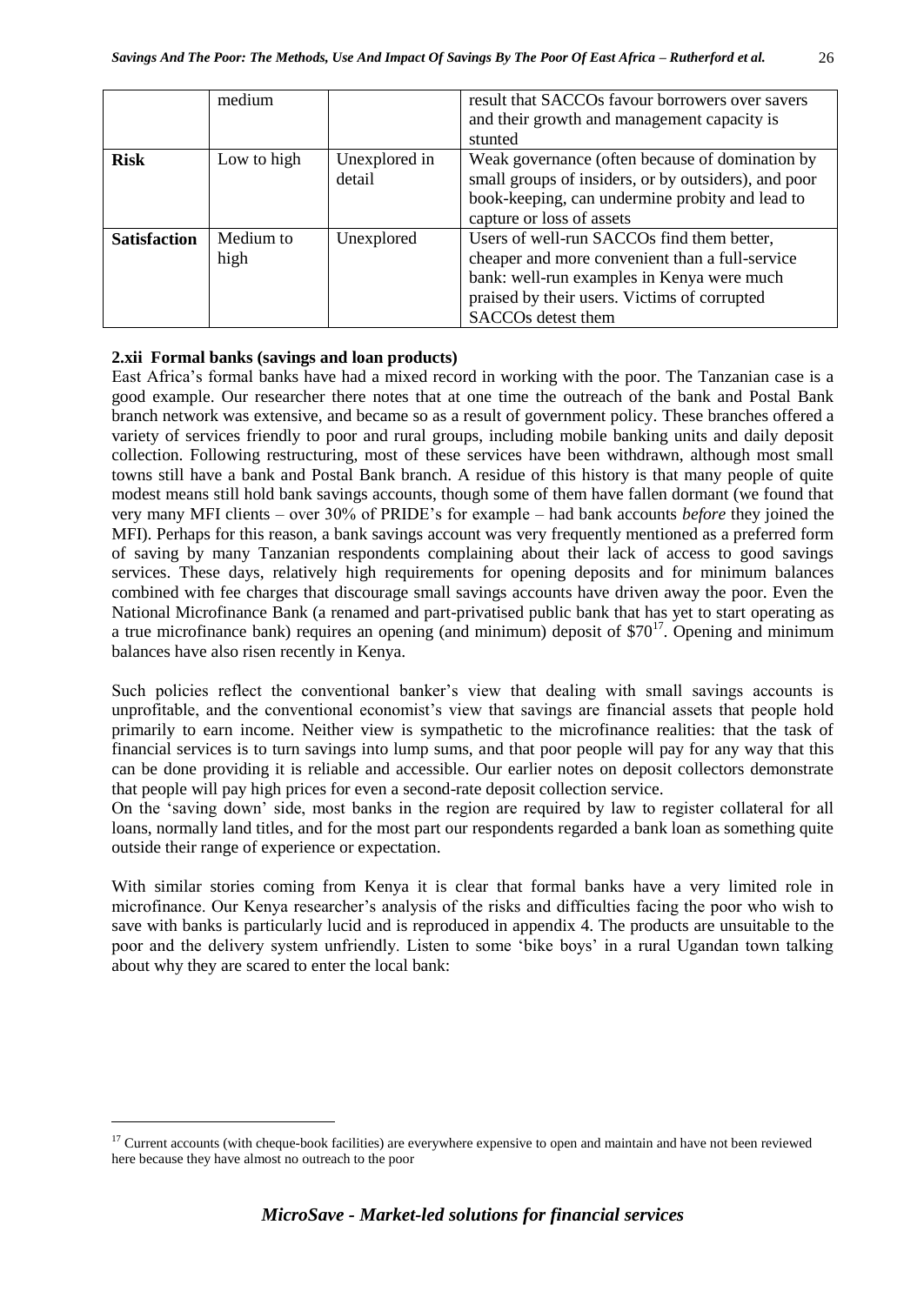| | medium | | result that SACCOs favour borrowers over savers and their growth and management capacity is stunted |
|---|---|---|---|
| **Risk** | Low to high | Unexplored in detail | Weak governance (often because of domination by small groups of insiders, or by outsiders), and poor book-keeping, can undermine probity and lead to capture or loss of assets |
| **Satisfaction** | Medium to high | Unexplored | Users of well-run SACCOs find them better, cheaper and more convenient than a full-service bank: well-run examples in Kenya were much praised by their users. Victims of corrupted SACCOs detest them |

### 2.xii Formal banks (savings and loan products)

East Africa's formal banks have had a mixed record in working with the poor. The Tanzanian case is a good example. Our researcher there notes that at one time the outreach of the bank and Postal Bank branch network was extensive, and became so as a result of government policy. These branches offered a variety of services friendly to poor and rural groups, including mobile banking units and daily deposit collection. Following restructuring, most of these services have been withdrawn, although most small towns still have a bank and Postal Bank branch. A residue of this history is that many people of quite modest means still hold bank savings accounts, though some of them have fallen dormant (we found that very many MFI clients – over 30% of PRIDE's for example – had bank accounts *before* they joined the MFI). Perhaps for this reason, a bank savings account was very frequently mentioned as a preferred form of saving by many Tanzanian respondents complaining about their lack of access to good savings services. These days, relatively high requirements for opening deposits and for minimum balances combined with fee charges that discourage small savings accounts have driven away the poor. Even the National Microfinance Bank (a renamed and part-privatised public bank that has yet to start operating as a true microfinance bank) requires an opening (and minimum) deposit of $70[17]. Opening and minimum balances have also risen recently in Kenya.

Such policies reflect the conventional banker's view that dealing with small savings accounts is unprofitable, and the conventional economist's view that savings are financial assets that people hold primarily to earn income. Neither view is sympathetic to the microfinance realities: that the task of financial services is to turn savings into lump sums, and that poor people will pay for any way that this can be done providing it is reliable and accessible. Our earlier notes on deposit collectors demonstrate that people will pay high prices for even a second-rate deposit collection service.

On the 'saving down' side, most banks in the region are required by law to register collateral for all loans, normally land titles, and for the most part our respondents regarded a bank loan as something quite outside their range of experience or expectation.

With similar stories coming from Kenya it is clear that formal banks have a very limited role in microfinance. Our Kenya researcher's analysis of the risks and difficulties facing the poor who wish to save with banks is particularly lucid and is reproduced in appendix 4. The products are unsuitable to the poor and the delivery system unfriendly. Listen to some 'bike boys' in a rural Ugandan town talking about why they are scared to enter the local bank:

[17] Current accounts (with cheque-book facilities) are everywhere expensive to open and maintain and have not been reviewed here because they have almost no outreach to the poor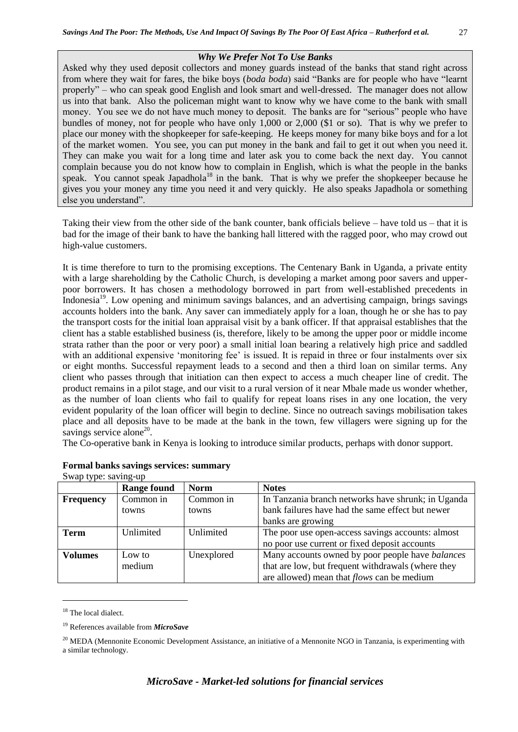### *Why We Prefer Not To Use Banks*

Asked why they used deposit collectors and money guards instead of the banks that stand right across from where they wait for fares, the bike boys (*boda boda*) said "Banks are for people who have "learnt properly" – who can speak good English and look smart and well-dressed. The manager does not allow us into that bank. Also the policeman might want to know why we have come to the bank with small money. You see we do not have much money to deposit. The banks are for "serious" people who have bundles of money, not for people who have only 1,000 or 2,000 ($1 or so). That is why we prefer to place our money with the shopkeeper for safe-keeping. He keeps money for many bike boys and for a lot of the market women. You see, you can put money in the bank and fail to get it out when you need it. They can make you wait for a long time and later ask you to come back the next day. You cannot complain because you do not know how to complain in English, which is what the people in the banks speak. You cannot speak Japadhola[18] in the bank. That is why we prefer the shopkeeper because he gives you your money any time you need it and very quickly. He also speaks Japadhola or something else you understand".

Taking their view from the other side of the bank counter, bank officials believe – have told us – that it is bad for the image of their bank to have the banking hall littered with the ragged poor, who may crowd out high-value customers.

It is time therefore to turn to the promising exceptions. The Centenary Bank in Uganda, a private entity with a large shareholding by the Catholic Church, is developing a market among poor savers and upper-poor borrowers. It has chosen a methodology borrowed in part from well-established precedents in Indonesia[19]. Low opening and minimum savings balances, and an advertising campaign, brings savings accounts holders into the bank. Any saver can immediately apply for a loan, though he or she has to pay the transport costs for the initial loan appraisal visit by a bank officer. If that appraisal establishes that the client has a stable established business (is, therefore, likely to be among the upper poor or middle income strata rather than the poor or very poor) a small initial loan bearing a relatively high price and saddled with an additional expensive 'monitoring fee' is issued. It is repaid in three or four instalments over six or eight months. Successful repayment leads to a second and then a third loan on similar terms. Any client who passes through that initiation can then expect to access a much cheaper line of credit. The product remains in a pilot stage, and our visit to a rural version of it near Mbale made us wonder whether, as the number of loan clients who fail to qualify for repeat loans rises in any one location, the very evident popularity of the loan officer will begin to decline. Since no outreach savings mobilisation takes place and all deposits have to be made at the bank in the town, few villagers were signing up for the savings service alone[20].

The Co-operative bank in Kenya is looking to introduce similar products, perhaps with donor support.

**Formal banks savings services: summary**

Swap type: saving-up

| | Range found | Norm | Notes |
|---|---|---|---|
| **Frequency** | Common in towns | Common in towns | In Tanzania branch networks have shrunk; in Uganda bank failures have had the same effect but newer banks are growing |
| **Term** | Unlimited | Unlimited | The poor use open-access savings accounts: almost no poor use current or fixed deposit accounts |
| **Volumes** | Low to medium | Unexplored | Many accounts owned by poor people have *balances* that are low, but frequent withdrawals (where they are allowed) mean that *flows* can be medium |

---

[18] The local dialect.

[19] References available from ***MicroSave***

[20] MEDA (Mennonite Economic Development Assistance, an initiative of a Mennonite NGO in Tanzania, is experimenting with a similar technology.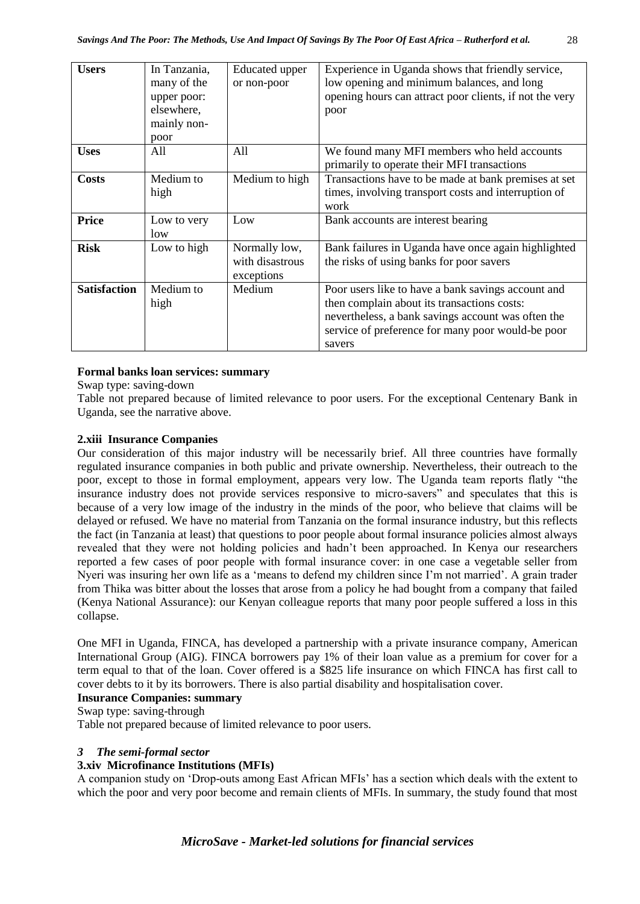| **Users** | In Tanzania, many of the upper poor: elsewhere, mainly non-poor | Educated upper or non-poor | Experience in Uganda shows that friendly service, low opening and minimum balances, and long opening hours can attract poor clients, if not the very poor |
|---|---|---|---|
| **Uses** | All | All | We found many MFI members who held accounts primarily to operate their MFI transactions |
| **Costs** | Medium to high | Medium to high | Transactions have to be made at bank premises at set times, involving transport costs and interruption of work |
| **Price** | Low to very low | Low | Bank accounts are interest bearing |
| **Risk** | Low to high | Normally low, with disastrous exceptions | Bank failures in Uganda have once again highlighted the risks of using banks for poor savers |
| **Satisfaction** | Medium to high | Medium | Poor users like to have a bank savings account and then complain about its transactions costs: nevertheless, a bank savings account was often the service of preference for many poor would-be poor savers |

**Formal banks loan services: summary**

Swap type: saving-down

Table not prepared because of limited relevance to poor users. For the exceptional Centenary Bank in Uganda, see the narrative above.

### 2.xiii Insurance Companies

Our consideration of this major industry will be necessarily brief. All three countries have formally regulated insurance companies in both public and private ownership. Nevertheless, their outreach to the poor, except to those in formal employment, appears very low. The Uganda team reports flatly "the insurance industry does not provide services responsive to micro-savers" and speculates that this is because of a very low image of the industry in the minds of the poor, who believe that claims will be delayed or refused. We have no material from Tanzania on the formal insurance industry, but this reflects the fact (in Tanzania at least) that questions to poor people about formal insurance policies almost always revealed that they were not holding policies and hadn't been approached. In Kenya our researchers reported a few cases of poor people with formal insurance cover: in one case a vegetable seller from Nyeri was insuring her own life as a 'means to defend my children since I'm not married'. A grain trader from Thika was bitter about the losses that arose from a policy he had bought from a company that failed (Kenya National Assurance): our Kenyan colleague reports that many poor people suffered a loss in this collapse.

One MFI in Uganda, FINCA, has developed a partnership with a private insurance company, American International Group (AIG). FINCA borrowers pay 1% of their loan value as a premium for cover for a term equal to that of the loan. Cover offered is a $825 life insurance on which FINCA has first call to cover debts to it by its borrowers. There is also partial disability and hospitalisation cover.

**Insurance Companies: summary**

Swap type: saving-through

Table not prepared because of limited relevance to poor users.

## *3 The semi-formal sector*

### 3.xiv Microfinance Institutions (MFIs)

A companion study on 'Drop-outs among East African MFIs' has a section which deals with the extent to which the poor and very poor become and remain clients of MFIs. In summary, the study found that most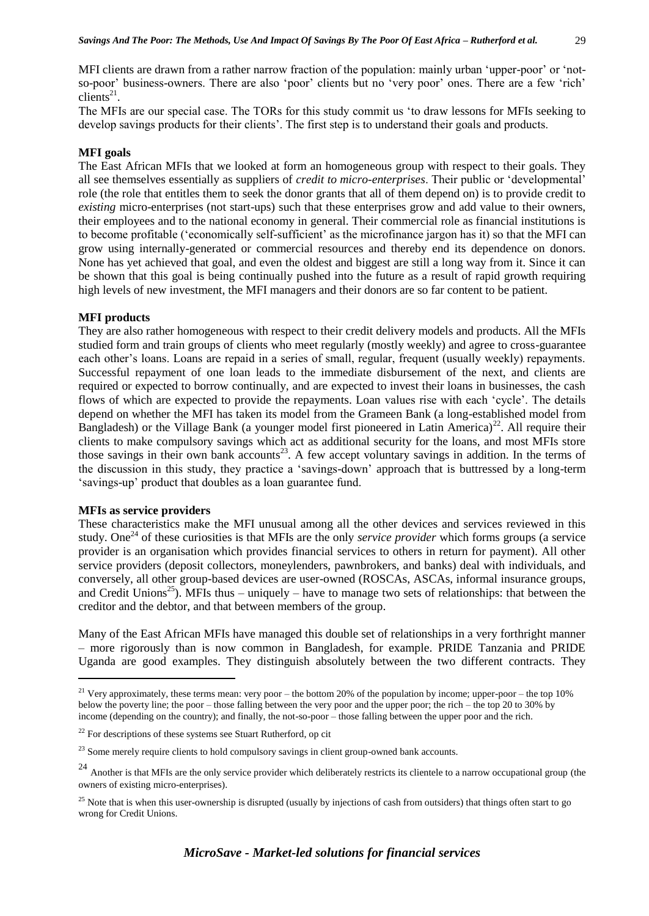MFI clients are drawn from a rather narrow fraction of the population: mainly urban 'upper-poor' or 'not-so-poor' business-owners. There are also 'poor' clients but no 'very poor' ones. There are a few 'rich' clients[21].

The MFIs are our special case. The TORs for this study commit us 'to draw lessons for MFIs seeking to develop savings products for their clients'. The first step is to understand their goals and products.

**MFI goals**

The East African MFIs that we looked at form an homogeneous group with respect to their goals. They all see themselves essentially as suppliers of *credit to micro-enterprises*. Their public or 'developmental' role (the role that entitles them to seek the donor grants that all of them depend on) is to provide credit to *existing* micro-enterprises (not start-ups) such that these enterprises grow and add value to their owners, their employees and to the national economy in general. Their commercial role as financial institutions is to become profitable ('economically self-sufficient' as the microfinance jargon has it) so that the MFI can grow using internally-generated or commercial resources and thereby end its dependence on donors. None has yet achieved that goal, and even the oldest and biggest are still a long way from it. Since it can be shown that this goal is being continually pushed into the future as a result of rapid growth requiring high levels of new investment, the MFI managers and their donors are so far content to be patient.

**MFI products**

They are also rather homogeneous with respect to their credit delivery models and products. All the MFIs studied form and train groups of clients who meet regularly (mostly weekly) and agree to cross-guarantee each other's loans. Loans are repaid in a series of small, regular, frequent (usually weekly) repayments. Successful repayment of one loan leads to the immediate disbursement of the next, and clients are required or expected to borrow continually, and are expected to invest their loans in businesses, the cash flows of which are expected to provide the repayments. Loan values rise with each 'cycle'. The details depend on whether the MFI has taken its model from the Grameen Bank (a long-established model from Bangladesh) or the Village Bank (a younger model first pioneered in Latin America)[22]. All require their clients to make compulsory savings which act as additional security for the loans, and most MFIs store those savings in their own bank accounts[23]. A few accept voluntary savings in addition. In the terms of the discussion in this study, they practice a 'savings-down' approach that is buttressed by a long-term 'savings-up' product that doubles as a loan guarantee fund.

**MFIs as service providers**

These characteristics make the MFI unusual among all the other devices and services reviewed in this study. One[24] of these curiosities is that MFIs are the only *service provider* which forms groups (a service provider is an organisation which provides financial services to others in return for payment). All other service providers (deposit collectors, moneylenders, pawnbrokers, and banks) deal with individuals, and conversely, all other group-based devices are user-owned (ROSCAs, ASCAs, informal insurance groups, and Credit Unions[25]). MFIs thus – uniquely – have to manage two sets of relationships: that between the creditor and the debtor, and that between members of the group.

Many of the East African MFIs have managed this double set of relationships in a very forthright manner – more rigorously than is now common in Bangladesh, for example. PRIDE Tanzania and PRIDE Uganda are good examples. They distinguish absolutely between the two different contracts. They

---

[21] Very approximately, these terms mean: very poor – the bottom 20% of the population by income; upper-poor – the top 10% below the poverty line; the poor – those falling between the very poor and the upper poor; the rich – the top 20 to 30% by income (depending on the country); and finally, the not-so-poor – those falling between the upper poor and the rich.

[22] For descriptions of these systems see Stuart Rutherford, op cit

[23] Some merely require clients to hold compulsory savings in client group-owned bank accounts.

[24] Another is that MFIs are the only service provider which deliberately restricts its clientele to a narrow occupational group (the owners of existing micro-enterprises).

[25] Note that is when this user-ownership is disrupted (usually by injections of cash from outsiders) that things often start to go wrong for Credit Unions.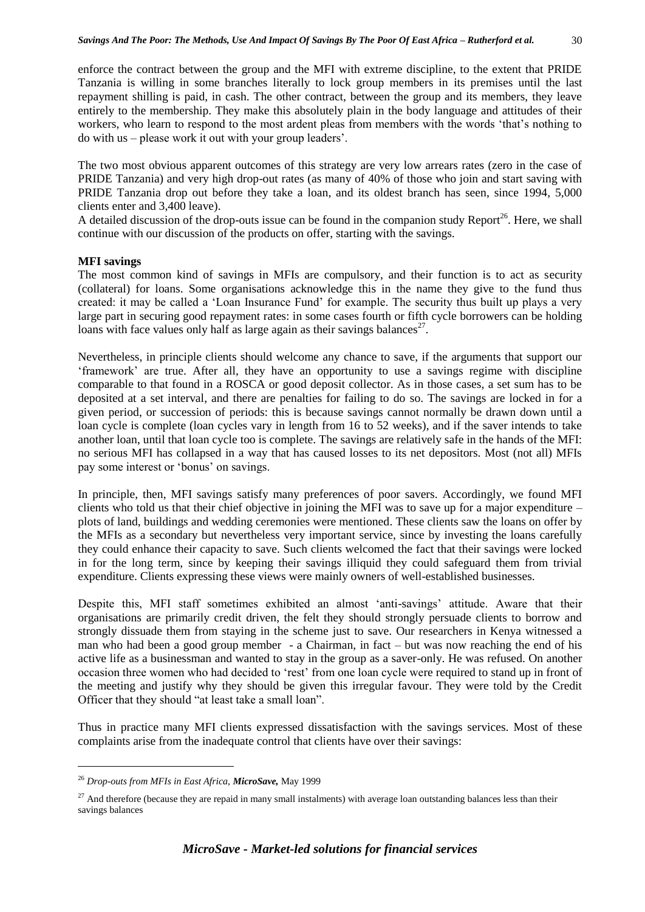enforce the contract between the group and the MFI with extreme discipline, to the extent that PRIDE Tanzania is willing in some branches literally to lock group members in its premises until the last repayment shilling is paid, in cash. The other contract, between the group and its members, they leave entirely to the membership. They make this absolutely plain in the body language and attitudes of their workers, who learn to respond to the most ardent pleas from members with the words 'that's nothing to do with us – please work it out with your group leaders'.

The two most obvious apparent outcomes of this strategy are very low arrears rates (zero in the case of PRIDE Tanzania) and very high drop-out rates (as many of 40% of those who join and start saving with PRIDE Tanzania drop out before they take a loan, and its oldest branch has seen, since 1994, 5,000 clients enter and 3,400 leave).

A detailed discussion of the drop-outs issue can be found in the companion study Report[26]. Here, we shall continue with our discussion of the products on offer, starting with the savings.

**MFI savings**

The most common kind of savings in MFIs are compulsory, and their function is to act as security (collateral) for loans. Some organisations acknowledge this in the name they give to the fund thus created: it may be called a 'Loan Insurance Fund' for example. The security thus built up plays a very large part in securing good repayment rates: in some cases fourth or fifth cycle borrowers can be holding loans with face values only half as large again as their savings balances[27].

Nevertheless, in principle clients should welcome any chance to save, if the arguments that support our 'framework' are true. After all, they have an opportunity to use a savings regime with discipline comparable to that found in a ROSCA or good deposit collector. As in those cases, a set sum has to be deposited at a set interval, and there are penalties for failing to do so. The savings are locked in for a given period, or succession of periods: this is because savings cannot normally be drawn down until a loan cycle is complete (loan cycles vary in length from 16 to 52 weeks), and if the saver intends to take another loan, until that loan cycle too is complete. The savings are relatively safe in the hands of the MFI: no serious MFI has collapsed in a way that has caused losses to its net depositors. Most (not all) MFIs pay some interest or 'bonus' on savings.

In principle, then, MFI savings satisfy many preferences of poor savers. Accordingly, we found MFI clients who told us that their chief objective in joining the MFI was to save up for a major expenditure – plots of land, buildings and wedding ceremonies were mentioned. These clients saw the loans on offer by the MFIs as a secondary but nevertheless very important service, since by investing the loans carefully they could enhance their capacity to save. Such clients welcomed the fact that their savings were locked in for the long term, since by keeping their savings illiquid they could safeguard them from trivial expenditure. Clients expressing these views were mainly owners of well-established businesses.

Despite this, MFI staff sometimes exhibited an almost 'anti-savings' attitude. Aware that their organisations are primarily credit driven, the felt they should strongly persuade clients to borrow and strongly dissuade them from staying in the scheme just to save. Our researchers in Kenya witnessed a man who had been a good group member - a Chairman, in fact – but was now reaching the end of his active life as a businessman and wanted to stay in the group as a saver-only. He was refused. On another occasion three women who had decided to 'rest' from one loan cycle were required to stand up in front of the meeting and justify why they should be given this irregular favour. They were told by the Credit Officer that they should "at least take a small loan".

Thus in practice many MFI clients expressed dissatisfaction with the savings services. Most of these complaints arise from the inadequate control that clients have over their savings:

---

[26] *Drop-outs from MFIs in East Africa, **MicroSave**,* May 1999

[27] And therefore (because they are repaid in many small instalments) with average loan outstanding balances less than their savings balances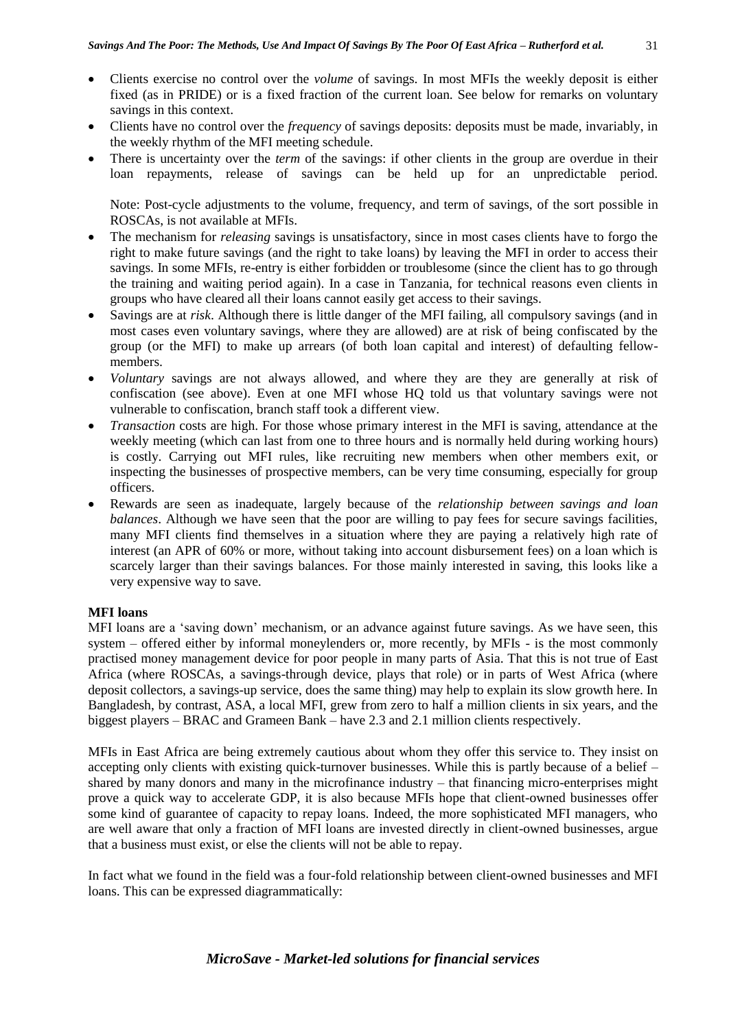- Clients exercise no control over the *volume* of savings. In most MFIs the weekly deposit is either fixed (as in PRIDE) or is a fixed fraction of the current loan. See below for remarks on voluntary savings in this context.
- Clients have no control over the *frequency* of savings deposits: deposits must be made, invariably, in the weekly rhythm of the MFI meeting schedule.
- There is uncertainty over the *term* of the savings: if other clients in the group are overdue in their loan repayments, release of savings can be held up for an unpredictable period.

  Note: Post-cycle adjustments to the volume, frequency, and term of savings, of the sort possible in ROSCAs, is not available at MFIs.
- The mechanism for *releasing* savings is unsatisfactory, since in most cases clients have to forgo the right to make future savings (and the right to take loans) by leaving the MFI in order to access their savings. In some MFIs, re-entry is either forbidden or troublesome (since the client has to go through the training and waiting period again). In a case in Tanzania, for technical reasons even clients in groups who have cleared all their loans cannot easily get access to their savings.
- Savings are at *risk*. Although there is little danger of the MFI failing, all compulsory savings (and in most cases even voluntary savings, where they are allowed) are at risk of being confiscated by the group (or the MFI) to make up arrears (of both loan capital and interest) of defaulting fellow-members.
- *Voluntary* savings are not always allowed, and where they are they are generally at risk of confiscation (see above). Even at one MFI whose HQ told us that voluntary savings were not vulnerable to confiscation, branch staff took a different view.
- *Transaction* costs are high. For those whose primary interest in the MFI is saving, attendance at the weekly meeting (which can last from one to three hours and is normally held during working hours) is costly. Carrying out MFI rules, like recruiting new members when other members exit, or inspecting the businesses of prospective members, can be very time consuming, especially for group officers.
- Rewards are seen as inadequate, largely because of the *relationship between savings and loan balances*. Although we have seen that the poor are willing to pay fees for secure savings facilities, many MFI clients find themselves in a situation where they are paying a relatively high rate of interest (an APR of 60% or more, without taking into account disbursement fees) on a loan which is scarcely larger than their savings balances. For those mainly interested in saving, this looks like a very expensive way to save.

**MFI loans**

MFI loans are a 'saving down' mechanism, or an advance against future savings. As we have seen, this system – offered either by informal moneylenders or, more recently, by MFIs - is the most commonly practised money management device for poor people in many parts of Asia. That this is not true of East Africa (where ROSCAs, a savings-through device, plays that role) or in parts of West Africa (where deposit collectors, a savings-up service, does the same thing) may help to explain its slow growth here. In Bangladesh, by contrast, ASA, a local MFI, grew from zero to half a million clients in six years, and the biggest players – BRAC and Grameen Bank – have 2.3 and 2.1 million clients respectively.

MFIs in East Africa are being extremely cautious about whom they offer this service to. They insist on accepting only clients with existing quick-turnover businesses. While this is partly because of a belief – shared by many donors and many in the microfinance industry – that financing micro-enterprises might prove a quick way to accelerate GDP, it is also because MFIs hope that client-owned businesses offer some kind of guarantee of capacity to repay loans. Indeed, the more sophisticated MFI managers, who are well aware that only a fraction of MFI loans are invested directly in client-owned businesses, argue that a business must exist, or else the clients will not be able to repay.

In fact what we found in the field was a four-fold relationship between client-owned businesses and MFI loans. This can be expressed diagrammatically: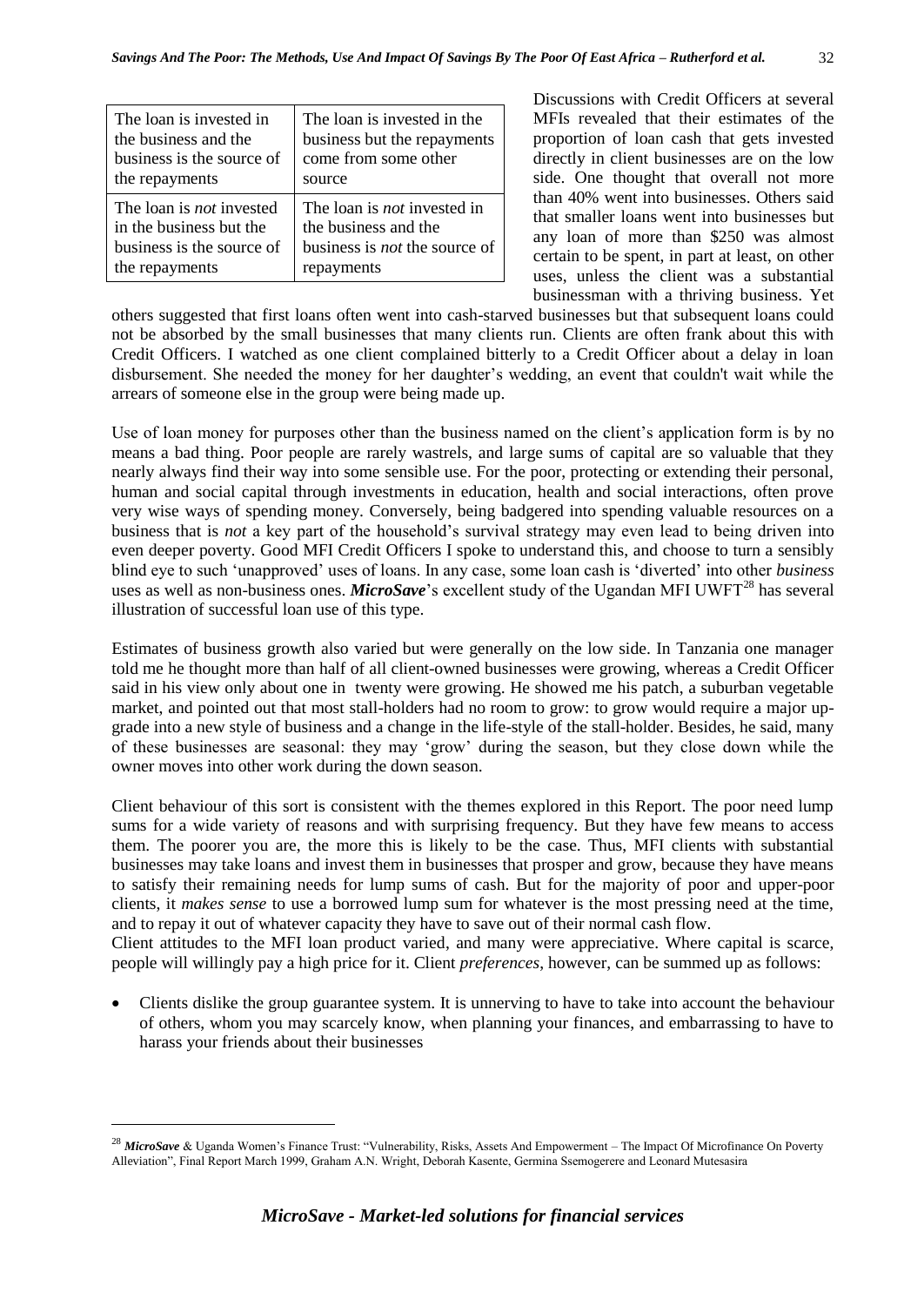| The loan is invested in the business and the business is the source of the repayments | The loan is invested in the business but the repayments come from some other source |
|---|---|
| The loan is *not* invested in the business but the business is the source of the repayments | The loan is *not* invested in the business and the business is *not* the source of repayments |

Discussions with Credit Officers at several MFIs revealed that their estimates of the proportion of loan cash that gets invested directly in client businesses are on the low side. One thought that overall not more than 40% went into businesses. Others said that smaller loans went into businesses but any loan of more than $250 was almost certain to be spent, in part at least, on other uses, unless the client was a substantial businessman with a thriving business. Yet others suggested that first loans often went into cash-starved businesses but that subsequent loans could not be absorbed by the small businesses that many clients run. Clients are often frank about this with Credit Officers. I watched as one client complained bitterly to a Credit Officer about a delay in loan disbursement. She needed the money for her daughter's wedding, an event that couldn't wait while the arrears of someone else in the group were being made up.

Use of loan money for purposes other than the business named on the client's application form is by no means a bad thing. Poor people are rarely wastrels, and large sums of capital are so valuable that they nearly always find their way into some sensible use. For the poor, protecting or extending their personal, human and social capital through investments in education, health and social interactions, often prove very wise ways of spending money. Conversely, being badgered into spending valuable resources on a business that is *not* a key part of the household's survival strategy may even lead to being driven into even deeper poverty. Good MFI Credit Officers I spoke to understand this, and choose to turn a sensibly blind eye to such 'unapproved' uses of loans. In any case, some loan cash is 'diverted' into other *business* uses as well as non-business ones. ***MicroSave***'s excellent study of the Ugandan MFI UWFT[28] has several illustration of successful loan use of this type.

Estimates of business growth also varied but were generally on the low side. In Tanzania one manager told me he thought more than half of all client-owned businesses were growing, whereas a Credit Officer said in his view only about one in twenty were growing. He showed me his patch, a suburban vegetable market, and pointed out that most stall-holders had no room to grow: to grow would require a major up-grade into a new style of business and a change in the life-style of the stall-holder. Besides, he said, many of these businesses are seasonal: they may 'grow' during the season, but they close down while the owner moves into other work during the down season.

Client behaviour of this sort is consistent with the themes explored in this Report. The poor need lump sums for a wide variety of reasons and with surprising frequency. But they have few means to access them. The poorer you are, the more this is likely to be the case. Thus, MFI clients with substantial businesses may take loans and invest them in businesses that prosper and grow, because they have means to satisfy their remaining needs for lump sums of cash. But for the majority of poor and upper-poor clients, it *makes sense* to use a borrowed lump sum for whatever is the most pressing need at the time, and to repay it out of whatever capacity they have to save out of their normal cash flow.

Client attitudes to the MFI loan product varied, and many were appreciative. Where capital is scarce, people will willingly pay a high price for it. Client *preferences*, however, can be summed up as follows:

- Clients dislike the group guarantee system. It is unnerving to have to take into account the behaviour of others, whom you may scarcely know, when planning your finances, and embarrassing to have to harass your friends about their businesses

---

[28] ***MicroSave*** & Uganda Women's Finance Trust: "Vulnerability, Risks, Assets And Empowerment – The Impact Of Microfinance On Poverty Alleviation", Final Report March 1999, Graham A.N. Wright, Deborah Kasente, Germina Ssemogerere and Leonard Mutesasira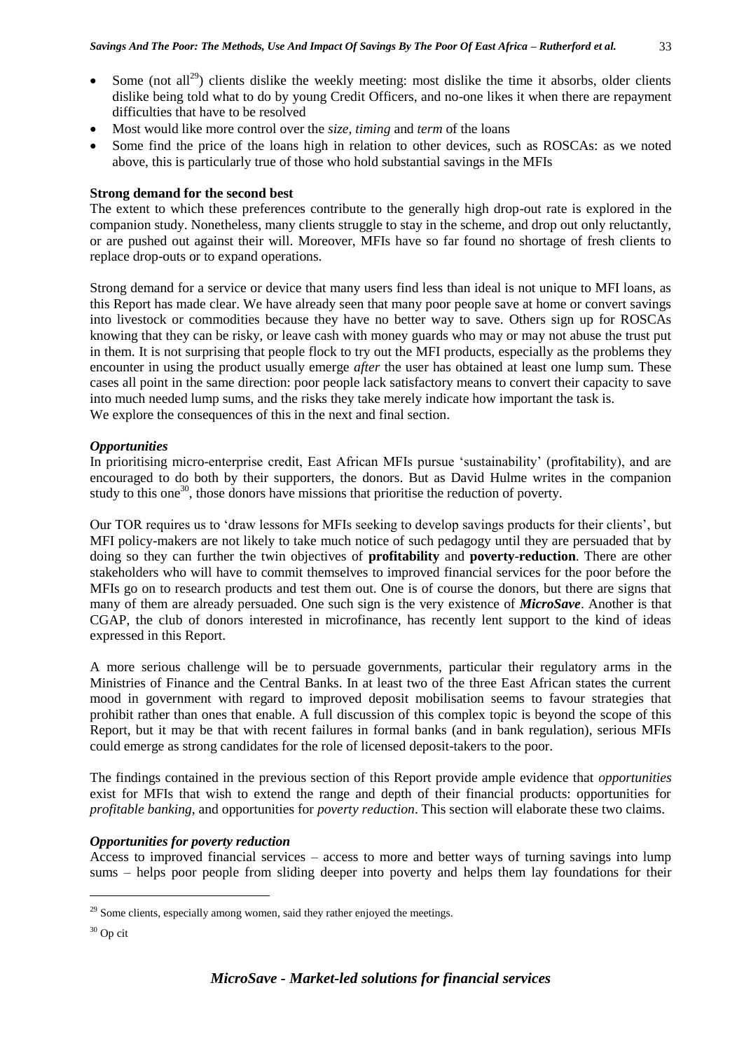- Some (not all[29]) clients dislike the weekly meeting: most dislike the time it absorbs, older clients dislike being told what to do by young Credit Officers, and no-one likes it when there are repayment difficulties that have to be resolved
- Most would like more control over the *size*, *timing* and *term* of the loans
- Some find the price of the loans high in relation to other devices, such as ROSCAs: as we noted above, this is particularly true of those who hold substantial savings in the MFIs

**Strong demand for the second best**

The extent to which these preferences contribute to the generally high drop-out rate is explored in the companion study. Nonetheless, many clients struggle to stay in the scheme, and drop out only reluctantly, or are pushed out against their will. Moreover, MFIs have so far found no shortage of fresh clients to replace drop-outs or to expand operations.

Strong demand for a service or device that many users find less than ideal is not unique to MFI loans, as this Report has made clear. We have already seen that many poor people save at home or convert savings into livestock or commodities because they have no better way to save. Others sign up for ROSCAs knowing that they can be risky, or leave cash with money guards who may or may not abuse the trust put in them. It is not surprising that people flock to try out the MFI products, especially as the problems they encounter in using the product usually emerge *after* the user has obtained at least one lump sum. These cases all point in the same direction: poor people lack satisfactory means to convert their capacity to save into much needed lump sums, and the risks they take merely indicate how important the task is.
We explore the consequences of this in the next and final section.

***Opportunities***

In prioritising micro-enterprise credit, East African MFIs pursue 'sustainability' (profitability), and are encouraged to do both by their supporters, the donors. But as David Hulme writes in the companion study to this one[30], those donors have missions that prioritise the reduction of poverty.

Our TOR requires us to 'draw lessons for MFIs seeking to develop savings products for their clients', but MFI policy-makers are not likely to take much notice of such pedagogy until they are persuaded that by doing so they can further the twin objectives of **profitability** and **poverty-reduction**. There are other stakeholders who will have to commit themselves to improved financial services for the poor before the MFIs go on to research products and test them out. One is of course the donors, but there are signs that many of them are already persuaded. One such sign is the very existence of ***MicroSave***. Another is that CGAP, the club of donors interested in microfinance, has recently lent support to the kind of ideas expressed in this Report.

A more serious challenge will be to persuade governments, particular their regulatory arms in the Ministries of Finance and the Central Banks. In at least two of the three East African states the current mood in government with regard to improved deposit mobilisation seems to favour strategies that prohibit rather than ones that enable. A full discussion of this complex topic is beyond the scope of this Report, but it may be that with recent failures in formal banks (and in bank regulation), serious MFIs could emerge as strong candidates for the role of licensed deposit-takers to the poor.

The findings contained in the previous section of this Report provide ample evidence that *opportunities* exist for MFIs that wish to extend the range and depth of their financial products: opportunities for *profitable banking*, and opportunities for *poverty reduction*. This section will elaborate these two claims.

***Opportunities for poverty reduction***

Access to improved financial services – access to more and better ways of turning savings into lump sums – helps poor people from sliding deeper into poverty and helps them lay foundations for their

[29] Some clients, especially among women, said they rather enjoyed the meetings.

[30] Op cit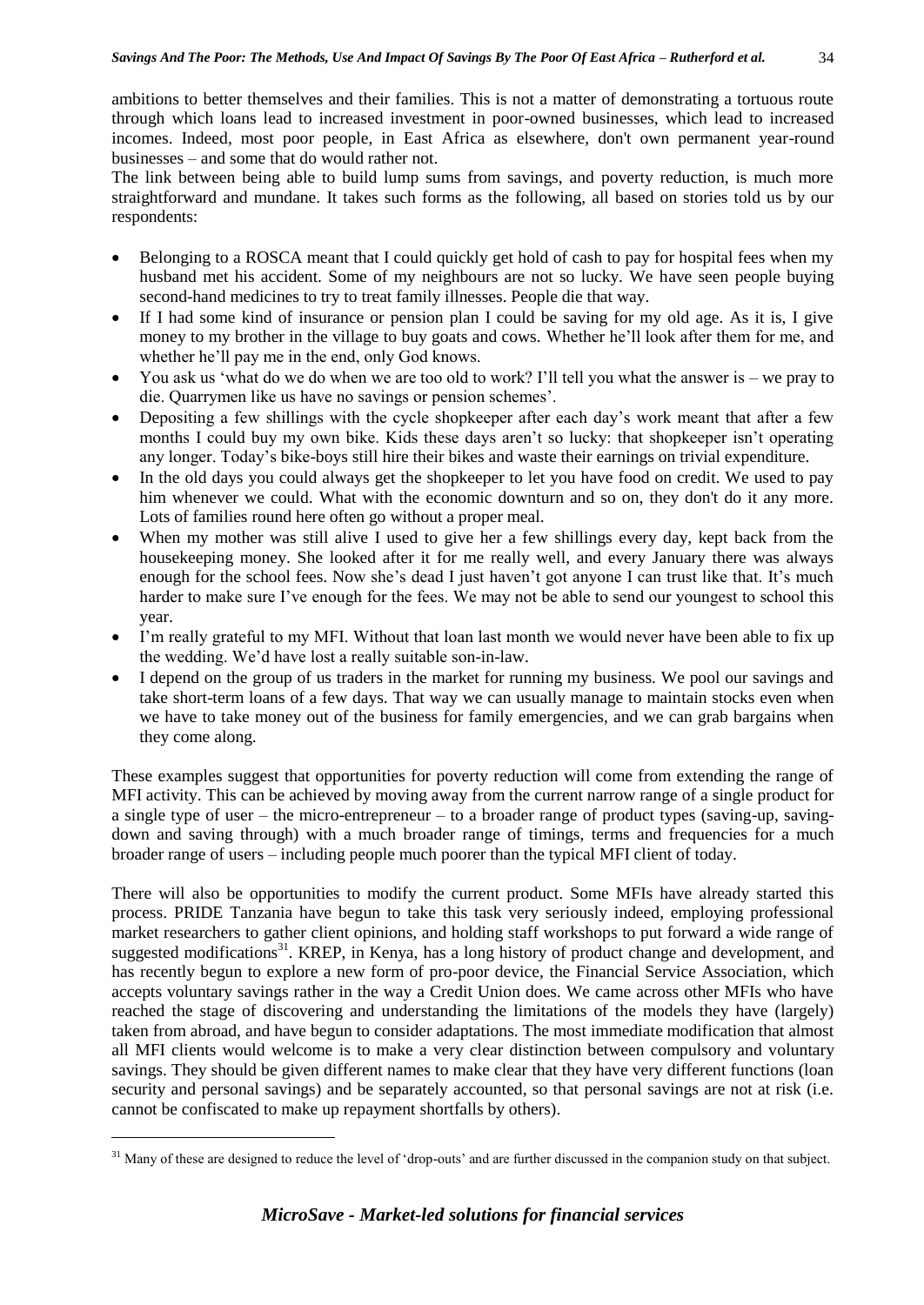ambitions to better themselves and their families. This is not a matter of demonstrating a tortuous route through which loans lead to increased investment in poor-owned businesses, which lead to increased incomes. Indeed, most poor people, in East Africa as elsewhere, don't own permanent year-round businesses – and some that do would rather not.

The link between being able to build lump sums from savings, and poverty reduction, is much more straightforward and mundane. It takes such forms as the following, all based on stories told us by our respondents:

- Belonging to a ROSCA meant that I could quickly get hold of cash to pay for hospital fees when my husband met his accident. Some of my neighbours are not so lucky. We have seen people buying second-hand medicines to try to treat family illnesses. People die that way.
- If I had some kind of insurance or pension plan I could be saving for my old age. As it is, I give money to my brother in the village to buy goats and cows. Whether he'll look after them for me, and whether he'll pay me in the end, only God knows.
- You ask us 'what do we do when we are too old to work? I'll tell you what the answer is – we pray to die. Quarrymen like us have no savings or pension schemes'.
- Depositing a few shillings with the cycle shopkeeper after each day's work meant that after a few months I could buy my own bike. Kids these days aren't so lucky: that shopkeeper isn't operating any longer. Today's bike-boys still hire their bikes and waste their earnings on trivial expenditure.
- In the old days you could always get the shopkeeper to let you have food on credit. We used to pay him whenever we could. What with the economic downturn and so on, they don't do it any more. Lots of families round here often go without a proper meal.
- When my mother was still alive I used to give her a few shillings every day, kept back from the housekeeping money. She looked after it for me really well, and every January there was always enough for the school fees. Now she's dead I just haven't got anyone I can trust like that. It's much harder to make sure I've enough for the fees. We may not be able to send our youngest to school this year.
- I'm really grateful to my MFI. Without that loan last month we would never have been able to fix up the wedding. We'd have lost a really suitable son-in-law.
- I depend on the group of us traders in the market for running my business. We pool our savings and take short-term loans of a few days. That way we can usually manage to maintain stocks even when we have to take money out of the business for family emergencies, and we can grab bargains when they come along.

These examples suggest that opportunities for poverty reduction will come from extending the range of MFI activity. This can be achieved by moving away from the current narrow range of a single product for a single type of user – the micro-entrepreneur – to a broader range of product types (saving-up, saving-down and saving through) with a much broader range of timings, terms and frequencies for a much broader range of users – including people much poorer than the typical MFI client of today.

There will also be opportunities to modify the current product. Some MFIs have already started this process. PRIDE Tanzania have begun to take this task very seriously indeed, employing professional market researchers to gather client opinions, and holding staff workshops to put forward a wide range of suggested modifications[31]. KREP, in Kenya, has a long history of product change and development, and has recently begun to explore a new form of pro-poor device, the Financial Service Association, which accepts voluntary savings rather in the way a Credit Union does. We came across other MFIs who have reached the stage of discovering and understanding the limitations of the models they have (largely) taken from abroad, and have begun to consider adaptations. The most immediate modification that almost all MFI clients would welcome is to make a very clear distinction between compulsory and voluntary savings. They should be given different names to make clear that they have very different functions (loan security and personal savings) and be separately accounted, so that personal savings are not at risk (i.e. cannot be confiscated to make up repayment shortfalls by others).

[31] Many of these are designed to reduce the level of 'drop-outs' and are further discussed in the companion study on that subject.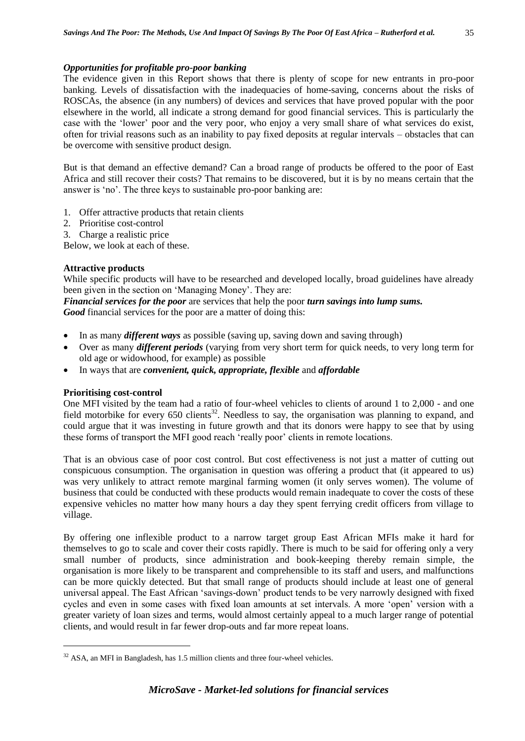### *Opportunities for profitable pro-poor banking*

The evidence given in this Report shows that there is plenty of scope for new entrants in pro-poor banking. Levels of dissatisfaction with the inadequacies of home-saving, concerns about the risks of ROSCAs, the absence (in any numbers) of devices and services that have proved popular with the poor elsewhere in the world, all indicate a strong demand for good financial services. This is particularly the case with the 'lower' poor and the very poor, who enjoy a very small share of what services do exist, often for trivial reasons such as an inability to pay fixed deposits at regular intervals – obstacles that can be overcome with sensitive product design.

But is that demand an effective demand? Can a broad range of products be offered to the poor of East Africa and still recover their costs? That remains to be discovered, but it is by no means certain that the answer is 'no'. The three keys to sustainable pro-poor banking are:

1. Offer attractive products that retain clients
2. Prioritise cost-control
3. Charge a realistic price

Below, we look at each of these.

#### Attractive products

While specific products will have to be researched and developed locally, broad guidelines have already been given in the section on 'Managing Money'. They are:

***Financial services for the poor*** are services that help the poor ***turn savings into lump sums.***
***Good*** financial services for the poor are a matter of doing this:

- In as many ***different ways*** as possible (saving up, saving down and saving through)
- Over as many ***different periods*** (varying from very short term for quick needs, to very long term for old age or widowhood, for example) as possible
- In ways that are ***convenient, quick, appropriate, flexible*** and ***affordable***

#### Prioritising cost-control

One MFI visited by the team had a ratio of four-wheel vehicles to clients of around 1 to 2,000 - and one field motorbike for every 650 clients[32]. Needless to say, the organisation was planning to expand, and could argue that it was investing in future growth and that its donors were happy to see that by using these forms of transport the MFI good reach 'really poor' clients in remote locations.

That is an obvious case of poor cost control. But cost effectiveness is not just a matter of cutting out conspicuous consumption. The organisation in question was offering a product that (it appeared to us) was very unlikely to attract remote marginal farming women (it only serves women). The volume of business that could be conducted with these products would remain inadequate to cover the costs of these expensive vehicles no matter how many hours a day they spent ferrying credit officers from village to village.

By offering one inflexible product to a narrow target group East African MFIs make it hard for themselves to go to scale and cover their costs rapidly. There is much to be said for offering only a very small number of products, since administration and book-keeping thereby remain simple, the organisation is more likely to be transparent and comprehensible to its staff and users, and malfunctions can be more quickly detected. But that small range of products should include at least one of general universal appeal. The East African 'savings-down' product tends to be very narrowly designed with fixed cycles and even in some cases with fixed loan amounts at set intervals. A more 'open' version with a greater variety of loan sizes and terms, would almost certainly appeal to a much larger range of potential clients, and would result in far fewer drop-outs and far more repeat loans.

---

[32] ASA, an MFI in Bangladesh, has 1.5 million clients and three four-wheel vehicles.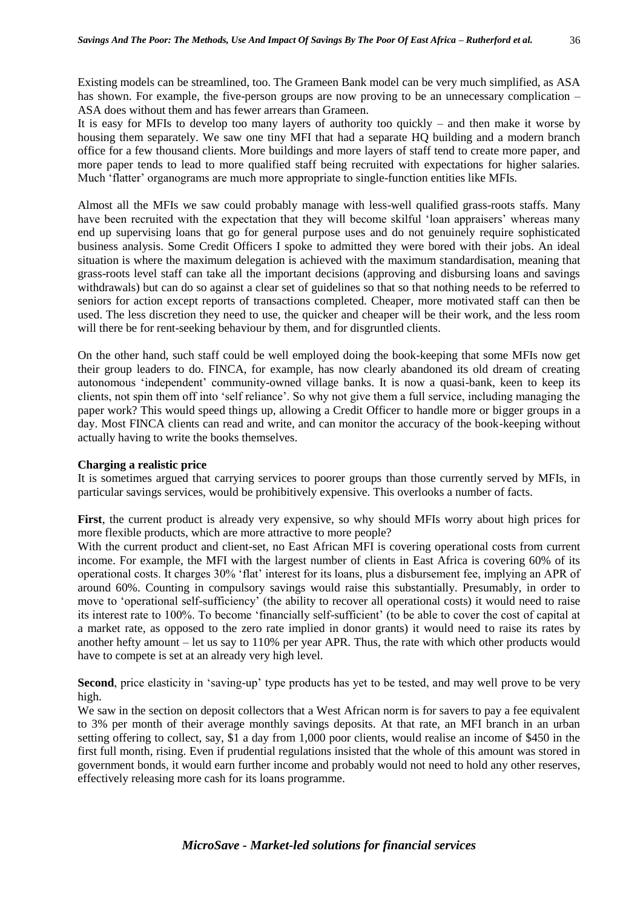Existing models can be streamlined, too. The Grameen Bank model can be very much simplified, as ASA has shown. For example, the five-person groups are now proving to be an unnecessary complication – ASA does without them and has fewer arrears than Grameen.

It is easy for MFIs to develop too many layers of authority too quickly – and then make it worse by housing them separately. We saw one tiny MFI that had a separate HQ building and a modern branch office for a few thousand clients. More buildings and more layers of staff tend to create more paper, and more paper tends to lead to more qualified staff being recruited with expectations for higher salaries. Much 'flatter' organograms are much more appropriate to single-function entities like MFIs.

Almost all the MFIs we saw could probably manage with less-well qualified grass-roots staffs. Many have been recruited with the expectation that they will become skilful 'loan appraisers' whereas many end up supervising loans that go for general purpose uses and do not genuinely require sophisticated business analysis. Some Credit Officers I spoke to admitted they were bored with their jobs. An ideal situation is where the maximum delegation is achieved with the maximum standardisation, meaning that grass-roots level staff can take all the important decisions (approving and disbursing loans and savings withdrawals) but can do so against a clear set of guidelines so that so that nothing needs to be referred to seniors for action except reports of transactions completed. Cheaper, more motivated staff can then be used. The less discretion they need to use, the quicker and cheaper will be their work, and the less room will there be for rent-seeking behaviour by them, and for disgruntled clients.

On the other hand, such staff could be well employed doing the book-keeping that some MFIs now get their group leaders to do. FINCA, for example, has now clearly abandoned its old dream of creating autonomous 'independent' community-owned village banks. It is now a quasi-bank, keen to keep its clients, not spin them off into 'self reliance'. So why not give them a full service, including managing the paper work? This would speed things up, allowing a Credit Officer to handle more or bigger groups in a day. Most FINCA clients can read and write, and can monitor the accuracy of the book-keeping without actually having to write the books themselves.

**Charging a realistic price**

It is sometimes argued that carrying services to poorer groups than those currently served by MFIs, in particular savings services, would be prohibitively expensive. This overlooks a number of facts.

**First**, the current product is already very expensive, so why should MFIs worry about high prices for more flexible products, which are more attractive to more people?

With the current product and client-set, no East African MFI is covering operational costs from current income. For example, the MFI with the largest number of clients in East Africa is covering 60% of its operational costs. It charges 30% 'flat' interest for its loans, plus a disbursement fee, implying an APR of around 60%. Counting in compulsory savings would raise this substantially. Presumably, in order to move to 'operational self-sufficiency' (the ability to recover all operational costs) it would need to raise its interest rate to 100%. To become 'financially self-sufficient' (to be able to cover the cost of capital at a market rate, as opposed to the zero rate implied in donor grants) it would need to raise its rates by another hefty amount – let us say to 110% per year APR. Thus, the rate with which other products would have to compete is set at an already very high level.

**Second**, price elasticity in 'saving-up' type products has yet to be tested, and may well prove to be very high.

We saw in the section on deposit collectors that a West African norm is for savers to pay a fee equivalent to 3% per month of their average monthly savings deposits. At that rate, an MFI branch in an urban setting offering to collect, say, $1 a day from 1,000 poor clients, would realise an income of $450 in the first full month, rising. Even if prudential regulations insisted that the whole of this amount was stored in government bonds, it would earn further income and probably would not need to hold any other reserves, effectively releasing more cash for its loans programme.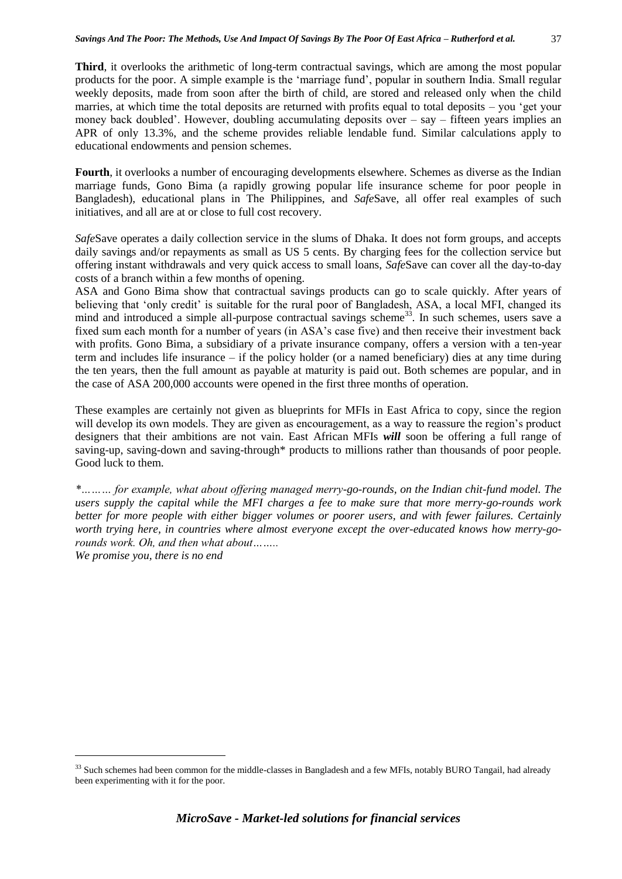**Third**, it overlooks the arithmetic of long-term contractual savings, which are among the most popular products for the poor. A simple example is the 'marriage fund', popular in southern India. Small regular weekly deposits, made from soon after the birth of child, are stored and released only when the child marries, at which time the total deposits are returned with profits equal to total deposits – you 'get your money back doubled'. However, doubling accumulating deposits over – say – fifteen years implies an APR of only 13.3%, and the scheme provides reliable lendable fund. Similar calculations apply to educational endowments and pension schemes.

**Fourth**, it overlooks a number of encouraging developments elsewhere. Schemes as diverse as the Indian marriage funds, Gono Bima (a rapidly growing popular life insurance scheme for poor people in Bangladesh), educational plans in The Philippines, and *Safe*Save, all offer real examples of such initiatives, and all are at or close to full cost recovery.

*Safe*Save operates a daily collection service in the slums of Dhaka. It does not form groups, and accepts daily savings and/or repayments as small as US 5 cents. By charging fees for the collection service but offering instant withdrawals and very quick access to small loans, *Safe*Save can cover all the day-to-day costs of a branch within a few months of opening.

ASA and Gono Bima show that contractual savings products can go to scale quickly. After years of believing that 'only credit' is suitable for the rural poor of Bangladesh, ASA, a local MFI, changed its mind and introduced a simple all-purpose contractual savings scheme[33]. In such schemes, users save a fixed sum each month for a number of years (in ASA's case five) and then receive their investment back with profits. Gono Bima, a subsidiary of a private insurance company, offers a version with a ten-year term and includes life insurance – if the policy holder (or a named beneficiary) dies at any time during the ten years, then the full amount as payable at maturity is paid out. Both schemes are popular, and in the case of ASA 200,000 accounts were opened in the first three months of operation.

These examples are certainly not given as blueprints for MFIs in East Africa to copy, since the region will develop its own models. They are given as encouragement, as a way to reassure the region's product designers that their ambitions are not vain. East African MFIs ***will*** soon be offering a full range of saving-up, saving-down and saving-through* products to millions rather than thousands of poor people. Good luck to them.

**\*……… for example, what about offering managed merry-go-rounds, on the Indian chit-fund model. The users supply the capital while the MFI charges a fee to make sure that more merry-go-rounds work better for more people with either bigger volumes or poorer users, and with fewer failures. Certainly worth trying here, in countries where almost everyone except the over-educated knows how merry-go-rounds work. Oh, and then what about…….**
***We promise you, there is no end***

---

[33] Such schemes had been common for the middle-classes in Bangladesh and a few MFIs, notably BURO Tangail, had already been experimenting with it for the poor.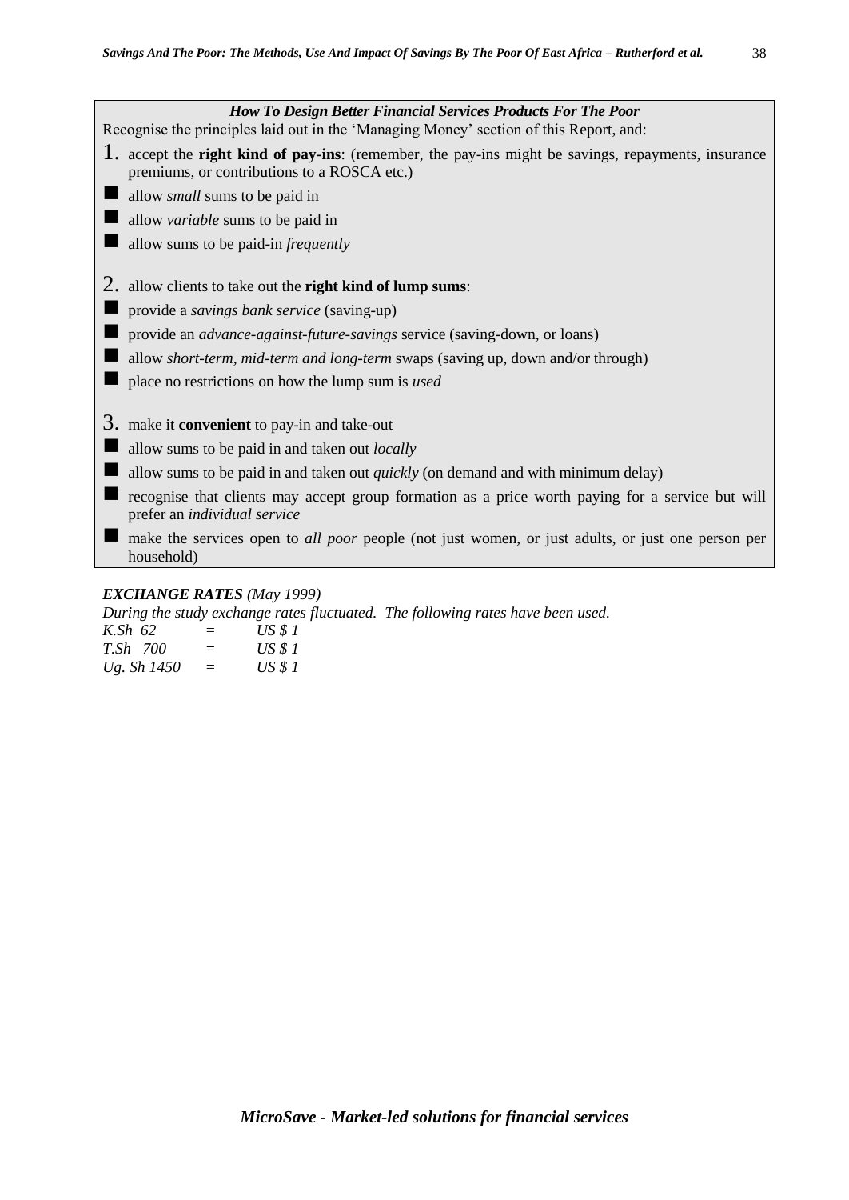### *How To Design Better Financial Services Products For The Poor*

Recognise the principles laid out in the 'Managing Money' section of this Report, and:

1. accept the **right kind of pay-ins**: (remember, the pay-ins might be savings, repayments, insurance premiums, or contributions to a ROSCA etc.)

- allow *small* sums to be paid in
- allow *variable* sums to be paid in
- allow sums to be paid-in *frequently*

2. allow clients to take out the **right kind of lump sums**:

- provide a *savings bank service* (saving-up)
- provide an *advance-against-future-savings* service (saving-down, or loans)
- allow *short-term, mid-term and long-term* swaps (saving up, down and/or through)
- place no restrictions on how the lump sum is *used*

3. make it **convenient** to pay-in and take-out

- allow sums to be paid in and taken out *locally*
- allow sums to be paid in and taken out *quickly* (on demand and with minimum delay)
- recognise that clients may accept group formation as a price worth paying for a service but will prefer an *individual service*
- make the services open to *all poor* people (not just women, or just adults, or just one person per household)

***EXCHANGE RATES*** *(May 1999)*

*During the study exchange rates fluctuated. The following rates have been used.*

| | | |
|---|---|---|
| *K.Sh 62* | = | *US $ 1* |
| *T.Sh 700* | = | *US $ 1* |
| *Ug. Sh 1450* | = | *US $ 1* |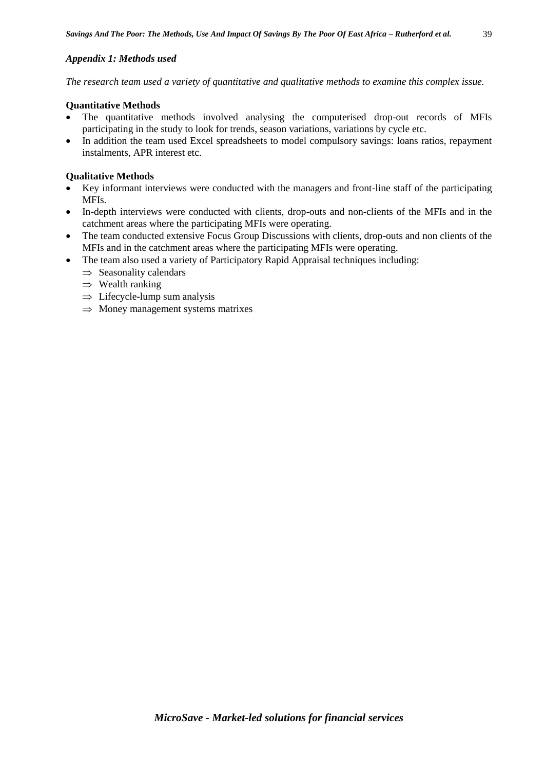### *Appendix 1: Methods used*

*The research team used a variety of quantitative and qualitative methods to examine this complex issue.*

**Quantitative Methods**

- The quantitative methods involved analysing the computerised drop-out records of MFIs participating in the study to look for trends, season variations, variations by cycle etc.
- In addition the team used Excel spreadsheets to model compulsory savings: loans ratios, repayment instalments, APR interest etc.

**Qualitative Methods**

- Key informant interviews were conducted with the managers and front-line staff of the participating MFIs.
- In-depth interviews were conducted with clients, drop-outs and non-clients of the MFIs and in the catchment areas where the participating MFIs were operating.
- The team conducted extensive Focus Group Discussions with clients, drop-outs and non clients of the MFIs and in the catchment areas where the participating MFIs were operating.
- The team also used a variety of Participatory Rapid Appraisal techniques including:
  - ⇒ Seasonality calendars
  - ⇒ Wealth ranking
  - ⇒ Lifecycle-lump sum analysis
  - ⇒ Money management systems matrixes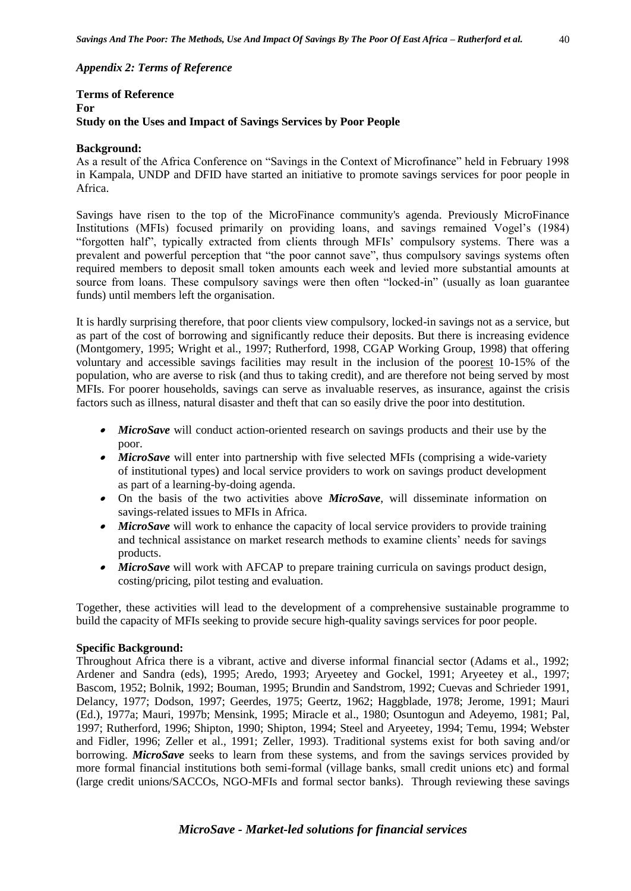*Appendix 2: Terms of Reference*

**Terms of Reference**
**For**
**Study on the Uses and Impact of Savings Services by Poor People**

**Background:**
As a result of the Africa Conference on "Savings in the Context of Microfinance" held in February 1998 in Kampala, UNDP and DFID have started an initiative to promote savings services for poor people in Africa.

Savings have risen to the top of the MicroFinance community's agenda. Previously MicroFinance Institutions (MFIs) focused primarily on providing loans, and savings remained Vogel's (1984) "forgotten half", typically extracted from clients through MFIs' compulsory systems. There was a prevalent and powerful perception that "the poor cannot save", thus compulsory savings systems often required members to deposit small token amounts each week and levied more substantial amounts at source from loans. These compulsory savings were then often "locked-in" (usually as loan guarantee funds) until members left the organisation.

It is hardly surprising therefore, that poor clients view compulsory, locked-in savings not as a service, but as part of the cost of borrowing and significantly reduce their deposits. But there is increasing evidence (Montgomery, 1995; Wright et al., 1997; Rutherford, 1998, CGAP Working Group, 1998) that offering voluntary and accessible savings facilities may result in the inclusion of the poorest 10-15% of the population, who are averse to risk (and thus to taking credit), and are therefore not being served by most MFIs. For poorer households, savings can serve as invaluable reserves, as insurance, against the crisis factors such as illness, natural disaster and theft that can so easily drive the poor into destitution.

- ***MicroSave*** will conduct action-oriented research on savings products and their use by the poor.
- ***MicroSave*** will enter into partnership with five selected MFIs (comprising a wide-variety of institutional types) and local service providers to work on savings product development as part of a learning-by-doing agenda.
- On the basis of the two activities above ***MicroSave***, will disseminate information on savings-related issues to MFIs in Africa.
- ***MicroSave*** will work to enhance the capacity of local service providers to provide training and technical assistance on market research methods to examine clients' needs for savings products.
- ***MicroSave*** will work with AFCAP to prepare training curricula on savings product design, costing/pricing, pilot testing and evaluation.

Together, these activities will lead to the development of a comprehensive sustainable programme to build the capacity of MFIs seeking to provide secure high-quality savings services for poor people.

**Specific Background:**
Throughout Africa there is a vibrant, active and diverse informal financial sector (Adams et al., 1992; Ardener and Sandra (eds), 1995; Aredo, 1993; Aryeetey and Gockel, 1991; Aryeetey et al., 1997; Bascom, 1952; Bolnik, 1992; Bouman, 1995; Brundin and Sandstrom, 1992; Cuevas and Schrieder 1991, Delancy, 1977; Dodson, 1997; Geerdes, 1975; Geertz, 1962; Haggblade, 1978; Jerome, 1991; Mauri (Ed.), 1977a; Mauri, 1997b; Mensink, 1995; Miracle et al., 1980; Osuntogun and Adeyemo, 1981; Pal, 1997; Rutherford, 1996; Shipton, 1990; Shipton, 1994; Steel and Aryeetey, 1994; Temu, 1994; Webster and Fidler, 1996; Zeller et al., 1991; Zeller, 1993). Traditional systems exist for both saving and/or borrowing. ***MicroSave*** seeks to learn from these systems, and from the savings services provided by more formal financial institutions both semi-formal (village banks, small credit unions etc) and formal (large credit unions/SACCOs, NGO-MFIs and formal sector banks). Through reviewing these savings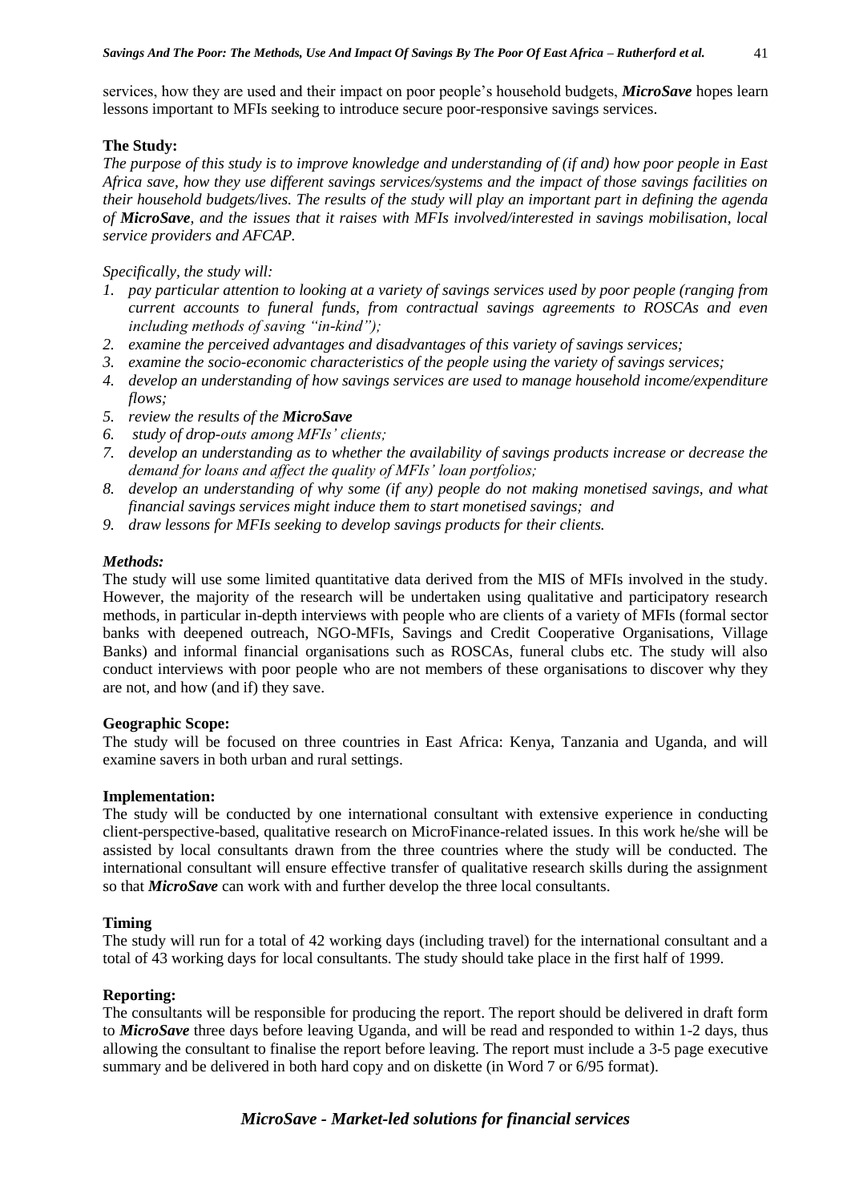services, how they are used and their impact on poor people's household budgets, ***MicroSave*** hopes learn lessons important to MFIs seeking to introduce secure poor-responsive savings services.

**The Study:**

*The purpose of this study is to improve knowledge and understanding of (if and) how poor people in East Africa save, how they use different savings services/systems and the impact of those savings facilities on their household budgets/lives. The results of the study will play an important part in defining the agenda of **MicroSave**, and the issues that it raises with MFIs involved/interested in savings mobilisation, local service providers and AFCAP.*

*Specifically, the study will:*

1. *pay particular attention to looking at a variety of savings services used by poor people (ranging from current accounts to funeral funds, from contractual savings agreements to ROSCAs and even including methods of saving "in-kind");*
2. *examine the perceived advantages and disadvantages of this variety of savings services;*
3. *examine the socio-economic characteristics of the people using the variety of savings services;*
4. *develop an understanding of how savings services are used to manage household income/expenditure flows;*
5. *review the results of the **MicroSave***
6. *study of drop-outs among MFIs' clients;*
7. *develop an understanding as to whether the availability of savings products increase or decrease the demand for loans and affect the quality of MFIs' loan portfolios;*
8. *develop an understanding of why some (if any) people do not making monetised savings, and what financial savings services might induce them to start monetised savings; and*
9. *draw lessons for MFIs seeking to develop savings products for their clients.*

***Methods:***

The study will use some limited quantitative data derived from the MIS of MFIs involved in the study. However, the majority of the research will be undertaken using qualitative and participatory research methods, in particular in-depth interviews with people who are clients of a variety of MFIs (formal sector banks with deepened outreach, NGO-MFIs, Savings and Credit Cooperative Organisations, Village Banks) and informal financial organisations such as ROSCAs, funeral clubs etc. The study will also conduct interviews with poor people who are not members of these organisations to discover why they are not, and how (and if) they save.

**Geographic Scope:**

The study will be focused on three countries in East Africa: Kenya, Tanzania and Uganda, and will examine savers in both urban and rural settings.

**Implementation:**

The study will be conducted by one international consultant with extensive experience in conducting client-perspective-based, qualitative research on MicroFinance-related issues. In this work he/she will be assisted by local consultants drawn from the three countries where the study will be conducted. The international consultant will ensure effective transfer of qualitative research skills during the assignment so that ***MicroSave*** can work with and further develop the three local consultants.

**Timing**

The study will run for a total of 42 working days (including travel) for the international consultant and a total of 43 working days for local consultants. The study should take place in the first half of 1999.

**Reporting:**

The consultants will be responsible for producing the report. The report should be delivered in draft form to ***MicroSave*** three days before leaving Uganda, and will be read and responded to within 1-2 days, thus allowing the consultant to finalise the report before leaving. The report must include a 3-5 page executive summary and be delivered in both hard copy and on diskette (in Word 7 or 6/95 format).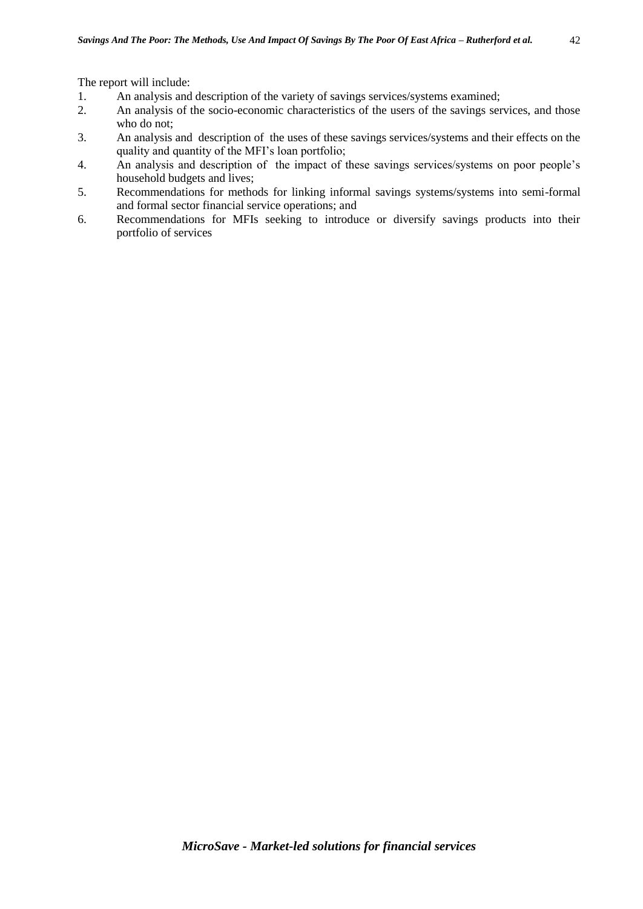The report will include:

1. An analysis and description of the variety of savings services/systems examined;
2. An analysis of the socio-economic characteristics of the users of the savings services, and those who do not;
3. An analysis and description of the uses of these savings services/systems and their effects on the quality and quantity of the MFI's loan portfolio;
4. An analysis and description of the impact of these savings services/systems on poor people's household budgets and lives;
5. Recommendations for methods for linking informal savings systems/systems into semi-formal and formal sector financial service operations; and
6. Recommendations for MFIs seeking to introduce or diversify savings products into their portfolio of services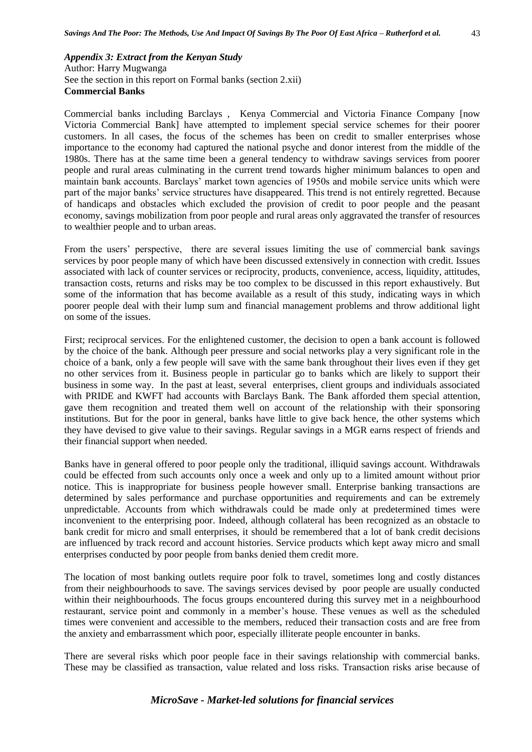### *Appendix 3: Extract from the Kenyan Study*

Author: Harry Mugwanga
See the section in this report on Formal banks (section 2.xii)

**Commercial Banks**

Commercial banks including Barclays , Kenya Commercial and Victoria Finance Company [now Victoria Commercial Bank] have attempted to implement special service schemes for their poorer customers. In all cases, the focus of the schemes has been on credit to smaller enterprises whose importance to the economy had captured the national psyche and donor interest from the middle of the 1980s. There has at the same time been a general tendency to withdraw savings services from poorer people and rural areas culminating in the current trend towards higher minimum balances to open and maintain bank accounts. Barclays' market town agencies of 1950s and mobile service units which were part of the major banks' service structures have disappeared. This trend is not entirely regretted. Because of handicaps and obstacles which excluded the provision of credit to poor people and the peasant economy, savings mobilization from poor people and rural areas only aggravated the transfer of resources to wealthier people and to urban areas.

From the users' perspective, there are several issues limiting the use of commercial bank savings services by poor people many of which have been discussed extensively in connection with credit. Issues associated with lack of counter services or reciprocity, products, convenience, access, liquidity, attitudes, transaction costs, returns and risks may be too complex to be discussed in this report exhaustively. But some of the information that has become available as a result of this study, indicating ways in which poorer people deal with their lump sum and financial management problems and throw additional light on some of the issues.

First; reciprocal services. For the enlightened customer, the decision to open a bank account is followed by the choice of the bank. Although peer pressure and social networks play a very significant role in the choice of a bank, only a few people will save with the same bank throughout their lives even if they get no other services from it. Business people in particular go to banks which are likely to support their business in some way. In the past at least, several enterprises, client groups and individuals associated with PRIDE and KWFT had accounts with Barclays Bank. The Bank afforded them special attention, gave them recognition and treated them well on account of the relationship with their sponsoring institutions. But for the poor in general, banks have little to give back hence, the other systems which they have devised to give value to their savings. Regular savings in a MGR earns respect of friends and their financial support when needed.

Banks have in general offered to poor people only the traditional, illiquid savings account. Withdrawals could be effected from such accounts only once a week and only up to a limited amount without prior notice. This is inappropriate for business people however small. Enterprise banking transactions are determined by sales performance and purchase opportunities and requirements and can be extremely unpredictable. Accounts from which withdrawals could be made only at predetermined times were inconvenient to the enterprising poor. Indeed, although collateral has been recognized as an obstacle to bank credit for micro and small enterprises, it should be remembered that a lot of bank credit decisions are influenced by track record and account histories. Service products which kept away micro and small enterprises conducted by poor people from banks denied them credit more.

The location of most banking outlets require poor folk to travel, sometimes long and costly distances from their neighbourhoods to save. The savings services devised by poor people are usually conducted within their neighbourhoods. The focus groups encountered during this survey met in a neighbourhood restaurant, service point and commonly in a member's house. These venues as well as the scheduled times were convenient and accessible to the members, reduced their transaction costs and are free from the anxiety and embarrassment which poor, especially illiterate people encounter in banks.

There are several risks which poor people face in their savings relationship with commercial banks. These may be classified as transaction, value related and loss risks. Transaction risks arise because of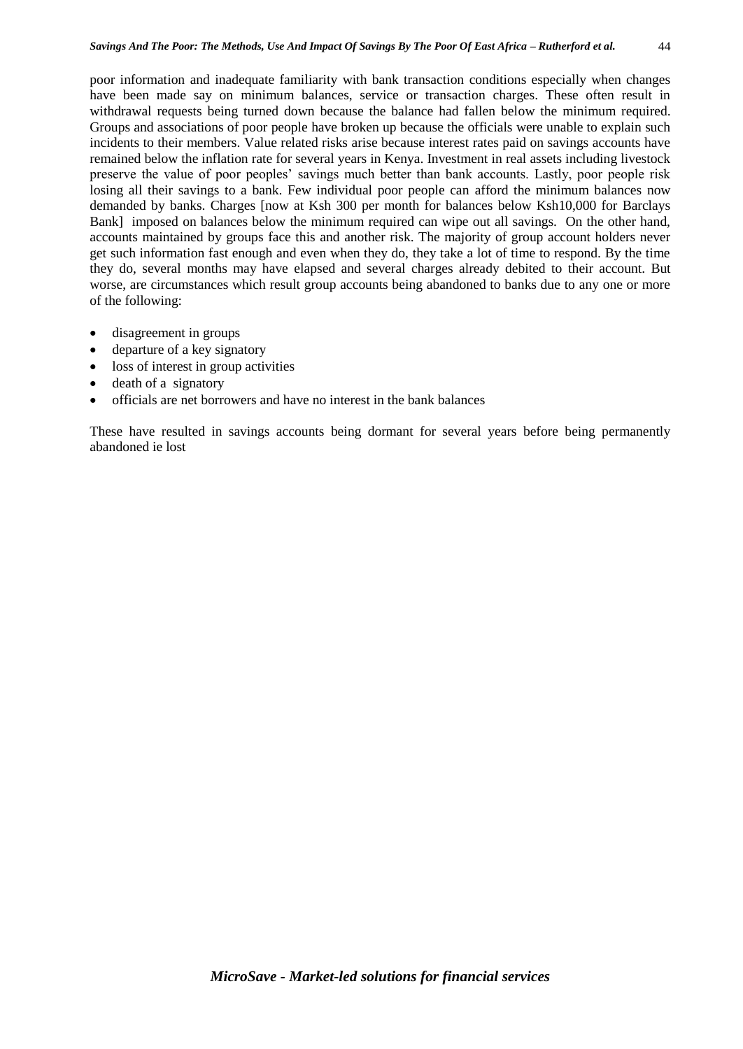poor information and inadequate familiarity with bank transaction conditions especially when changes have been made say on minimum balances, service or transaction charges. These often result in withdrawal requests being turned down because the balance had fallen below the minimum required. Groups and associations of poor people have broken up because the officials were unable to explain such incidents to their members. Value related risks arise because interest rates paid on savings accounts have remained below the inflation rate for several years in Kenya. Investment in real assets including livestock preserve the value of poor peoples' savings much better than bank accounts. Lastly, poor people risk losing all their savings to a bank. Few individual poor people can afford the minimum balances now demanded by banks. Charges [now at Ksh 300 per month for balances below Ksh10,000 for Barclays Bank] imposed on balances below the minimum required can wipe out all savings. On the other hand, accounts maintained by groups face this and another risk. The majority of group account holders never get such information fast enough and even when they do, they take a lot of time to respond. By the time they do, several months may have elapsed and several charges already debited to their account. But worse, are circumstances which result group accounts being abandoned to banks due to any one or more of the following:

- disagreement in groups
- departure of a key signatory
- loss of interest in group activities
- death of a signatory
- officials are net borrowers and have no interest in the bank balances

These have resulted in savings accounts being dormant for several years before being permanently abandoned ie lost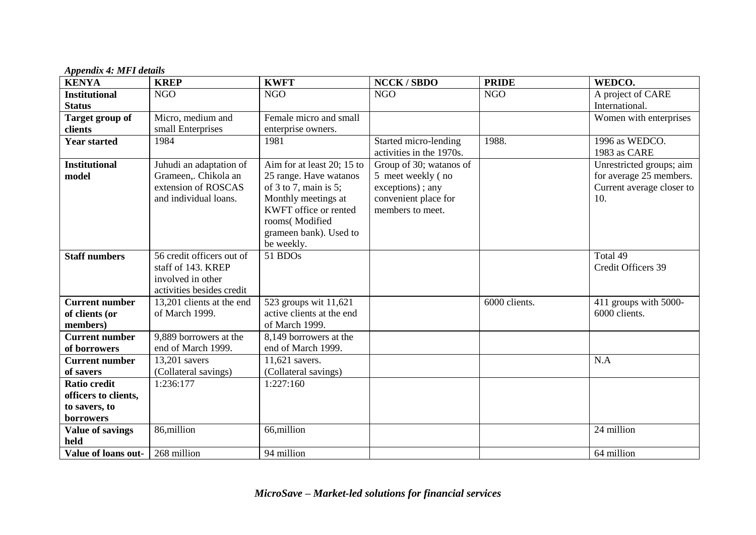*Appendix 4: MFI details*

| KENYA | KREP | KWFT | NCCK / SBDO | PRIDE | WEDCO. |
|---|---|---|---|---|---|
| **Institutional Status** | NGO | NGO | NGO | NGO | A project of CARE International. |
| **Target group of clients** | Micro, medium and small Enterprises | Female micro and small enterprise owners. | | | Women with enterprises |
| **Year started** | 1984 | 1981 | Started micro-lending activities in the 1970s. | 1988. | 1996 as WEDCO. 1983 as CARE |
| **Institutional model** | Juhudi an adaptation of Grameen,. Chikola an extension of ROSCAS and individual loans. | Aim for at least 20; 15 to 25 range. Have watanos of 3 to 7, main is 5; Monthly meetings at KWFT office or rented rooms( Modified grameen bank). Used to be weekly. | Group of 30; watanos of 5 meet weekly ( no exceptions) ; any convenient place for members to meet. | | Unrestricted groups; aim for average 25 members. Current average closer to 10. |
| **Staff numbers** | 56 credit officers out of staff of 143. KREP involved in other activities besides credit | 51 BDOs | | | Total 49 Credit Officers 39 |
| **Current number of clients (or members)** | 13,201 clients at the end of March 1999. | 523 groups wit 11,621 active clients at the end of March 1999. | | 6000 clients. | 411 groups with 5000-6000 clients. |
| **Current number of borrowers** | 9,889 borrowers at the end of March 1999. | 8,149 borrowers at the end of March 1999. | | | |
| **Current number of savers** | 13,201 savers (Collateral savings) | 11,621 savers. (Collateral savings) | | | N.A |
| **Ratio credit officers to clients, to savers, to borrowers** | 1:236:177 | 1:227:160 | | | |
| **Value of savings held** | 86,million | 66,million | | | 24 million |
| **Value of loans out-** | 268 million | 94 million | | | 64 million |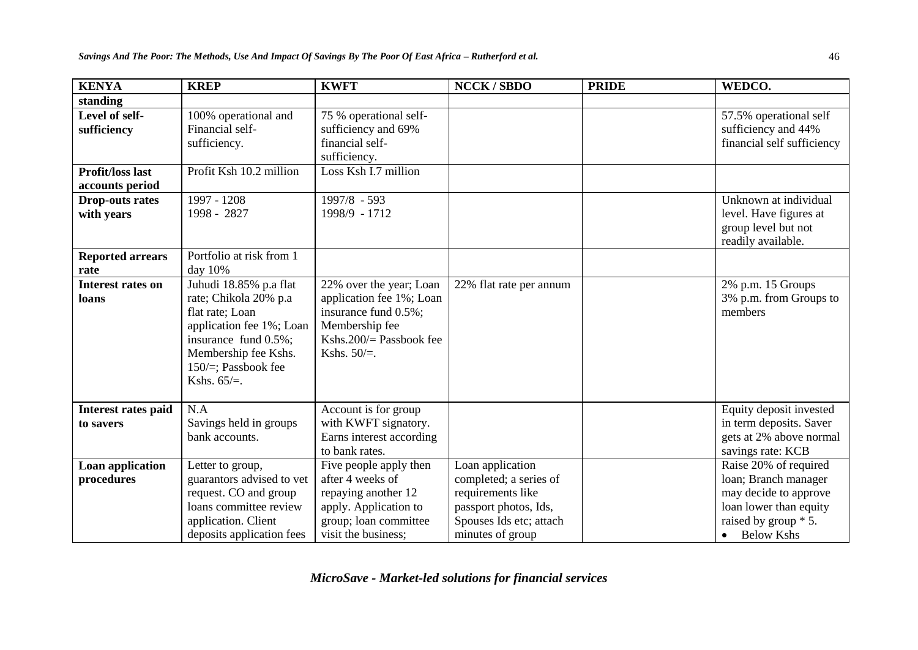| KENYA | KREP | KWFT | NCCK / SBDO | PRIDE | WEDCO. |
|---|---|---|---|---|---|
| **standing** | | | | | |
| **Level of self-sufficiency** | 100% operational and Financial self-sufficiency. | 75 % operational self-sufficiency and 69% financial self-sufficiency. | | | 57.5% operational self sufficiency and 44% financial self sufficiency |
| **Profit/loss last accounts period** | Profit Ksh 10.2 million | Loss Ksh I.7 million | | | |
| **Drop-outs rates with years** | 1997 - 1208<br>1998 - 2827 | 1997/8 - 593<br>1998/9 - 1712 | | | Unknown at individual level. Have figures at group level but not readily available. |
| **Reported arrears rate** | Portfolio at risk from 1 day 10% | | | | |
| **Interest rates on loans** | Juhudi 18.85% p.a flat rate; Chikola 20% p.a flat rate; Loan application fee 1%; Loan insurance fund 0.5%; Membership fee Kshs. 150/=; Passbook fee Kshs. 65/=. | 22% over the year; Loan application fee 1%; Loan insurance fund 0.5%; Membership fee Kshs.200/= Passbook fee Kshs. 50/=. | 22% flat rate per annum | | 2% p.m. 15 Groups<br>3% p.m. from Groups to members |
| **Interest rates paid to savers** | N.A<br>Savings held in groups bank accounts. | Account is for group with KWFT signatory. Earns interest according to bank rates. | | | Equity deposit invested in term deposits. Saver gets at 2% above normal savings rate: KCB |
| **Loan application procedures** | Letter to group, guarantors advised to vet request. CO and group loans committee review application. Client deposits application fees | Five people apply then after 4 weeks of repaying another 12 apply. Application to group; loan committee visit the business; | Loan application completed; a series of requirements like passport photos, Ids, Spouses Ids etc; attach minutes of group | | Raise 20% of required loan; Branch manager may decide to approve loan lower than equity raised by group * 5.<br>• Below Kshs |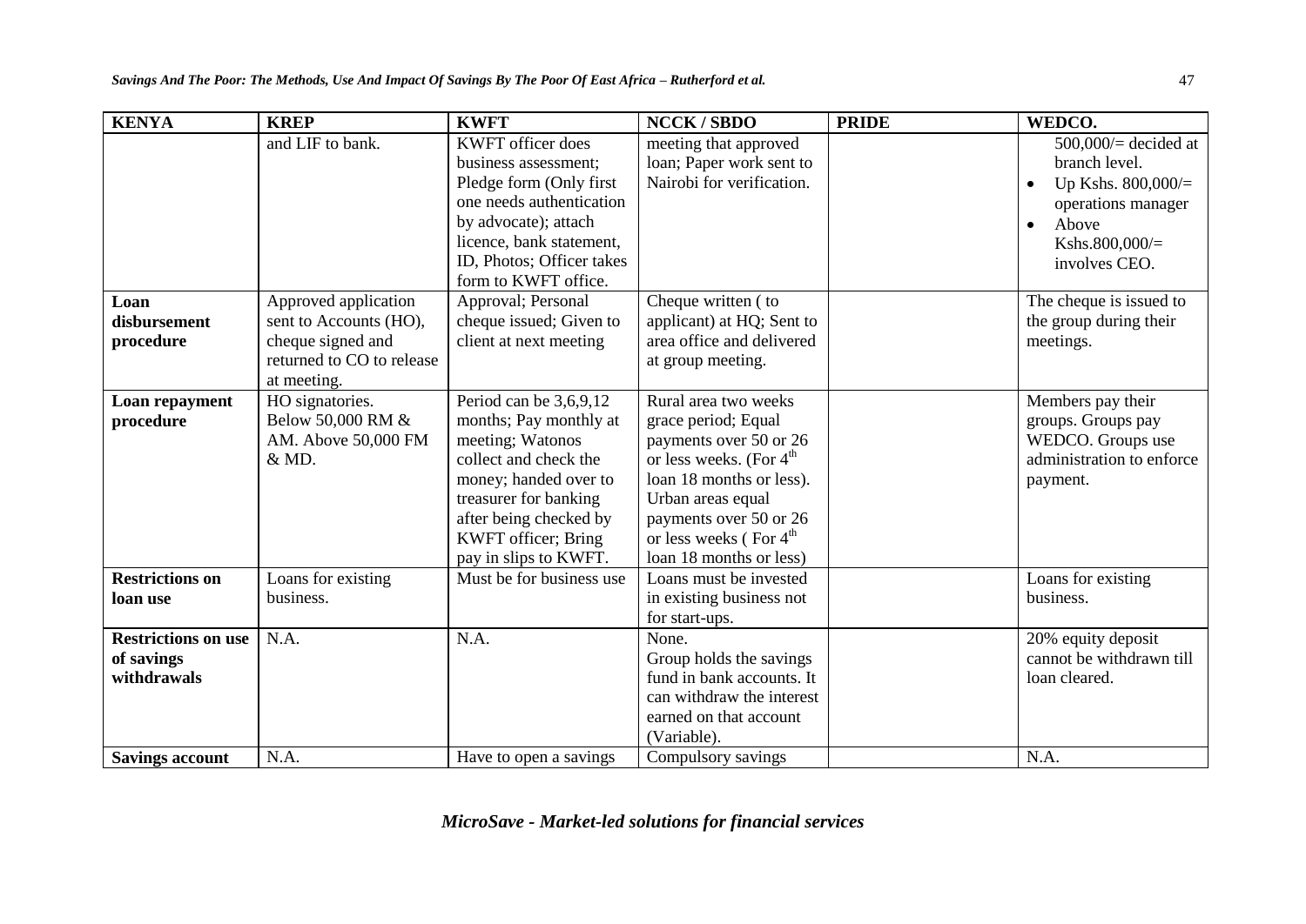| KENYA | KREP | KWFT | NCCK / SBDO | PRIDE | WEDCO. |
|---|---|---|---|---|---|
| | and LIF to bank. | KWFT officer does business assessment; Pledge form (Only first one needs authentication by advocate); attach licence, bank statement, ID, Photos; Officer takes form to KWFT office. | meeting that approved loan; Paper work sent to Nairobi for verification. | | 500,000/= decided at branch level.<br>• Up Kshs. 800,000/= operations manager<br>• Above Kshs.800,000/= involves CEO. |
| **Loan disbursement procedure** | Approved application sent to Accounts (HO), cheque signed and returned to CO to release at meeting. | Approval; Personal cheque issued; Given to client at next meeting | Cheque written ( to applicant) at HQ; Sent to area office and delivered at group meeting. | | The cheque is issued to the group during their meetings. |
| **Loan repayment procedure** | HO signatories. Below 50,000 RM & AM. Above 50,000 FM & MD. | Period can be 3,6,9,12 months; Pay monthly at meeting; Watonos collect and check the money; handed over to treasurer for banking after being checked by KWFT officer; Bring pay in slips to KWFT. | Rural area two weeks grace period; Equal payments over 50 or 26 or less weeks. (For 4th loan 18 months or less). Urban areas equal payments over 50 or 26 or less weeks ( For 4th loan 18 months or less) | | Members pay their groups. Groups pay WEDCO. Groups use administration to enforce payment. |
| **Restrictions on loan use** | Loans for existing business. | Must be for business use | Loans must be invested in existing business not for start-ups. | | Loans for existing business. |
| **Restrictions on use of savings withdrawals** | N.A. | N.A. | None.<br>Group holds the savings fund in bank accounts. It can withdraw the interest earned on that account (Variable). | | 20% equity deposit cannot be withdrawn till loan cleared. |
| **Savings account** | N.A. | Have to open a savings | Compulsory savings | | N.A. |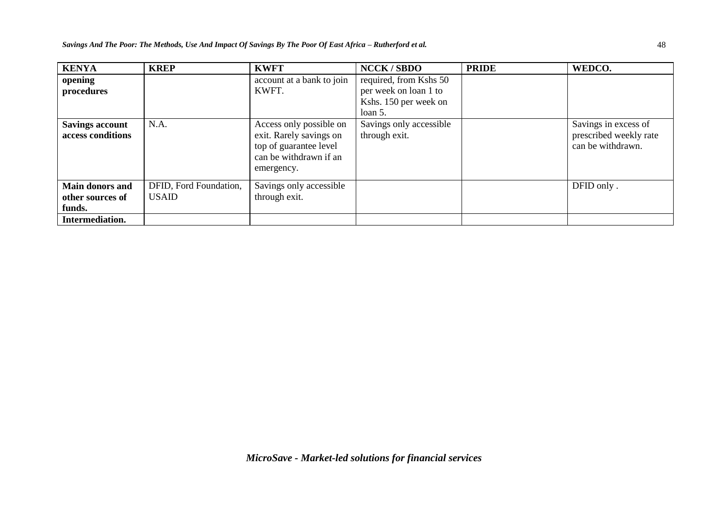| KENYA | KREP | KWFT | NCCK / SBDO | PRIDE | WEDCO. |
|---|---|---|---|---|---|
| **opening procedures** | | account at a bank to join KWFT. | required, from Kshs 50 per week on loan 1 to Kshs. 150 per week on loan 5. | | |
| **Savings account access conditions** | N.A. | Access only possible on exit. Rarely savings on top of guarantee level can be withdrawn if an emergency. | Savings only accessible through exit. | | Savings in excess of prescribed weekly rate can be withdrawn. |
| **Main donors and other sources of funds.** | DFID, Ford Foundation, USAID | Savings only accessible through exit. | | | DFID only . |
| **Intermediation.** | | | | | |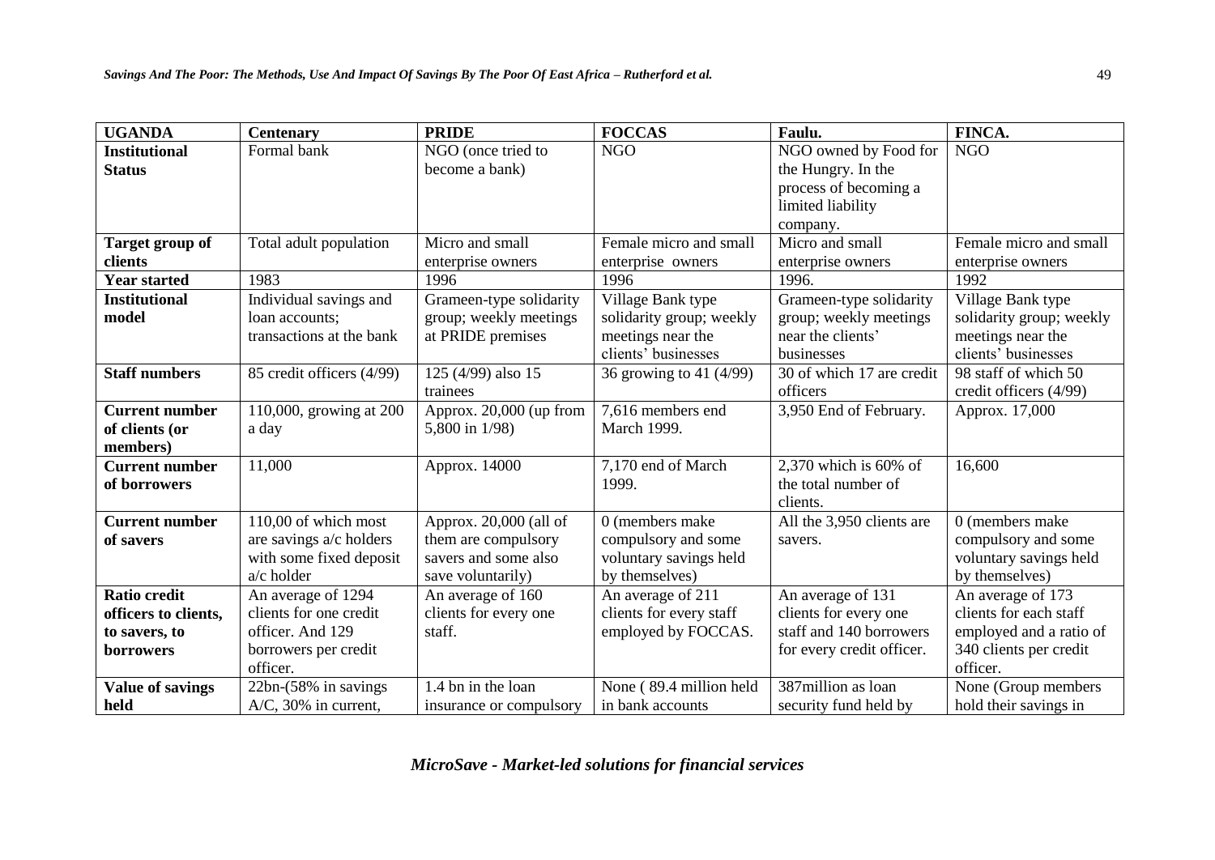| UGANDA | Centenary | PRIDE | FOCCAS | Faulu. | FINCA. |
|---|---|---|---|---|---|
| **Institutional Status** | Formal bank | NGO (once tried to become a bank) | NGO | NGO owned by Food for the Hungry. In the process of becoming a limited liability company. | NGO |
| **Target group of clients** | Total adult population | Micro and small enterprise owners | Female micro and small enterprise owners | Micro and small enterprise owners | Female micro and small enterprise owners |
| **Year started** | 1983 | 1996 | 1996 | 1996. | 1992 |
| **Institutional model** | Individual savings and loan accounts; transactions at the bank | Grameen-type solidarity group; weekly meetings at PRIDE premises | Village Bank type solidarity group; weekly meetings near the clients' businesses | Grameen-type solidarity group; weekly meetings near the clients' businesses | Village Bank type solidarity group; weekly meetings near the clients' businesses |
| **Staff numbers** | 85 credit officers (4/99) | 125 (4/99) also 15 trainees | 36 growing to 41 (4/99) | 30 of which 17 are credit officers | 98 staff of which 50 credit officers (4/99) |
| **Current number of clients (or members)** | 110,000, growing at 200 a day | Approx. 20,000 (up from 5,800 in 1/98) | 7,616 members end March 1999. | 3,950 End of February. | Approx. 17,000 |
| **Current number of borrowers** | 11,000 | Approx. 14000 | 7,170 end of March 1999. | 2,370 which is 60% of the total number of clients. | 16,600 |
| **Current number of savers** | 110,00 of which most are savings a/c holders with some fixed deposit a/c holder | Approx. 20,000 (all of them are compulsory savers and some also save voluntarily) | 0 (members make compulsory and some voluntary savings held by themselves) | All the 3,950 clients are savers. | 0 (members make compulsory and some voluntary savings held by themselves) |
| **Ratio credit officers to clients, to savers, to borrowers** | An average of 1294 clients for one credit officer. And 129 borrowers per credit officer. | An average of 160 clients for every one staff. | An average of 211 clients for every staff employed by FOCCAS. | An average of 131 clients for every one staff and 140 borrowers for every credit officer. | An average of 173 clients for each staff employed and a ratio of 340 clients per credit officer. |
| **Value of savings held** | 22bn-(58% in savings A/C, 30% in current, | 1.4 bn in the loan insurance or compulsory | None ( 89.4 million held in bank accounts | 387million as loan security fund held by | None (Group members hold their savings in |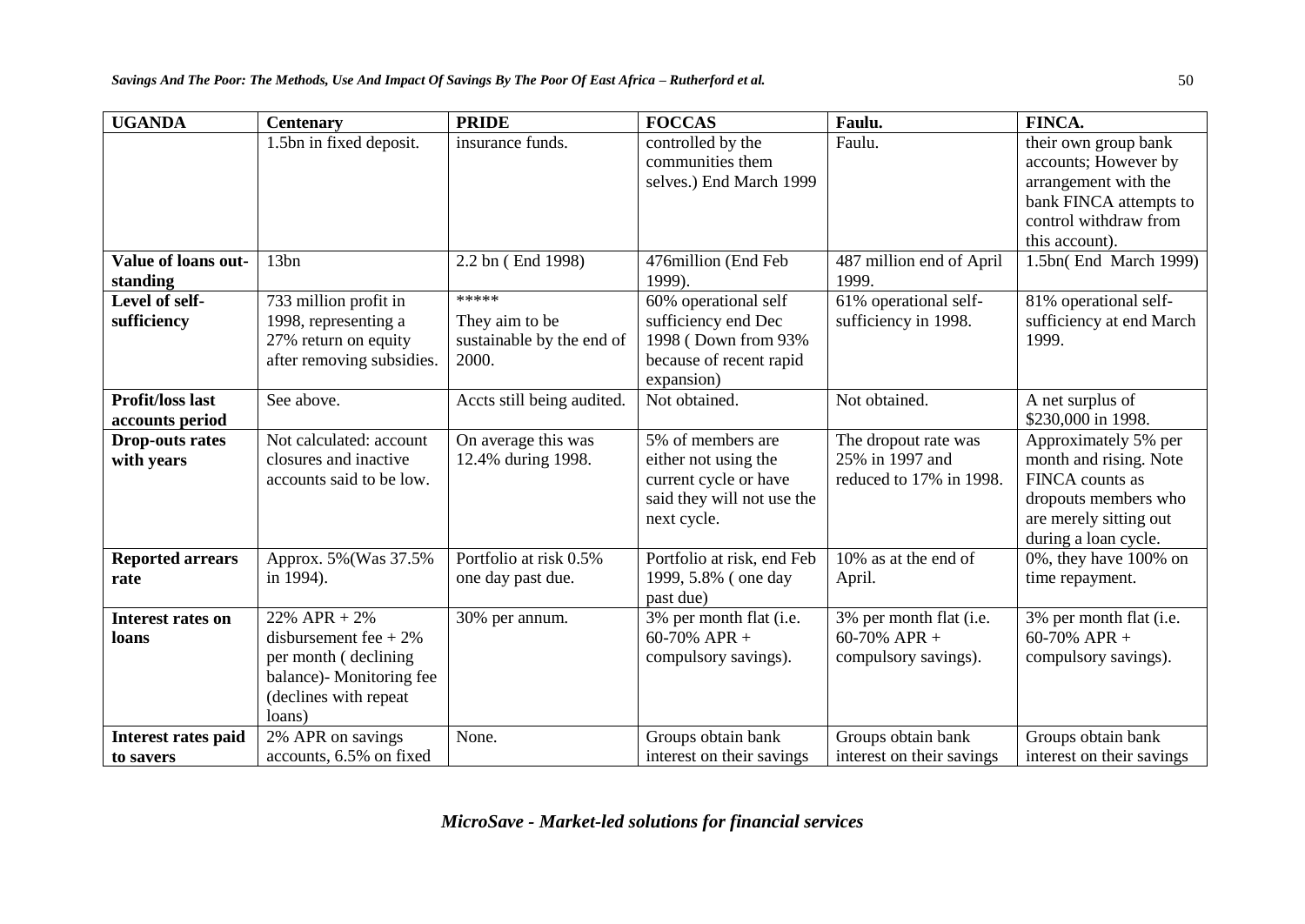| UGANDA | Centenary | PRIDE | FOCCAS | Faulu. | FINCA. |
|---|---|---|---|---|---|
| | 1.5bn in fixed deposit. | insurance funds. | controlled by the communities them selves.) End March 1999 | Faulu. | their own group bank accounts; However by arrangement with the bank FINCA attempts to control withdraw from this account). |
| **Value of loans out-standing** | 13bn | 2.2 bn ( End 1998) | 476million (End Feb 1999). | 487 million end of April 1999. | 1.5bn( End March 1999) |
| **Level of self-sufficiency** | 733 million profit in 1998, representing a 27% return on equity after removing subsidies. | ***** They aim to be sustainable by the end of 2000. | 60% operational self sufficiency end Dec 1998 ( Down from 93% because of recent rapid expansion) | 61% operational self-sufficiency in 1998. | 81% operational self-sufficiency at end March 1999. |
| **Profit/loss last accounts period** | See above. | Accts still being audited. | Not obtained. | Not obtained. | A net surplus of $230,000 in 1998. |
| **Drop-outs rates with years** | Not calculated: account closures and inactive accounts said to be low. | On average this was 12.4% during 1998. | 5% of members are either not using the current cycle or have said they will not use the next cycle. | The dropout rate was 25% in 1997 and reduced to 17% in 1998. | Approximately 5% per month and rising. Note FINCA counts as dropouts members who are merely sitting out during a loan cycle. |
| **Reported arrears rate** | Approx. 5%(Was 37.5% in 1994). | Portfolio at risk 0.5% one day past due. | Portfolio at risk, end Feb 1999, 5.8% ( one day past due) | 10% as at the end of April. | 0%, they have 100% on time repayment. |
| **Interest rates on loans** | 22% APR + 2% disbursement fee + 2% per month ( declining balance)- Monitoring fee (declines with repeat loans) | 30% per annum. | 3% per month flat (i.e. 60-70% APR + compulsory savings). | 3% per month flat (i.e. 60-70% APR + compulsory savings). | 3% per month flat (i.e. 60-70% APR + compulsory savings). |
| **Interest rates paid to savers** | 2% APR on savings accounts, 6.5% on fixed | None. | Groups obtain bank interest on their savings | Groups obtain bank interest on their savings | Groups obtain bank interest on their savings |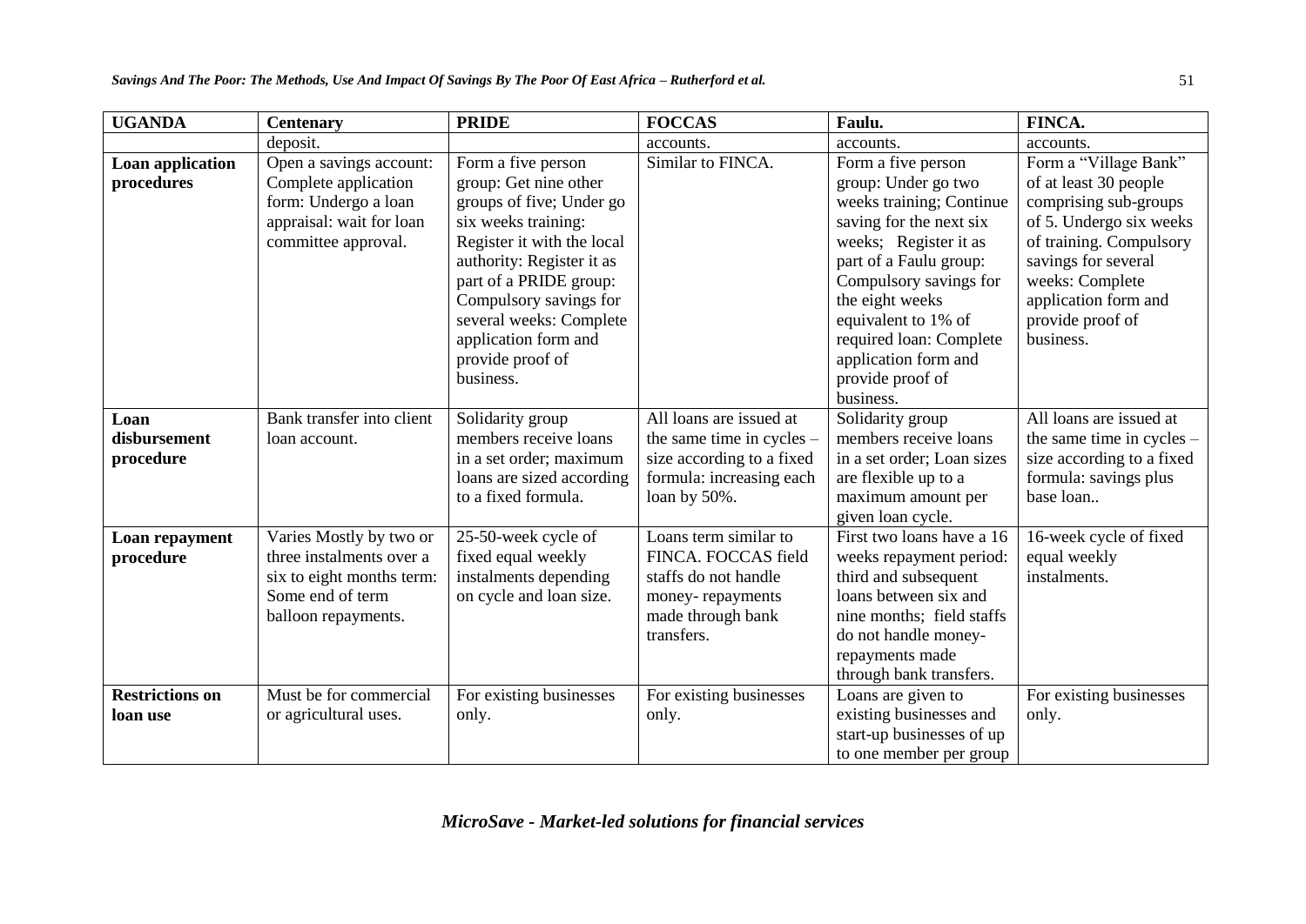| UGANDA | Centenary | PRIDE | FOCCAS | Faulu. | FINCA. |
|---|---|---|---|---|---|
| | deposit. | | accounts. | accounts. | accounts. |
| **Loan application procedures** | Open a savings account: Complete application form: Undergo a loan appraisal: wait for loan committee approval. | Form a five person group: Get nine other groups of five; Under go six weeks training: Register it with the local authority: Register it as part of a PRIDE group: Compulsory savings for several weeks: Complete application form and provide proof of business. | Similar to FINCA. | Form a five person group: Under go two weeks training; Continue saving for the next six weeks; Register it as part of a Faulu group: Compulsory savings for the eight weeks equivalent to 1% of required loan: Complete application form and provide proof of business. | Form a "Village Bank" of at least 30 people comprising sub-groups of 5. Undergo six weeks of training. Compulsory savings for several weeks: Complete application form and provide proof of business. |
| **Loan disbursement procedure** | Bank transfer into client loan account. | Solidarity group members receive loans in a set order; maximum loans are sized according to a fixed formula. | All loans are issued at the same time in cycles – size according to a fixed formula: increasing each loan by 50%. | Solidarity group members receive loans in a set order; Loan sizes are flexible up to a maximum amount per given loan cycle. | All loans are issued at the same time in cycles – size according to a fixed formula: savings plus base loan.. |
| **Loan repayment procedure** | Varies Mostly by two or three instalments over a six to eight months term: Some end of term balloon repayments. | 25-50-week cycle of fixed equal weekly instalments depending on cycle and loan size. | Loans term similar to FINCA. FOCCAS field staffs do not handle money- repayments made through bank transfers. | First two loans have a 16 weeks repayment period: third and subsequent loans between six and nine months; field staffs do not handle money-repayments made through bank transfers. | 16-week cycle of fixed equal weekly instalments. |
| **Restrictions on loan use** | Must be for commercial or agricultural uses. | For existing businesses only. | For existing businesses only. | Loans are given to existing businesses and start-up businesses of up to one member per group | For existing businesses only. |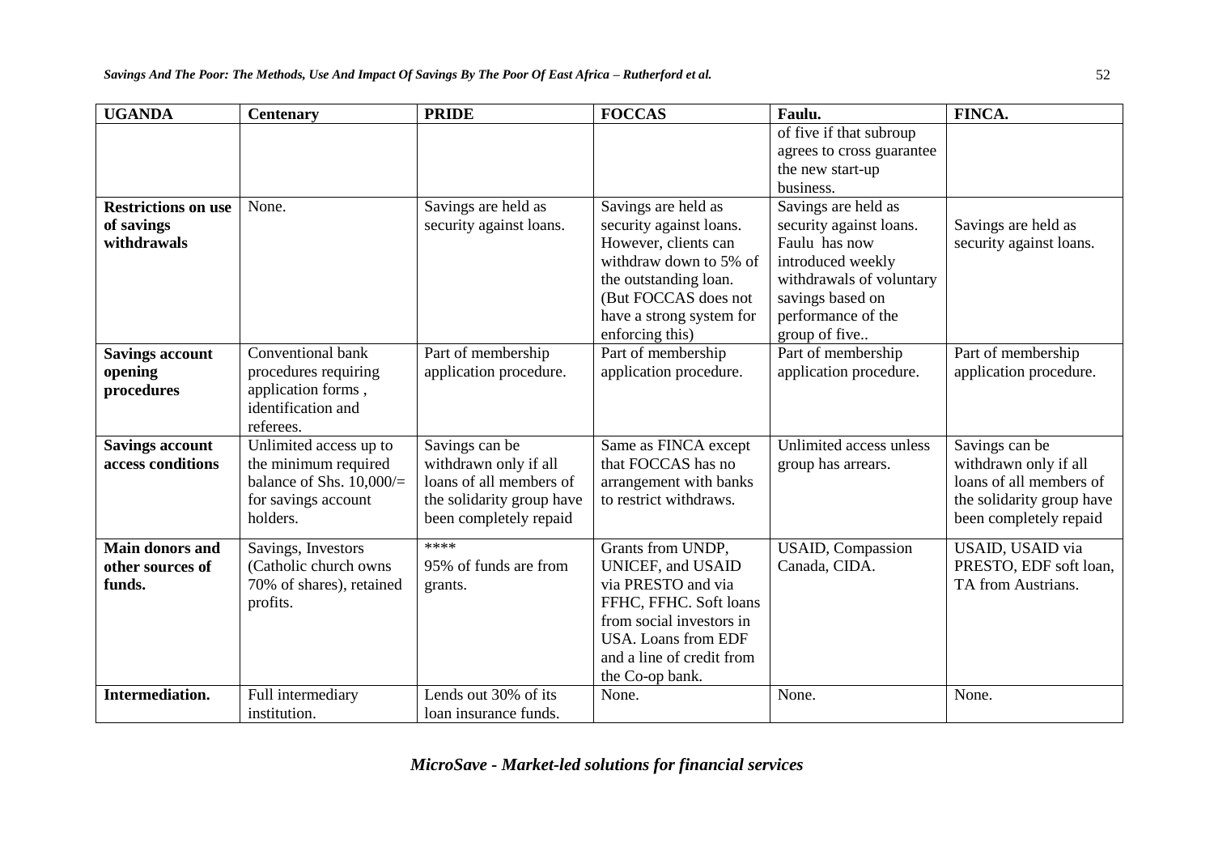| UGANDA | Centenary | PRIDE | FOCCAS | Faulu. | FINCA. |
|---|---|---|---|---|---|
| | | | | of five if that subroup agrees to cross guarantee the new start-up business. | |
| **Restrictions on use of savings withdrawals** | None. | Savings are held as security against loans. | Savings are held as security against loans. However, clients can withdraw down to 5% of the outstanding loan. (But FOCCAS does not have a strong system for enforcing this) | Savings are held as security against loans. Faulu has now introduced weekly withdrawals of voluntary savings based on performance of the group of five.. | Savings are held as security against loans. |
| **Savings account opening procedures** | Conventional bank procedures requiring application forms , identification and referees. | Part of membership application procedure. | Part of membership application procedure. | Part of membership application procedure. | Part of membership application procedure. |
| **Savings account access conditions** | Unlimited access up to the minimum required balance of Shs. 10,000/= for savings account holders. | Savings can be withdrawn only if all loans of all members of the solidarity group have been completely repaid | Same as FINCA except that FOCCAS has no arrangement with banks to restrict withdraws. | Unlimited access unless group has arrears. | Savings can be withdrawn only if all loans of all members of the solidarity group have been completely repaid |
| **Main donors and other sources of funds.** | Savings, Investors (Catholic church owns 70% of shares), retained profits. | **** 95% of funds are from grants. | Grants from UNDP, UNICEF, and USAID via PRESTO and via FFHC, FFHC. Soft loans from social investors in USA. Loans from EDF and a line of credit from the Co-op bank. | USAID, Compassion Canada, CIDA. | USAID, USAID via PRESTO, EDF soft loan, TA from Austrians. |
| **Intermediation.** | Full intermediary institution. | Lends out 30% of its loan insurance funds. | None. | None. | None. |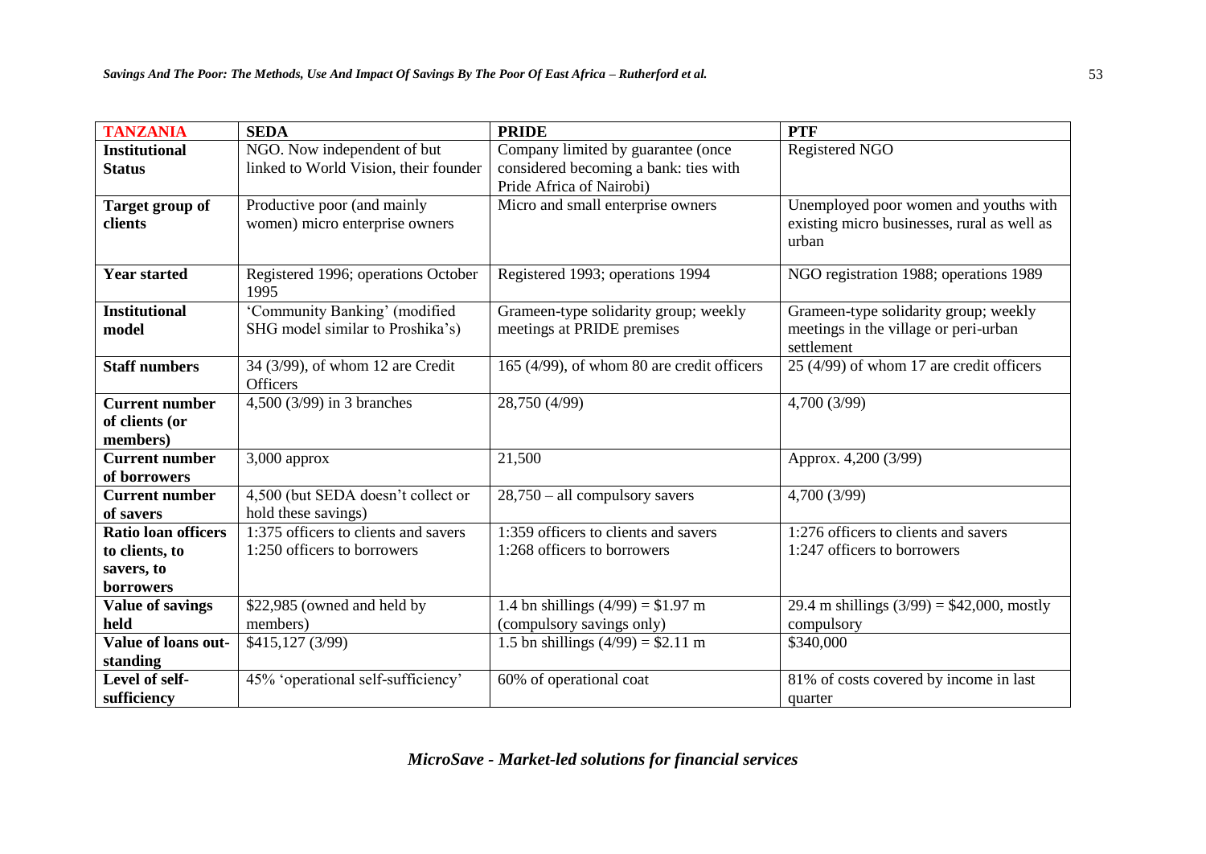| **TANZANIA** | **SEDA** | **PRIDE** | **PTF** |
|---|---|---|---|
| **Institutional Status** | NGO. Now independent of but linked to World Vision, their founder | Company limited by guarantee (once considered becoming a bank: ties with Pride Africa of Nairobi) | Registered NGO |
| **Target group of clients** | Productive poor (and mainly women) micro enterprise owners | Micro and small enterprise owners | Unemployed poor women and youths with existing micro businesses, rural as well as urban |
| **Year started** | Registered 1996; operations October 1995 | Registered 1993; operations 1994 | NGO registration 1988; operations 1989 |
| **Institutional model** | 'Community Banking' (modified SHG model similar to Proshika's) | Grameen-type solidarity group; weekly meetings at PRIDE premises | Grameen-type solidarity group; weekly meetings in the village or peri-urban settlement |
| **Staff numbers** | 34 (3/99), of whom 12 are Credit Officers | 165 (4/99), of whom 80 are credit officers | 25 (4/99) of whom 17 are credit officers |
| **Current number of clients (or members)** | 4,500 (3/99) in 3 branches | 28,750 (4/99) | 4,700 (3/99) |
| **Current number of borrowers** | 3,000 approx | 21,500 | Approx. 4,200 (3/99) |
| **Current number of savers** | 4,500 (but SEDA doesn't collect or hold these savings) | 28,750 – all compulsory savers | 4,700 (3/99) |
| **Ratio loan officers to clients, to savers, to borrowers** | 1:375 officers to clients and savers<br>1:250 officers to borrowers | 1:359 officers to clients and savers<br>1:268 officers to borrowers | 1:276 officers to clients and savers<br>1:247 officers to borrowers |
| **Value of savings held** | $22,985 (owned and held by members) | 1.4 bn shillings (4/99) = $1.97 m (compulsory savings only) | 29.4 m shillings (3/99) = $42,000, mostly compulsory |
| **Value of loans out-standing** | $415,127 (3/99) | 1.5 bn shillings (4/99) = $2.11 m | $340,000 |
| **Level of self-sufficiency** | 45% 'operational self-sufficiency' | 60% of operational coat | 81% of costs covered by income in last quarter |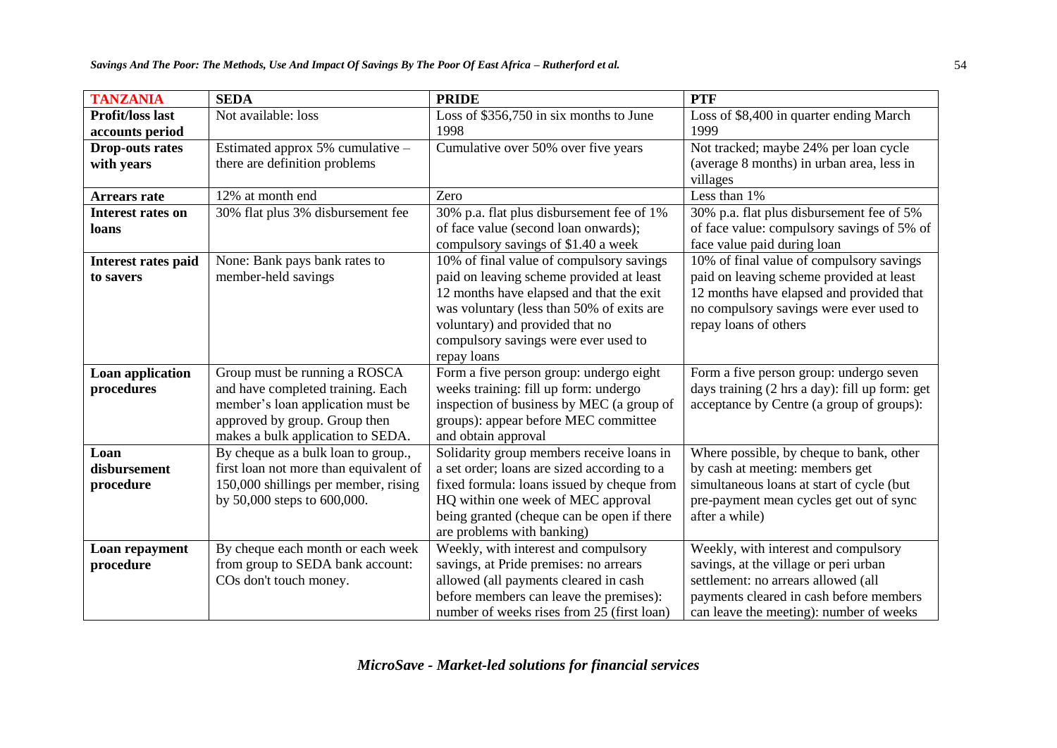| TANZANIA | SEDA | PRIDE | PTF |
|---|---|---|---|
| **Profit/loss last accounts period** | Not available: loss | Loss of $356,750 in six months to June 1998 | Loss of $8,400 in quarter ending March 1999 |
| **Drop-outs rates with years** | Estimated approx 5% cumulative – there are definition problems | Cumulative over 50% over five years | Not tracked; maybe 24% per loan cycle (average 8 months) in urban area, less in villages |
| **Arrears rate** | 12% at month end | Zero | Less than 1% |
| **Interest rates on loans** | 30% flat plus 3% disbursement fee | 30% p.a. flat plus disbursement fee of 1% of face value (second loan onwards); compulsory savings of $1.40 a week | 30% p.a. flat plus disbursement fee of 5% of face value: compulsory savings of 5% of face value paid during loan |
| **Interest rates paid to savers** | None: Bank pays bank rates to member-held savings | 10% of final value of compulsory savings paid on leaving scheme provided at least 12 months have elapsed and that the exit was voluntary (less than 50% of exits are voluntary) and provided that no compulsory savings were ever used to repay loans | 10% of final value of compulsory savings paid on leaving scheme provided at least 12 months have elapsed and provided that no compulsory savings were ever used to repay loans of others |
| **Loan application procedures** | Group must be running a ROSCA and have completed training. Each member's loan application must be approved by group. Group then makes a bulk application to SEDA. | Form a five person group: undergo eight weeks training: fill up form: undergo inspection of business by MEC (a group of groups): appear before MEC committee and obtain approval | Form a five person group: undergo seven days training (2 hrs a day): fill up form: get acceptance by Centre (a group of groups): |
| **Loan disbursement procedure** | By cheque as a bulk loan to group., first loan not more than equivalent of 150,000 shillings per member, rising by 50,000 steps to 600,000. | Solidarity group members receive loans in a set order; loans are sized according to a fixed formula: loans issued by cheque from HQ within one week of MEC approval being granted (cheque can be open if there are problems with banking) | Where possible, by cheque to bank, other by cash at meeting: members get simultaneous loans at start of cycle (but pre-payment mean cycles get out of sync after a while) |
| **Loan repayment procedure** | By cheque each month or each week from group to SEDA bank account: COs don't touch money. | Weekly, with interest and compulsory savings, at Pride premises: no arrears allowed (all payments cleared in cash before members can leave the premises): number of weeks rises from 25 (first loan) | Weekly, with interest and compulsory savings, at the village or peri urban settlement: no arrears allowed (all payments cleared in cash before members can leave the meeting): number of weeks |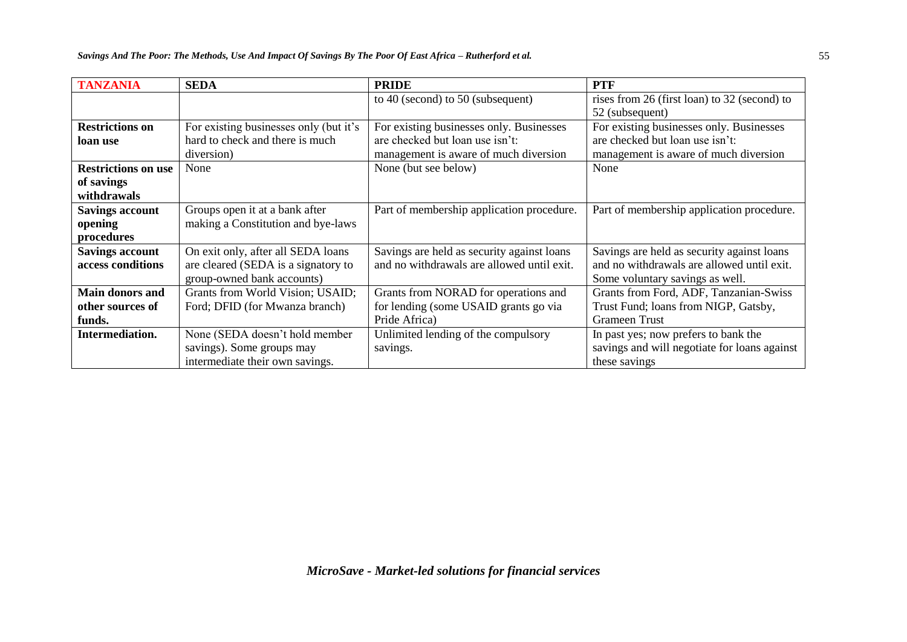| TANZANIA | SEDA | PRIDE | PTF |
|---|---|---|---|
| | | to 40 (second) to 50 (subsequent) | rises from 26 (first loan) to 32 (second) to 52 (subsequent) |
| **Restrictions on loan use** | For existing businesses only (but it's hard to check and there is much diversion) | For existing businesses only. Businesses are checked but loan use isn't: management is aware of much diversion | For existing businesses only. Businesses are checked but loan use isn't: management is aware of much diversion |
| **Restrictions on use of savings withdrawals** | None | None (but see below) | None |
| **Savings account opening procedures** | Groups open it at a bank after making a Constitution and bye-laws | Part of membership application procedure. | Part of membership application procedure. |
| **Savings account access conditions** | On exit only, after all SEDA loans are cleared (SEDA is a signatory to group-owned bank accounts) | Savings are held as security against loans and no withdrawals are allowed until exit. | Savings are held as security against loans and no withdrawals are allowed until exit. Some voluntary savings as well. |
| **Main donors and other sources of funds.** | Grants from World Vision; USAID; Ford; DFID (for Mwanza branch) | Grants from NORAD for operations and for lending (some USAID grants go via Pride Africa) | Grants from Ford, ADF, Tanzanian-Swiss Trust Fund; loans from NIGP, Gatsby, Grameen Trust |
| **Intermediation.** | None (SEDA doesn't hold member savings). Some groups may intermediate their own savings. | Unlimited lending of the compulsory savings. | In past yes; now prefers to bank the savings and will negotiate for loans against these savings |

*MicroSave - Market-led solutions for financial services*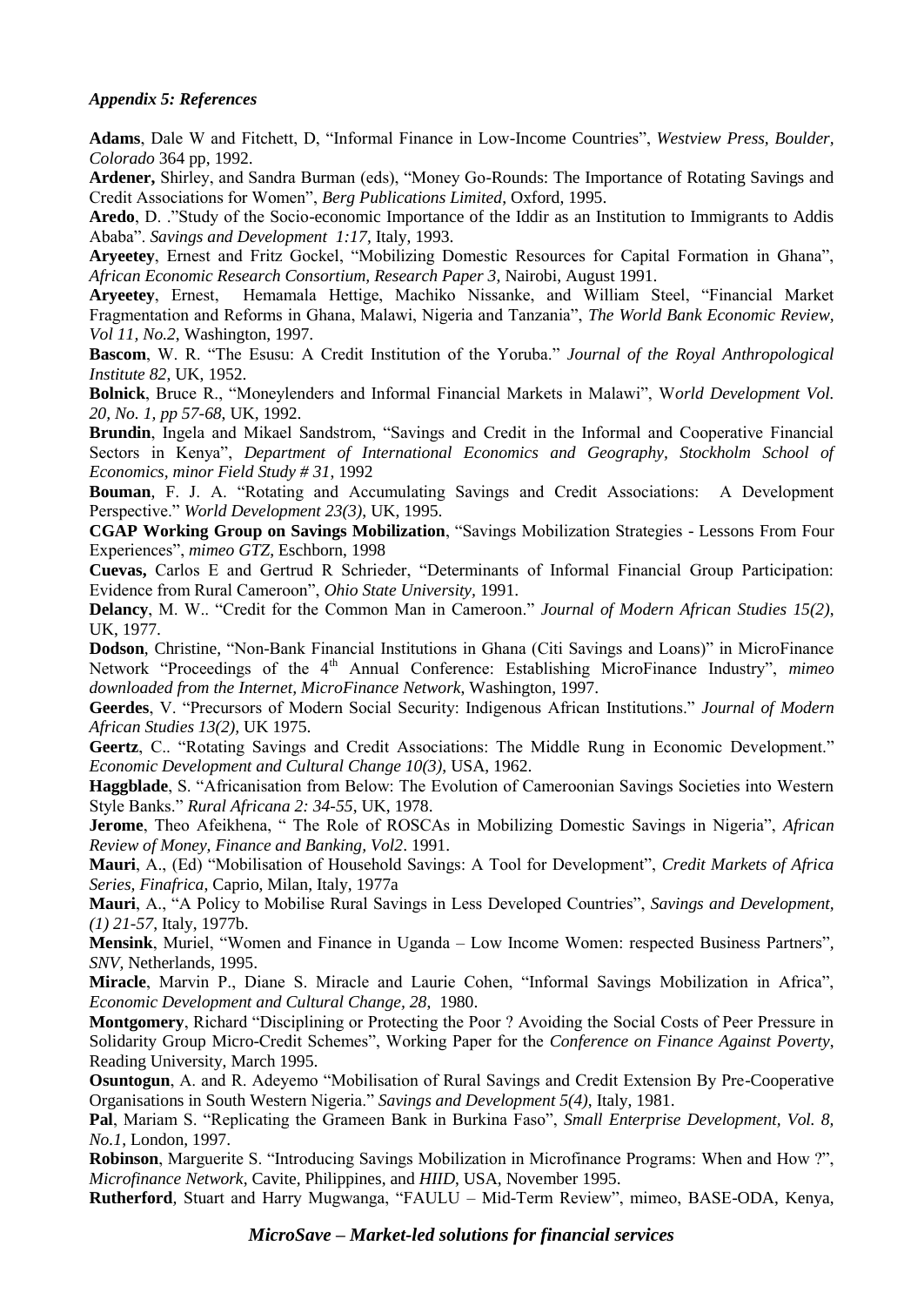### *Appendix 5: References*

**Adams**, Dale W and Fitchett, D, "Informal Finance in Low-Income Countries", *Westview Press, Boulder, Colorado* 364 pp, 1992.

**Ardener,** Shirley, and Sandra Burman (eds), "Money Go-Rounds: The Importance of Rotating Savings and Credit Associations for Women", *Berg Publications Limited*, Oxford, 1995.

**Aredo**, D. ."Study of the Socio-economic Importance of the Iddir as an Institution to Immigrants to Addis Ababa". *Savings and Development 1:17*, Italy, 1993.

**Aryeetey**, Ernest and Fritz Gockel, "Mobilizing Domestic Resources for Capital Formation in Ghana", *African Economic Research Consortium, Research Paper 3*, Nairobi, August 1991.

**Aryeetey**, Ernest, Hemamala Hettige, Machiko Nissanke, and William Steel, "Financial Market Fragmentation and Reforms in Ghana, Malawi, Nigeria and Tanzania", *The World Bank Economic Review, Vol 11, No.2*, Washington, 1997.

**Bascom**, W. R. "The Esusu: A Credit Institution of the Yoruba." *Journal of the Royal Anthropological Institute 82*, UK, 1952.

**Bolnick**, Bruce R., "Moneylenders and Informal Financial Markets in Malawi", W*orld Development Vol. 20, No. 1, pp 57-68*, UK, 1992.

**Brundin**, Ingela and Mikael Sandstrom, "Savings and Credit in the Informal and Cooperative Financial Sectors in Kenya", *Department of International Economics and Geography, Stockholm School of Economics, minor Field Study # 31*, 1992

**Bouman**, F. J. A. "Rotating and Accumulating Savings and Credit Associations: A Development Perspective." *World Development 23(3)*, UK, 1995.

**CGAP Working Group on Savings Mobilization**, "Savings Mobilization Strategies - Lessons From Four Experiences", *mimeo GTZ*, Eschborn, 1998

**Cuevas,** Carlos E and Gertrud R Schrieder, "Determinants of Informal Financial Group Participation: Evidence from Rural Cameroon", *Ohio State University*, 1991.

**Delancy**, M. W.. "Credit for the Common Man in Cameroon." *Journal of Modern African Studies 15(2)*, UK, 1977.

**Dodson**, Christine, "Non-Bank Financial Institutions in Ghana (Citi Savings and Loans)" in MicroFinance Network "Proceedings of the 4th Annual Conference: Establishing MicroFinance Industry", *mimeo downloaded from the Internet, MicroFinance Network*, Washington, 1997.

**Geerdes**, V. "Precursors of Modern Social Security: Indigenous African Institutions." *Journal of Modern African Studies 13(2)*, UK 1975.

**Geertz**, C.. "Rotating Savings and Credit Associations: The Middle Rung in Economic Development." *Economic Development and Cultural Change 10(3)*, USA, 1962.

**Haggblade**, S. "Africanisation from Below: The Evolution of Cameroonian Savings Societies into Western Style Banks." *Rural Africana 2: 34-55*, UK, 1978.

**Jerome**, Theo Afeikhena, " The Role of ROSCAs in Mobilizing Domestic Savings in Nigeria", *African Review of Money, Finance and Banking, Vol2*. 1991.

**Mauri**, A., (Ed) "Mobilisation of Household Savings: A Tool for Development", *Credit Markets of Africa Series, Finafrica*, Caprio, Milan, Italy, 1977a

**Mauri**, A., "A Policy to Mobilise Rural Savings in Less Developed Countries", *Savings and Development, (1) 21-57*, Italy, 1977b.

**Mensink**, Muriel, "Women and Finance in Uganda – Low Income Women: respected Business Partners", *SNV*, Netherlands, 1995.

**Miracle**, Marvin P., Diane S. Miracle and Laurie Cohen, "Informal Savings Mobilization in Africa", *Economic Development and Cultural Change, 28*, 1980.

**Montgomery**, Richard "Disciplining or Protecting the Poor ? Avoiding the Social Costs of Peer Pressure in Solidarity Group Micro-Credit Schemes", Working Paper for the *Conference on Finance Against Poverty*, Reading University, March 1995.

**Osuntogun**, A. and R. Adeyemo "Mobilisation of Rural Savings and Credit Extension By Pre-Cooperative Organisations in South Western Nigeria." *Savings and Development 5(4)*, Italy, 1981.

**Pal**, Mariam S. "Replicating the Grameen Bank in Burkina Faso", *Small Enterprise Development, Vol. 8, No.1*, London, 1997.

**Robinson**, Marguerite S. "Introducing Savings Mobilization in Microfinance Programs: When and How ?", *Microfinance Network*, Cavite, Philippines, and *HIID*, USA, November 1995.

**Rutherford**, Stuart and Harry Mugwanga, "FAULU – Mid-Term Review", mimeo, BASE-ODA, Kenya,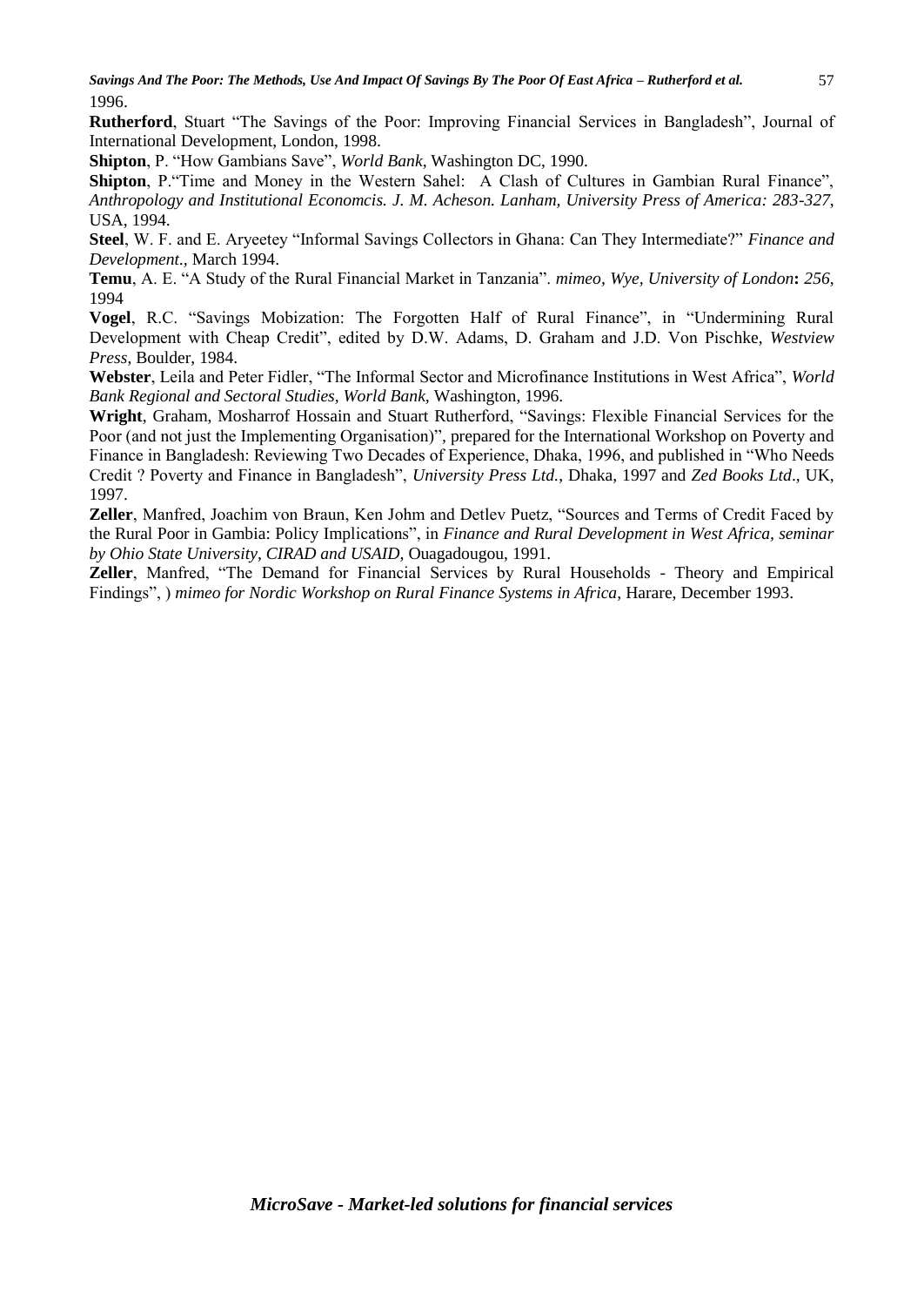1996.

**Rutherford**, Stuart "The Savings of the Poor: Improving Financial Services in Bangladesh", Journal of International Development, London, 1998.

**Shipton**, P. "How Gambians Save", *World Bank,* Washington DC, 1990.

**Shipton**, P."Time and Money in the Western Sahel: A Clash of Cultures in Gambian Rural Finance", *Anthropology and Institutional Economcis. J. M. Acheson. Lanham, University Press of America: 283-327*, USA, 1994.

**Steel**, W. F. and E. Aryeetey "Informal Savings Collectors in Ghana: Can They Intermediate?" *Finance and Development.,* March 1994.

**Temu**, A. E. "A Study of the Rural Financial Market in Tanzania". *mimeo, Wye, University of London***:** *256*, 1994

**Vogel**, R.C. "Savings Mobization: The Forgotten Half of Rural Finance", in "Undermining Rural Development with Cheap Credit", edited by D.W. Adams, D. Graham and J.D. Von Pischke, *Westview Press*, Boulder, 1984.

**Webster**, Leila and Peter Fidler, "The Informal Sector and Microfinance Institutions in West Africa", *World Bank Regional and Sectoral Studies, World Bank*, Washington, 1996.

**Wright**, Graham, Mosharrof Hossain and Stuart Rutherford, "Savings: Flexible Financial Services for the Poor (and not just the Implementing Organisation)", prepared for the International Workshop on Poverty and Finance in Bangladesh: Reviewing Two Decades of Experience, Dhaka, 1996, and published in "Who Needs Credit ? Poverty and Finance in Bangladesh", *University Press Ltd.*, Dhaka, 1997 and *Zed Books Ltd*., UK, 1997.

**Zeller**, Manfred, Joachim von Braun, Ken Johm and Detlev Puetz, "Sources and Terms of Credit Faced by the Rural Poor in Gambia: Policy Implications", in *Finance and Rural Development in West Africa, seminar by Ohio State University, CIRAD and USAID*, Ouagadougou, 1991.

**Zeller**, Manfred, "The Demand for Financial Services by Rural Households - Theory and Empirical Findings", ) *mimeo for Nordic Workshop on Rural Finance Systems in Africa*, Harare, December 1993.